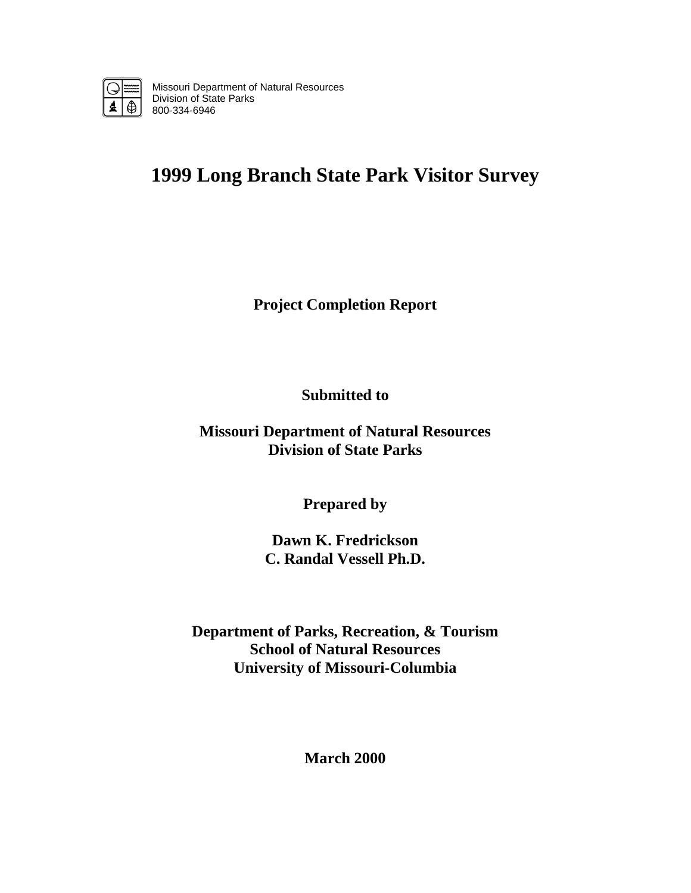Missouri Department of Natural Resources
Division of State Parks
800-334-6946

# 1999 Long Branch State Park Visitor Survey

**Project Completion Report**

**Submitted to**

**Missouri Department of Natural Resources**
**Division of State Parks**

**Prepared by**

**Dawn K. Fredrickson**
**C. Randal Vessell Ph.D.**

**Department of Parks, Recreation, & Tourism**
**School of Natural Resources**
**University of Missouri-Columbia**

**March 2000**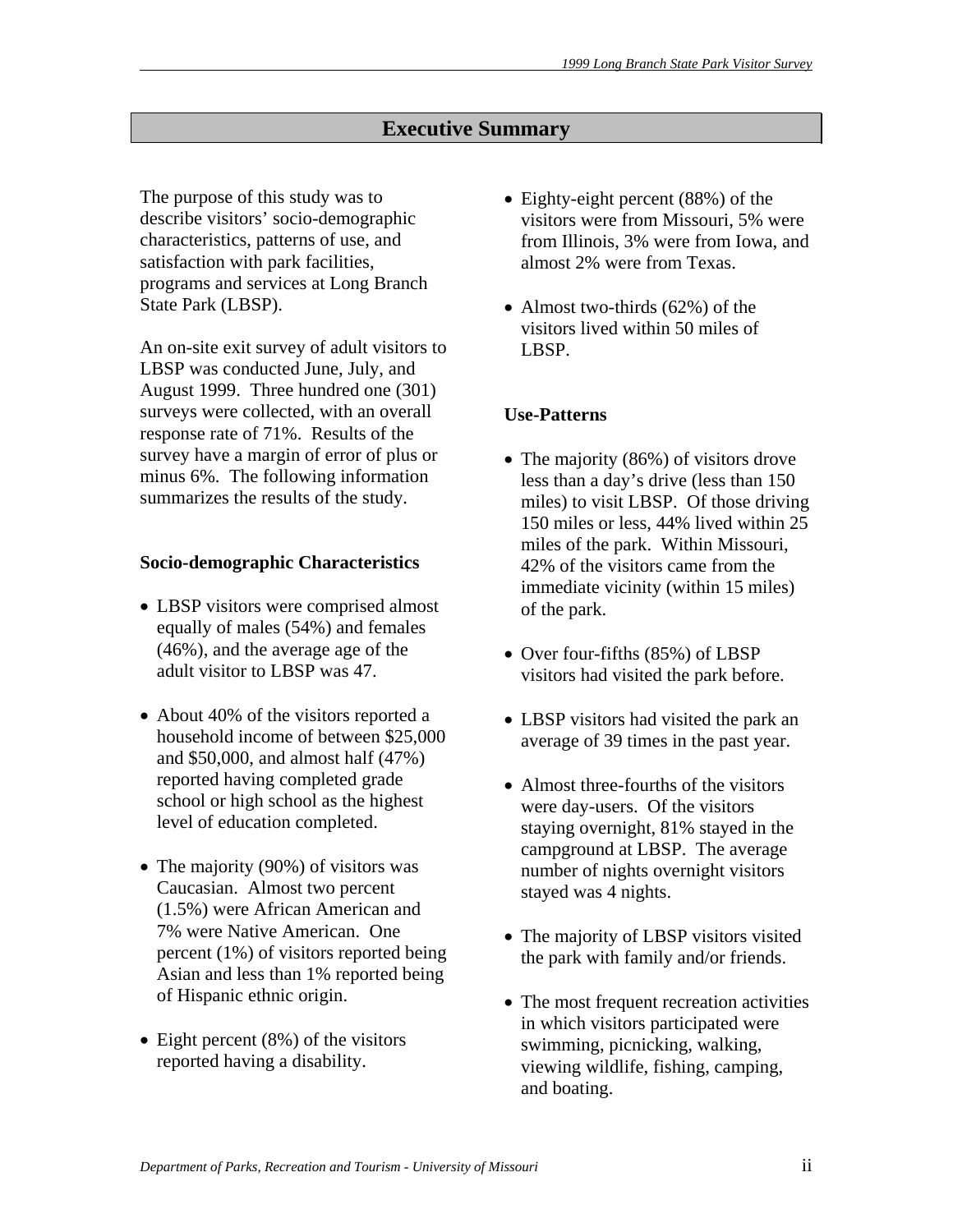# Executive Summary

The purpose of this study was to describe visitors' socio-demographic characteristics, patterns of use, and satisfaction with park facilities, programs and services at Long Branch State Park (LBSP).

An on-site exit survey of adult visitors to LBSP was conducted June, July, and August 1999. Three hundred one (301) surveys were collected, with an overall response rate of 71%. Results of the survey have a margin of error of plus or minus 6%. The following information summarizes the results of the study.

### Socio-demographic Characteristics

- LBSP visitors were comprised almost equally of males (54%) and females (46%), and the average age of the adult visitor to LBSP was 47.
- About 40% of the visitors reported a household income of between $25,000 and $50,000, and almost half (47%) reported having completed grade school or high school as the highest level of education completed.
- The majority (90%) of visitors was Caucasian. Almost two percent (1.5%) were African American and 7% were Native American. One percent (1%) of visitors reported being Asian and less than 1% reported being of Hispanic ethnic origin.
- Eight percent (8%) of the visitors reported having a disability.
- Eighty-eight percent (88%) of the visitors were from Missouri, 5% were from Illinois, 3% were from Iowa, and almost 2% were from Texas.
- Almost two-thirds (62%) of the visitors lived within 50 miles of LBSP.

### Use-Patterns

- The majority (86%) of visitors drove less than a day's drive (less than 150 miles) to visit LBSP. Of those driving 150 miles or less, 44% lived within 25 miles of the park. Within Missouri, 42% of the visitors came from the immediate vicinity (within 15 miles) of the park.
- Over four-fifths (85%) of LBSP visitors had visited the park before.
- LBSP visitors had visited the park an average of 39 times in the past year.
- Almost three-fourths of the visitors were day-users. Of the visitors staying overnight, 81% stayed in the campground at LBSP. The average number of nights overnight visitors stayed was 4 nights.
- The majority of LBSP visitors visited the park with family and/or friends.
- The most frequent recreation activities in which visitors participated were swimming, picnicking, walking, viewing wildlife, fishing, camping, and boating.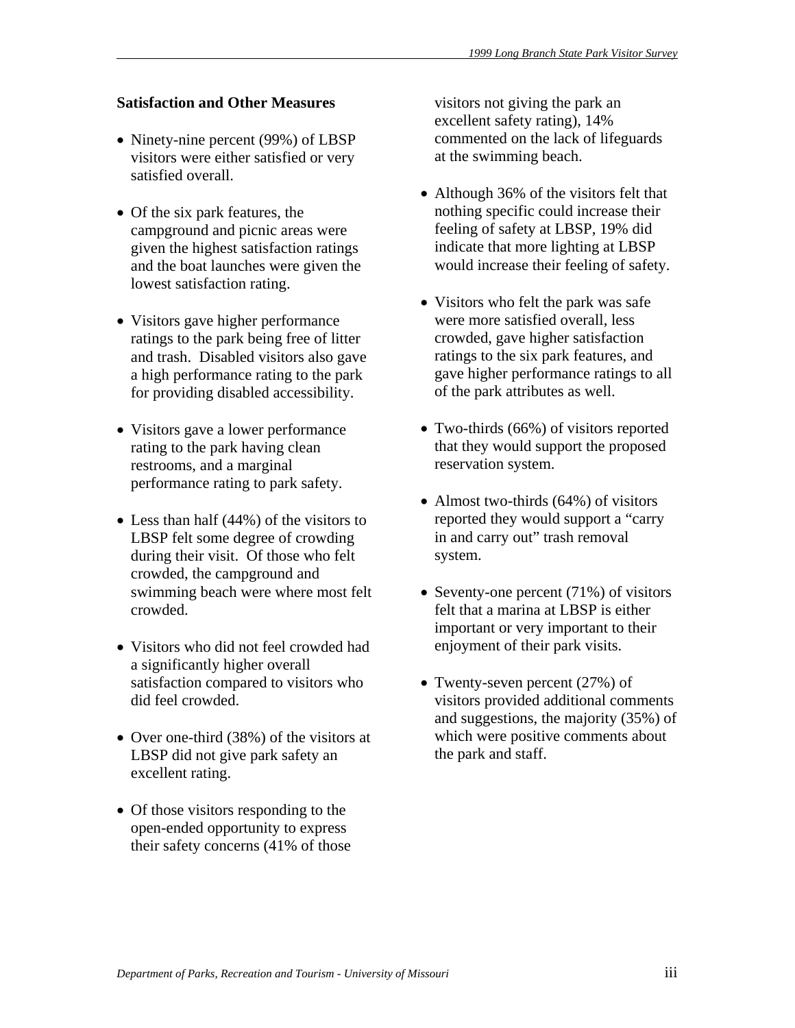**Satisfaction and Other Measures**

- Ninety-nine percent (99%) of LBSP visitors were either satisfied or very satisfied overall.
- Of the six park features, the campground and picnic areas were given the highest satisfaction ratings and the boat launches were given the lowest satisfaction rating.
- Visitors gave higher performance ratings to the park being free of litter and trash. Disabled visitors also gave a high performance rating to the park for providing disabled accessibility.
- Visitors gave a lower performance rating to the park having clean restrooms, and a marginal performance rating to park safety.
- Less than half (44%) of the visitors to LBSP felt some degree of crowding during their visit. Of those who felt crowded, the campground and swimming beach were where most felt crowded.
- Visitors who did not feel crowded had a significantly higher overall satisfaction compared to visitors who did feel crowded.
- Over one-third (38%) of the visitors at LBSP did not give park safety an excellent rating.
- Of those visitors responding to the open-ended opportunity to express their safety concerns (41% of those visitors not giving the park an excellent safety rating), 14% commented on the lack of lifeguards at the swimming beach.
- Although 36% of the visitors felt that nothing specific could increase their feeling of safety at LBSP, 19% did indicate that more lighting at LBSP would increase their feeling of safety.
- Visitors who felt the park was safe were more satisfied overall, less crowded, gave higher satisfaction ratings to the six park features, and gave higher performance ratings to all of the park attributes as well.
- Two-thirds (66%) of visitors reported that they would support the proposed reservation system.
- Almost two-thirds (64%) of visitors reported they would support a "carry in and carry out" trash removal system.
- Seventy-one percent (71%) of visitors felt that a marina at LBSP is either important or very important to their enjoyment of their park visits.
- Twenty-seven percent (27%) of visitors provided additional comments and suggestions, the majority (35%) of which were positive comments about the park and staff.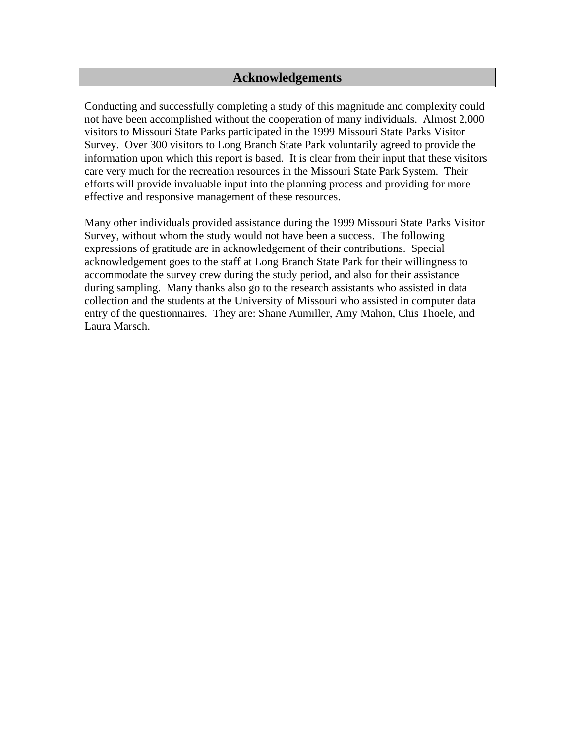# Acknowledgements

Conducting and successfully completing a study of this magnitude and complexity could not have been accomplished without the cooperation of many individuals. Almost 2,000 visitors to Missouri State Parks participated in the 1999 Missouri State Parks Visitor Survey. Over 300 visitors to Long Branch State Park voluntarily agreed to provide the information upon which this report is based. It is clear from their input that these visitors care very much for the recreation resources in the Missouri State Park System. Their efforts will provide invaluable input into the planning process and providing for more effective and responsive management of these resources.

Many other individuals provided assistance during the 1999 Missouri State Parks Visitor Survey, without whom the study would not have been a success. The following expressions of gratitude are in acknowledgement of their contributions. Special acknowledgement goes to the staff at Long Branch State Park for their willingness to accommodate the survey crew during the study period, and also for their assistance during sampling. Many thanks also go to the research assistants who assisted in data collection and the students at the University of Missouri who assisted in computer data entry of the questionnaires. They are: Shane Aumiller, Amy Mahon, Chis Thoele, and Laura Marsch.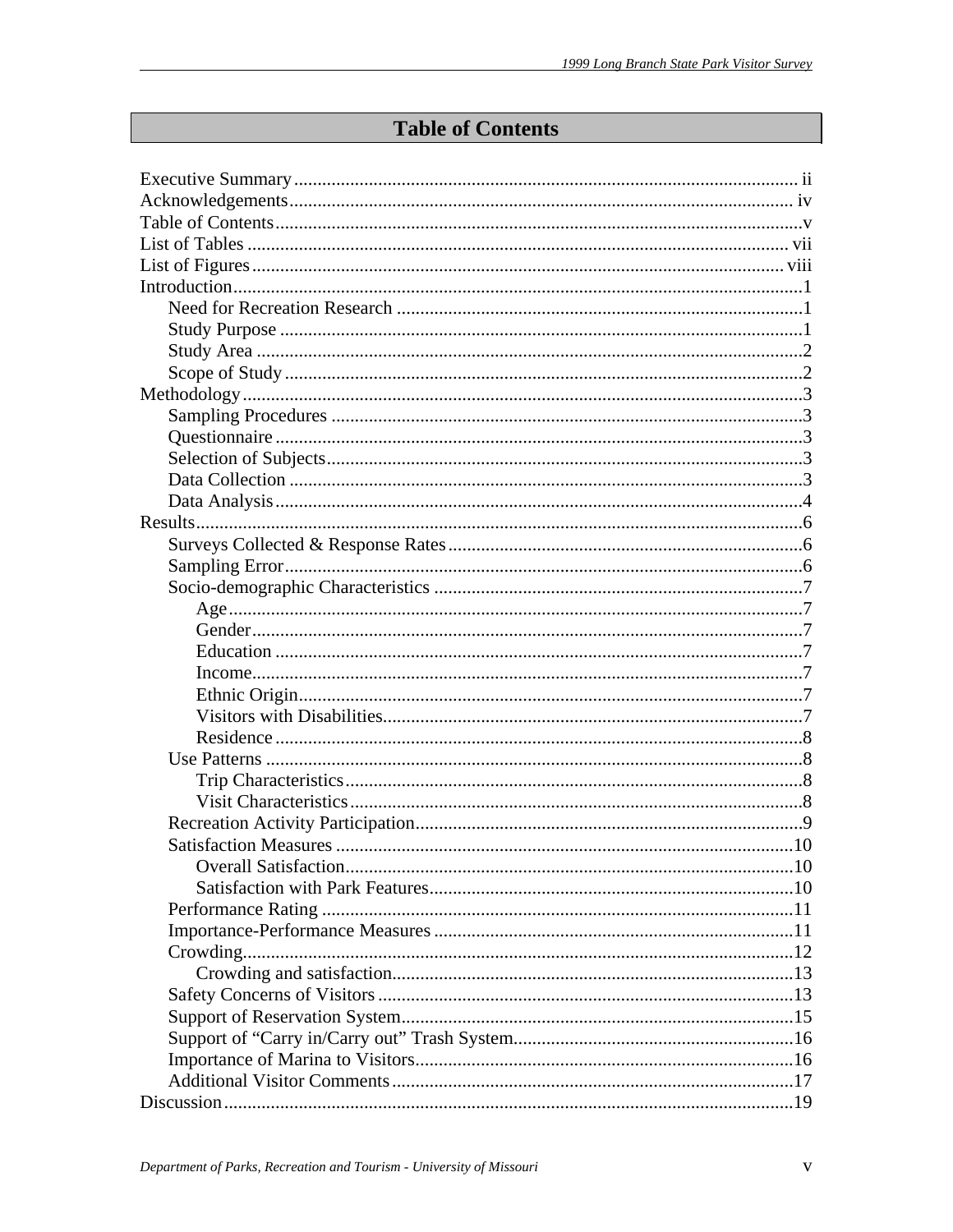# Table of Contents

Executive Summary ... ii
Acknowledgements ... iv
Table of Contents ... v
List of Tables ... vii
List of Figures ... viii
Introduction ... 1
- Need for Recreation Research ... 1
- Study Purpose ... 1
- Study Area ... 2
- Scope of Study ... 2

Methodology ... 3
- Sampling Procedures ... 3
- Questionnaire ... 3
- Selection of Subjects ... 3
- Data Collection ... 3
- Data Analysis ... 4

Results ... 6
- Surveys Collected & Response Rates ... 6
- Sampling Error ... 6
- Socio-demographic Characteristics ... 7
  - Age ... 7
  - Gender ... 7
  - Education ... 7
  - Income ... 7
  - Ethnic Origin ... 7
  - Visitors with Disabilities ... 7
  - Residence ... 8
- Use Patterns ... 8
  - Trip Characteristics ... 8
  - Visit Characteristics ... 8
- Recreation Activity Participation ... 9
- Satisfaction Measures ... 10
  - Overall Satisfaction ... 10
  - Satisfaction with Park Features ... 10
- Performance Rating ... 11
- Importance-Performance Measures ... 11
- Crowding ... 12
  - Crowding and satisfaction ... 13
- Safety Concerns of Visitors ... 13
- Support of Reservation System ... 15
- Support of "Carry in/Carry out" Trash System ... 16
- Importance of Marina to Visitors ... 16
- Additional Visitor Comments ... 17

Discussion ... 19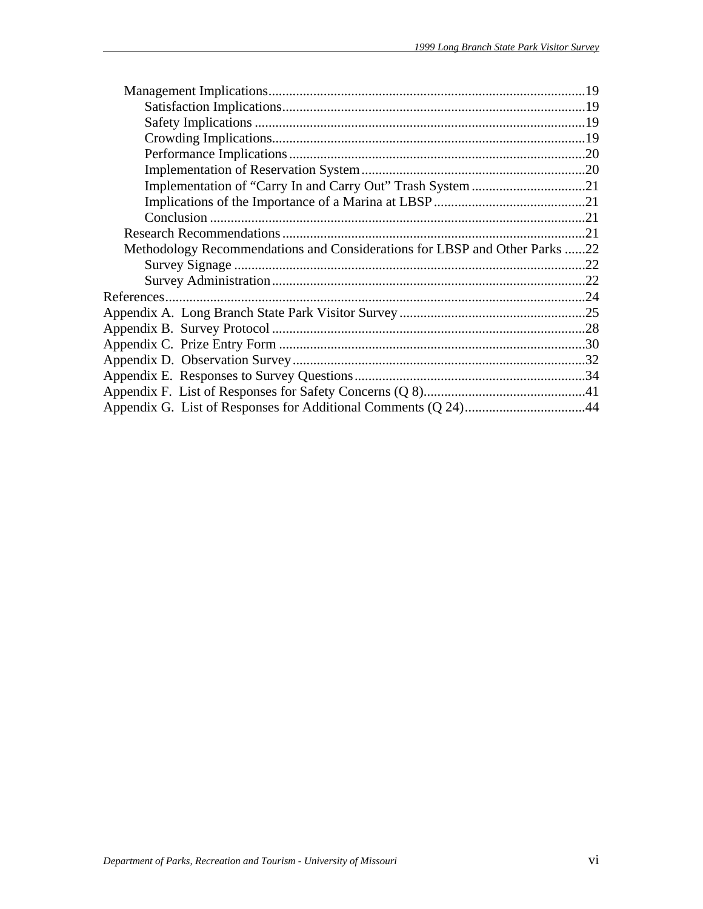- Management Implications ........................................................................................19
  - Satisfaction Implications ....................................................................................19
  - Safety Implications .............................................................................................19
  - Crowding Implications ........................................................................................19
  - Performance Implications ...................................................................................20
  - Implementation of Reservation System ..............................................................20
  - Implementation of "Carry In and Carry Out" Trash System ...............................21
  - Implications of the Importance of a Marina at LBSP ..........................................21
  - Conclusion ..........................................................................................................21
- Research Recommendations .....................................................................................21
- Methodology Recommendations and Considerations for LBSP and Other Parks ......22
  - Survey Signage ...................................................................................................22
  - Survey Administration ........................................................................................22

References ......................................................................................................................24

Appendix A. Long Branch State Park Visitor Survey ....................................................25

Appendix B. Survey Protocol ........................................................................................28

Appendix C. Prize Entry Form .......................................................................................30

Appendix D. Observation Survey ..................................................................................32

Appendix E. Responses to Survey Questions ................................................................34

Appendix F. List of Responses for Safety Concerns (Q 8) .............................................41

Appendix G. List of Responses for Additional Comments (Q 24) .................................44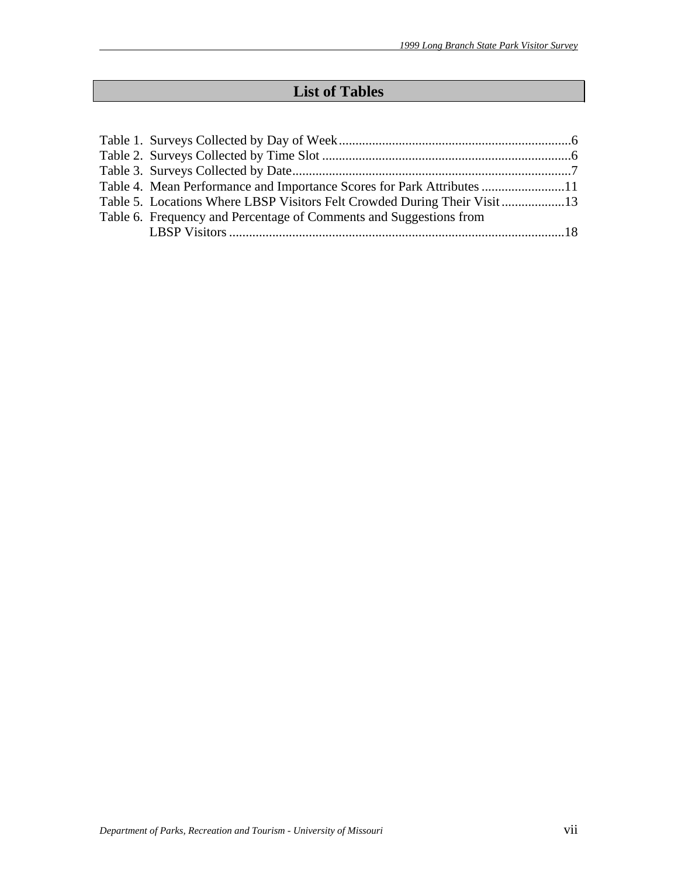# List of Tables

Table 1. Surveys Collected by Day of Week......................................................................6
Table 2. Surveys Collected by Time Slot ...........................................................................6
Table 3. Surveys Collected by Date....................................................................................7
Table 4. Mean Performance and Importance Scores for Park Attributes .........................11
Table 5. Locations Where LBSP Visitors Felt Crowded During Their Visit ...................13
Table 6. Frequency and Percentage of Comments and Suggestions from LBSP Visitors .....................................................................................................18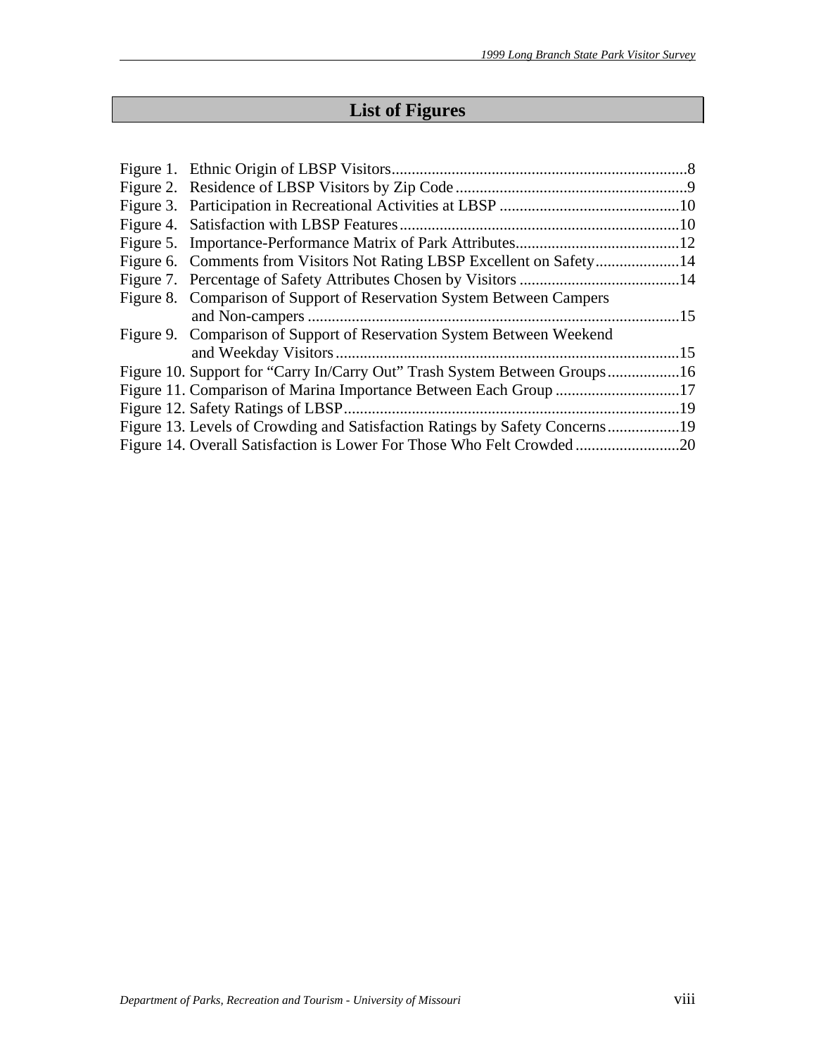# List of Figures

Figure 1. Ethnic Origin of LBSP Visitors......................................................................8
Figure 2. Residence of LBSP Visitors by Zip Code.......................................................9
Figure 3. Participation in Recreational Activities at LBSP ..........................................10
Figure 4. Satisfaction with LBSP Features...................................................................10
Figure 5. Importance-Performance Matrix of Park Attributes.......................................12
Figure 6. Comments from Visitors Not Rating LBSP Excellent on Safety...................14
Figure 7. Percentage of Safety Attributes Chosen by Visitors ......................................14
Figure 8. Comparison of Support of Reservation System Between Campers and Non-campers ..........................................................................................15
Figure 9. Comparison of Support of Reservation System Between Weekend and Weekday Visitors....................................................................................15
Figure 10. Support for "Carry In/Carry Out" Trash System Between Groups................16
Figure 11. Comparison of Marina Importance Between Each Group .............................17
Figure 12. Safety Ratings of LBSP..................................................................................19
Figure 13. Levels of Crowding and Satisfaction Ratings by Safety Concerns................19
Figure 14. Overall Satisfaction is Lower For Those Who Felt Crowded........................20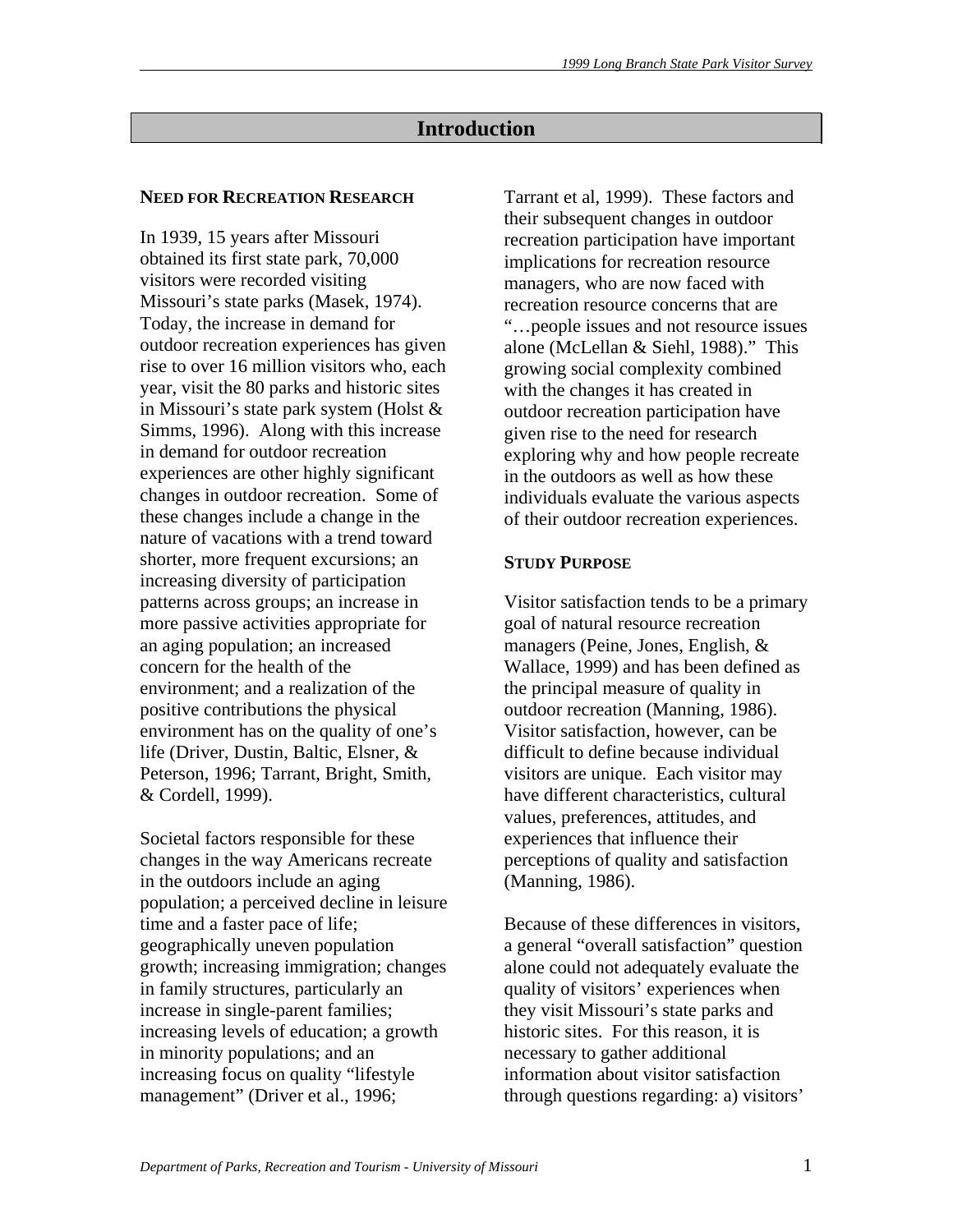# Introduction

## NEED FOR RECREATION RESEARCH

In 1939, 15 years after Missouri obtained its first state park, 70,000 visitors were recorded visiting Missouri's state parks (Masek, 1974). Today, the increase in demand for outdoor recreation experiences has given rise to over 16 million visitors who, each year, visit the 80 parks and historic sites in Missouri's state park system (Holst & Simms, 1996). Along with this increase in demand for outdoor recreation experiences are other highly significant changes in outdoor recreation. Some of these changes include a change in the nature of vacations with a trend toward shorter, more frequent excursions; an increasing diversity of participation patterns across groups; an increase in more passive activities appropriate for an aging population; an increased concern for the health of the environment; and a realization of the positive contributions the physical environment has on the quality of one's life (Driver, Dustin, Baltic, Elsner, & Peterson, 1996; Tarrant, Bright, Smith, & Cordell, 1999).

Societal factors responsible for these changes in the way Americans recreate in the outdoors include an aging population; a perceived decline in leisure time and a faster pace of life; geographically uneven population growth; increasing immigration; changes in family structures, particularly an increase in single-parent families; increasing levels of education; a growth in minority populations; and an increasing focus on quality "lifestyle management" (Driver et al., 1996; Tarrant et al, 1999). These factors and their subsequent changes in outdoor recreation participation have important implications for recreation resource managers, who are now faced with recreation resource concerns that are "…people issues and not resource issues alone (McLellan & Siehl, 1988)." This growing social complexity combined with the changes it has created in outdoor recreation participation have given rise to the need for research exploring why and how people recreate in the outdoors as well as how these individuals evaluate the various aspects of their outdoor recreation experiences.

## STUDY PURPOSE

Visitor satisfaction tends to be a primary goal of natural resource recreation managers (Peine, Jones, English, & Wallace, 1999) and has been defined as the principal measure of quality in outdoor recreation (Manning, 1986). Visitor satisfaction, however, can be difficult to define because individual visitors are unique. Each visitor may have different characteristics, cultural values, preferences, attitudes, and experiences that influence their perceptions of quality and satisfaction (Manning, 1986).

Because of these differences in visitors, a general "overall satisfaction" question alone could not adequately evaluate the quality of visitors' experiences when they visit Missouri's state parks and historic sites. For this reason, it is necessary to gather additional information about visitor satisfaction through questions regarding: a) visitors'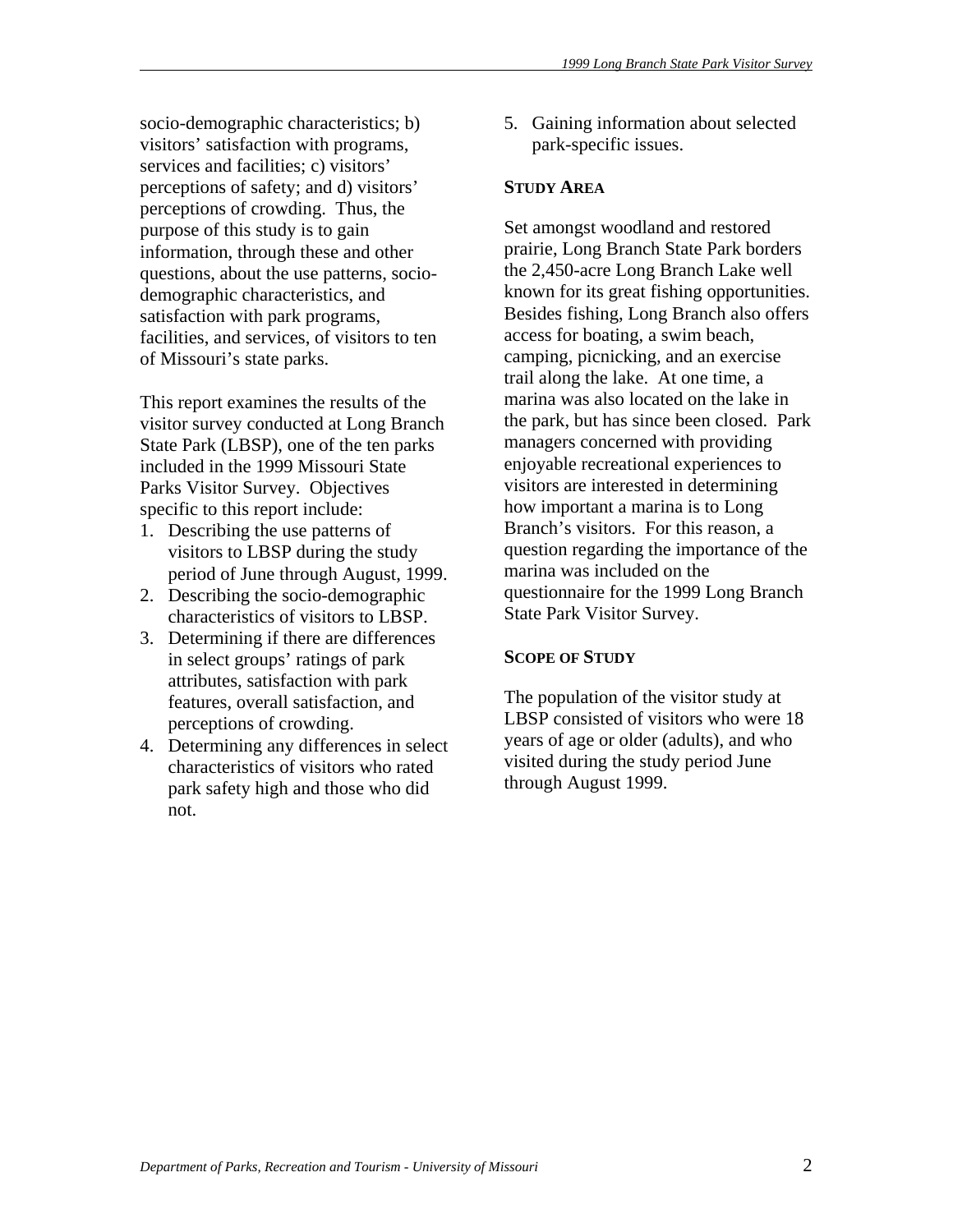socio-demographic characteristics; b) visitors' satisfaction with programs, services and facilities; c) visitors' perceptions of safety; and d) visitors' perceptions of crowding. Thus, the purpose of this study is to gain information, through these and other questions, about the use patterns, socio-demographic characteristics, and satisfaction with park programs, facilities, and services, of visitors to ten of Missouri's state parks.

This report examines the results of the visitor survey conducted at Long Branch State Park (LBSP), one of the ten parks included in the 1999 Missouri State Parks Visitor Survey. Objectives specific to this report include:

1. Describing the use patterns of visitors to LBSP during the study period of June through August, 1999.
2. Describing the socio-demographic characteristics of visitors to LBSP.
3. Determining if there are differences in select groups' ratings of park attributes, satisfaction with park features, overall satisfaction, and perceptions of crowding.
4. Determining any differences in select characteristics of visitors who rated park safety high and those who did not.
5. Gaining information about selected park-specific issues.

## STUDY AREA

Set amongst woodland and restored prairie, Long Branch State Park borders the 2,450-acre Long Branch Lake well known for its great fishing opportunities. Besides fishing, Long Branch also offers access for boating, a swim beach, camping, picnicking, and an exercise trail along the lake. At one time, a marina was also located on the lake in the park, but has since been closed. Park managers concerned with providing enjoyable recreational experiences to visitors are interested in determining how important a marina is to Long Branch's visitors. For this reason, a question regarding the importance of the marina was included on the questionnaire for the 1999 Long Branch State Park Visitor Survey.

## SCOPE OF STUDY

The population of the visitor study at LBSP consisted of visitors who were 18 years of age or older (adults), and who visited during the study period June through August 1999.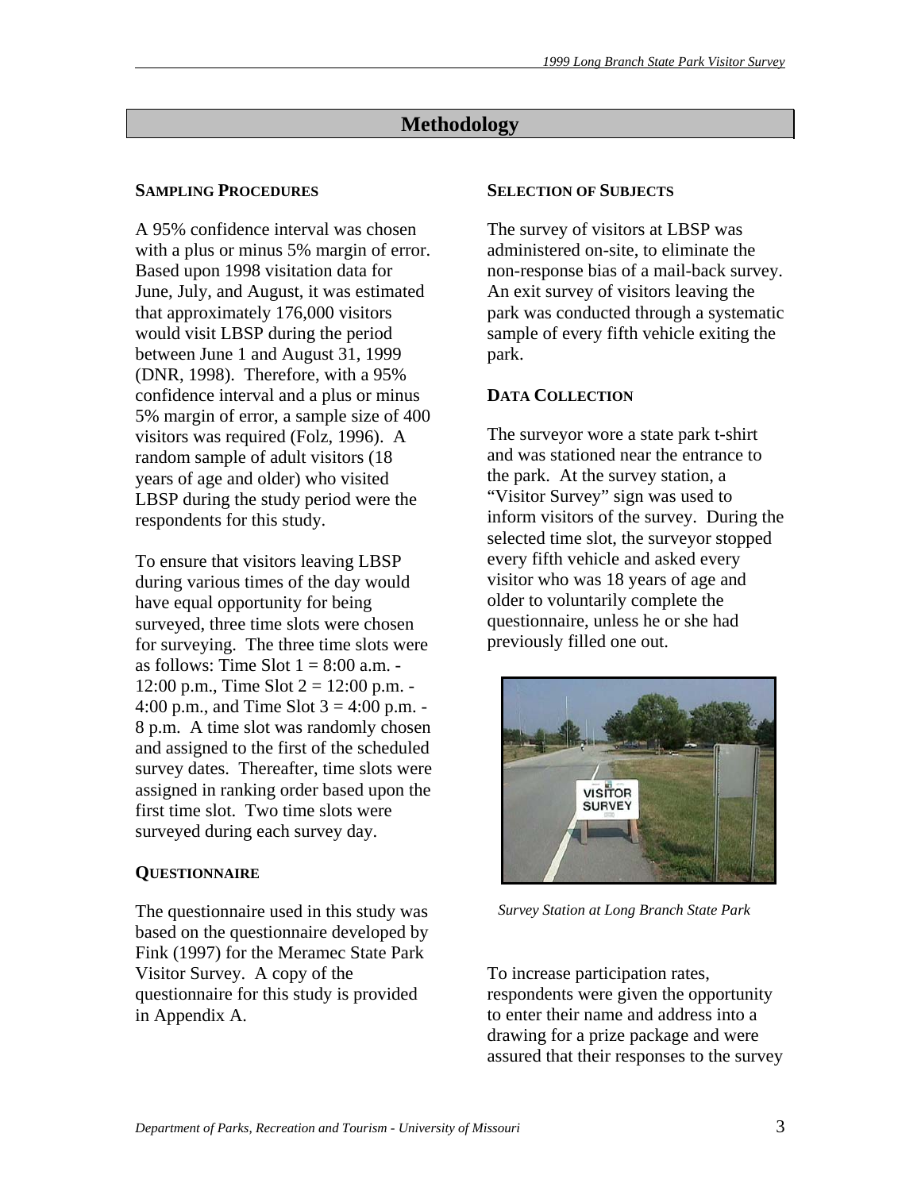## Methodology

### Sampling Procedures

A 95% confidence interval was chosen with a plus or minus 5% margin of error. Based upon 1998 visitation data for June, July, and August, it was estimated that approximately 176,000 visitors would visit LBSP during the period between June 1 and August 31, 1999 (DNR, 1998). Therefore, with a 95% confidence interval and a plus or minus 5% margin of error, a sample size of 400 visitors was required (Folz, 1996). A random sample of adult visitors (18 years of age and older) who visited LBSP during the study period were the respondents for this study.

To ensure that visitors leaving LBSP during various times of the day would have equal opportunity for being surveyed, three time slots were chosen for surveying. The three time slots were as follows: Time Slot 1 = 8:00 a.m. - 12:00 p.m., Time Slot 2 = 12:00 p.m. - 4:00 p.m., and Time Slot 3 = 4:00 p.m. - 8 p.m. A time slot was randomly chosen and assigned to the first of the scheduled survey dates. Thereafter, time slots were assigned in ranking order based upon the first time slot. Two time slots were surveyed during each survey day.

### Questionnaire

The questionnaire used in this study was based on the questionnaire developed by Fink (1997) for the Meramec State Park Visitor Survey. A copy of the questionnaire for this study is provided in Appendix A.

### Selection of Subjects

The survey of visitors at LBSP was administered on-site, to eliminate the non-response bias of a mail-back survey. An exit survey of visitors leaving the park was conducted through a systematic sample of every fifth vehicle exiting the park.

### Data Collection

The surveyor wore a state park t-shirt and was stationed near the entrance to the park. At the survey station, a "Visitor Survey" sign was used to inform visitors of the survey. During the selected time slot, the surveyor stopped every fifth vehicle and asked every visitor who was 18 years of age and older to voluntarily complete the questionnaire, unless he or she had previously filled one out.

*Survey Station at Long Branch State Park*

To increase participation rates, respondents were given the opportunity to enter their name and address into a drawing for a prize package and were assured that their responses to the survey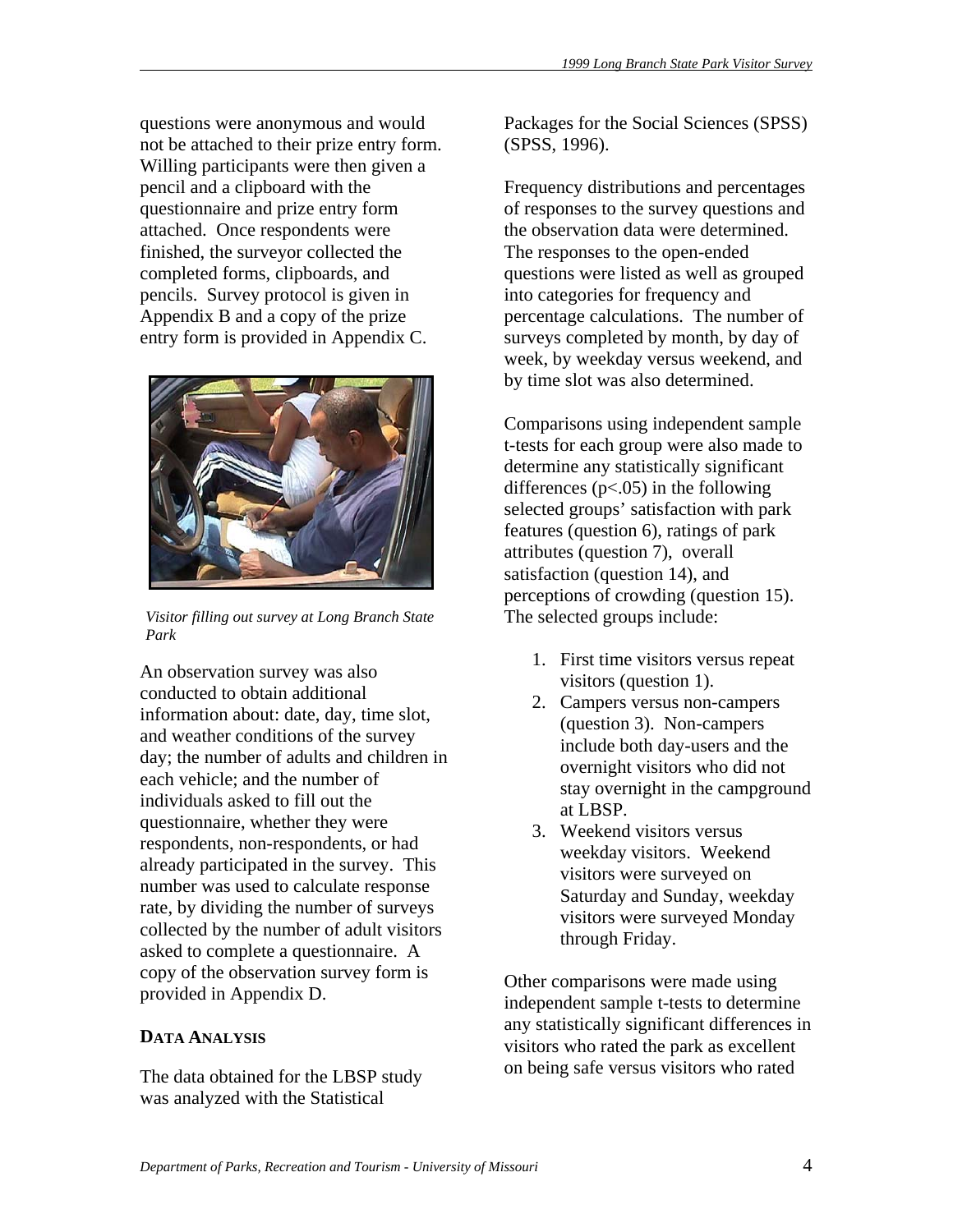questions were anonymous and would not be attached to their prize entry form. Willing participants were then given a pencil and a clipboard with the questionnaire and prize entry form attached. Once respondents were finished, the surveyor collected the completed forms, clipboards, and pencils. Survey protocol is given in Appendix B and a copy of the prize entry form is provided in Appendix C.

*Visitor filling out survey at Long Branch State Park*

An observation survey was also conducted to obtain additional information about: date, day, time slot, and weather conditions of the survey day; the number of adults and children in each vehicle; and the number of individuals asked to fill out the questionnaire, whether they were respondents, non-respondents, or had already participated in the survey. This number was used to calculate response rate, by dividing the number of surveys collected by the number of adult visitors asked to complete a questionnaire. A copy of the observation survey form is provided in Appendix D.

## DATA ANALYSIS

The data obtained for the LBSP study was analyzed with the Statistical Packages for the Social Sciences (SPSS) (SPSS, 1996).

Frequency distributions and percentages of responses to the survey questions and the observation data were determined. The responses to the open-ended questions were listed as well as grouped into categories for frequency and percentage calculations. The number of surveys completed by month, by day of week, by weekday versus weekend, and by time slot was also determined.

Comparisons using independent sample t-tests for each group were also made to determine any statistically significant differences ($p<.05$) in the following selected groups' satisfaction with park features (question 6), ratings of park attributes (question 7), overall satisfaction (question 14), and perceptions of crowding (question 15). The selected groups include:

1. First time visitors versus repeat visitors (question 1).
2. Campers versus non-campers (question 3). Non-campers include both day-users and the overnight visitors who did not stay overnight in the campground at LBSP.
3. Weekend visitors versus weekday visitors. Weekend visitors were surveyed on Saturday and Sunday, weekday visitors were surveyed Monday through Friday.

Other comparisons were made using independent sample t-tests to determine any statistically significant differences in visitors who rated the park as excellent on being safe versus visitors who rated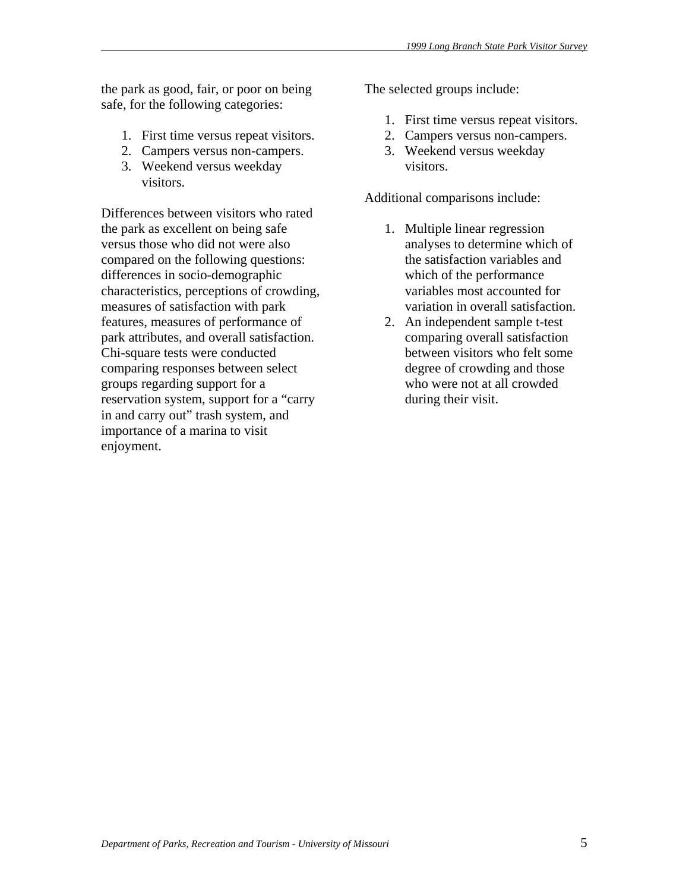the park as good, fair, or poor on being safe, for the following categories:

1. First time versus repeat visitors.
2. Campers versus non-campers.
3. Weekend versus weekday visitors.

Differences between visitors who rated the park as excellent on being safe versus those who did not were also compared on the following questions: differences in socio-demographic characteristics, perceptions of crowding, measures of satisfaction with park features, measures of performance of park attributes, and overall satisfaction. Chi-square tests were conducted comparing responses between select groups regarding support for a reservation system, support for a "carry in and carry out" trash system, and importance of a marina to visit enjoyment.

The selected groups include:

1. First time versus repeat visitors.
2. Campers versus non-campers.
3. Weekend versus weekday visitors.

Additional comparisons include:

1. Multiple linear regression analyses to determine which of the satisfaction variables and which of the performance variables most accounted for variation in overall satisfaction.
2. An independent sample t-test comparing overall satisfaction between visitors who felt some degree of crowding and those who were not at all crowded during their visit.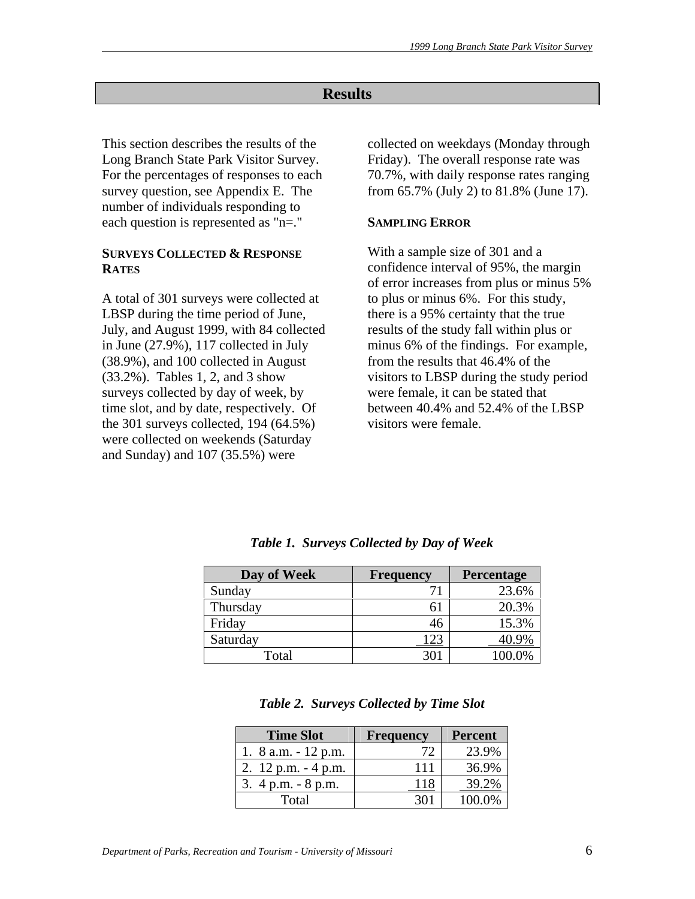# Results

This section describes the results of the Long Branch State Park Visitor Survey. For the percentages of responses to each survey question, see Appendix E. The number of individuals responding to each question is represented as "n=."

### SURVEYS COLLECTED & RESPONSE RATES

A total of 301 surveys were collected at LBSP during the time period of June, July, and August 1999, with 84 collected in June (27.9%), 117 collected in July (38.9%), and 100 collected in August (33.2%). Tables 1, 2, and 3 show surveys collected by day of week, by time slot, and by date, respectively. Of the 301 surveys collected, 194 (64.5%) were collected on weekends (Saturday and Sunday) and 107 (35.5%) were collected on weekdays (Monday through Friday). The overall response rate was 70.7%, with daily response rates ranging from 65.7% (July 2) to 81.8% (June 17).

### SAMPLING ERROR

With a sample size of 301 and a confidence interval of 95%, the margin of error increases from plus or minus 5% to plus or minus 6%. For this study, there is a 95% certainty that the true results of the study fall within plus or minus 6% of the findings. For example, from the results that 46.4% of the visitors to LBSP during the study period were female, it can be stated that between 40.4% and 52.4% of the LBSP visitors were female.

***Table 1. Surveys Collected by Day of Week***

| Day of Week | Frequency | Percentage |
|---|---|---|
| Sunday | 71 | 23.6% |
| Thursday | 61 | 20.3% |
| Friday | 46 | 15.3% |
| Saturday | 123 | 40.9% |
| Total | 301 | 100.0% |

***Table 2. Surveys Collected by Time Slot***

| Time Slot | Frequency | Percent |
|---|---|---|
| 1. 8 a.m. - 12 p.m. | 72 | 23.9% |
| 2. 12 p.m. - 4 p.m. | 111 | 36.9% |
| 3. 4 p.m. - 8 p.m. | 118 | 39.2% |
| Total | 301 | 100.0% |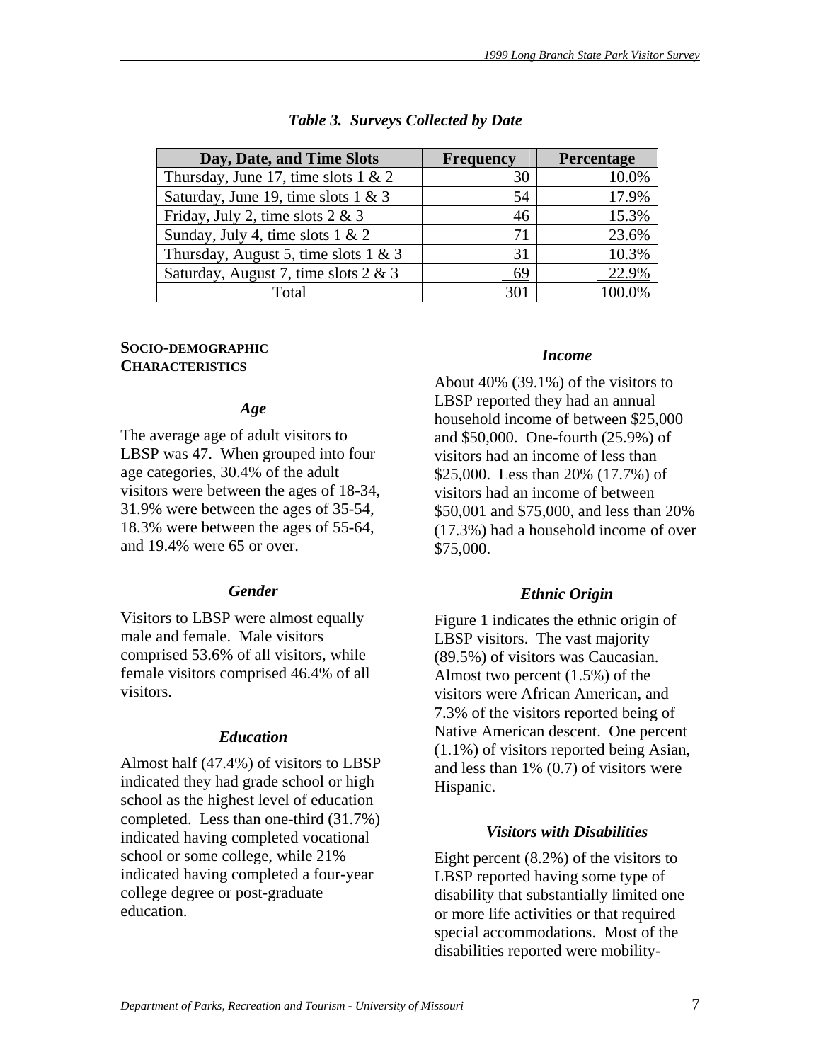*Table 3. Surveys Collected by Date*

| Day, Date, and Time Slots | Frequency | Percentage |
|---|---|---|
| Thursday, June 17, time slots 1 & 2 | 30 | 10.0% |
| Saturday, June 19, time slots 1 & 3 | 54 | 17.9% |
| Friday, July 2, time slots 2 & 3 | 46 | 15.3% |
| Sunday, July 4, time slots 1 & 2 | 71 | 23.6% |
| Thursday, August 5, time slots 1 & 3 | 31 | 10.3% |
| Saturday, August 7, time slots 2 & 3 | 69 | 22.9% |
| Total | 301 | 100.0% |

## SOCIO-DEMOGRAPHIC CHARACTERISTICS

### *Age*

The average age of adult visitors to LBSP was 47. When grouped into four age categories, 30.4% of the adult visitors were between the ages of 18-34, 31.9% were between the ages of 35-54, 18.3% were between the ages of 55-64, and 19.4% were 65 or over.

### *Gender*

Visitors to LBSP were almost equally male and female. Male visitors comprised 53.6% of all visitors, while female visitors comprised 46.4% of all visitors.

### *Education*

Almost half (47.4%) of visitors to LBSP indicated they had grade school or high school as the highest level of education completed. Less than one-third (31.7%) indicated having completed vocational school or some college, while 21% indicated having completed a four-year college degree or post-graduate education.

### *Income*

About 40% (39.1%) of the visitors to LBSP reported they had an annual household income of between $25,000 and $50,000. One-fourth (25.9%) of visitors had an income of less than $25,000. Less than 20% (17.7%) of visitors had an income of between $50,001 and $75,000, and less than 20% (17.3%) had a household income of over $75,000.

### *Ethnic Origin*

Figure 1 indicates the ethnic origin of LBSP visitors. The vast majority (89.5%) of visitors was Caucasian. Almost two percent (1.5%) of the visitors were African American, and 7.3% of the visitors reported being of Native American descent. One percent (1.1%) of visitors reported being Asian, and less than 1% (0.7) of visitors were Hispanic.

### *Visitors with Disabilities*

Eight percent (8.2%) of the visitors to LBSP reported having some type of disability that substantially limited one or more life activities or that required special accommodations. Most of the disabilities reported were mobility-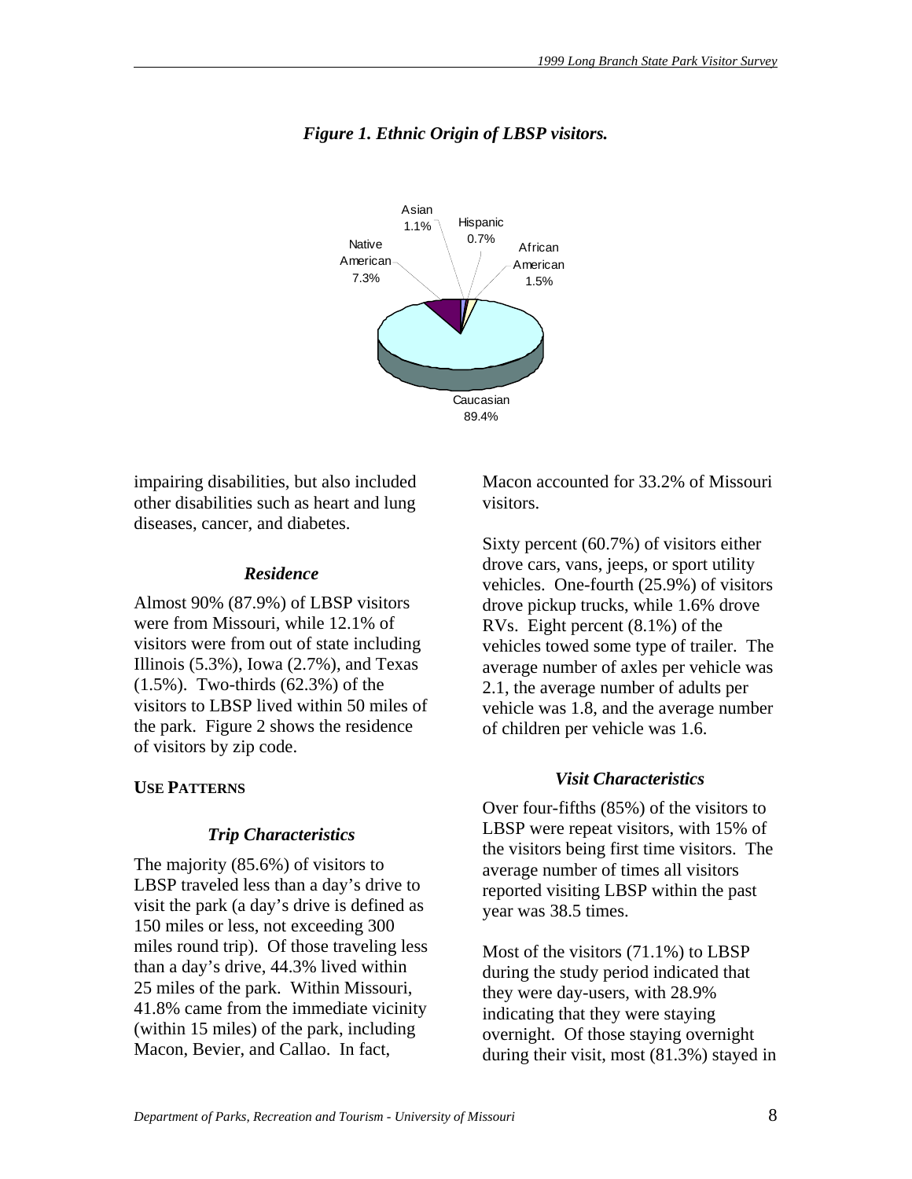*Figure 1. Ethnic Origin of LBSP visitors.*

impairing disabilities, but also included other disabilities such as heart and lung diseases, cancer, and diabetes.

### *Residence*

Almost 90% (87.9%) of LBSP visitors were from Missouri, while 12.1% of visitors were from out of state including Illinois (5.3%), Iowa (2.7%), and Texas (1.5%). Two-thirds (62.3%) of the visitors to LBSP lived within 50 miles of the park. Figure 2 shows the residence of visitors by zip code.

## USE PATTERNS

### *Trip Characteristics*

The majority (85.6%) of visitors to LBSP traveled less than a day's drive to visit the park (a day's drive is defined as 150 miles or less, not exceeding 300 miles round trip). Of those traveling less than a day's drive, 44.3% lived within 25 miles of the park. Within Missouri, 41.8% came from the immediate vicinity (within 15 miles) of the park, including Macon, Bevier, and Callao. In fact, Macon accounted for 33.2% of Missouri visitors.

Sixty percent (60.7%) of visitors either drove cars, vans, jeeps, or sport utility vehicles. One-fourth (25.9%) of visitors drove pickup trucks, while 1.6% drove RVs. Eight percent (8.1%) of the vehicles towed some type of trailer. The average number of axles per vehicle was 2.1, the average number of adults per vehicle was 1.8, and the average number of children per vehicle was 1.6.

### *Visit Characteristics*

Over four-fifths (85%) of the visitors to LBSP were repeat visitors, with 15% of the visitors being first time visitors. The average number of times all visitors reported visiting LBSP within the past year was 38.5 times.

Most of the visitors (71.1%) to LBSP during the study period indicated that they were day-users, with 28.9% indicating that they were staying overnight. Of those staying overnight during their visit, most (81.3%) stayed in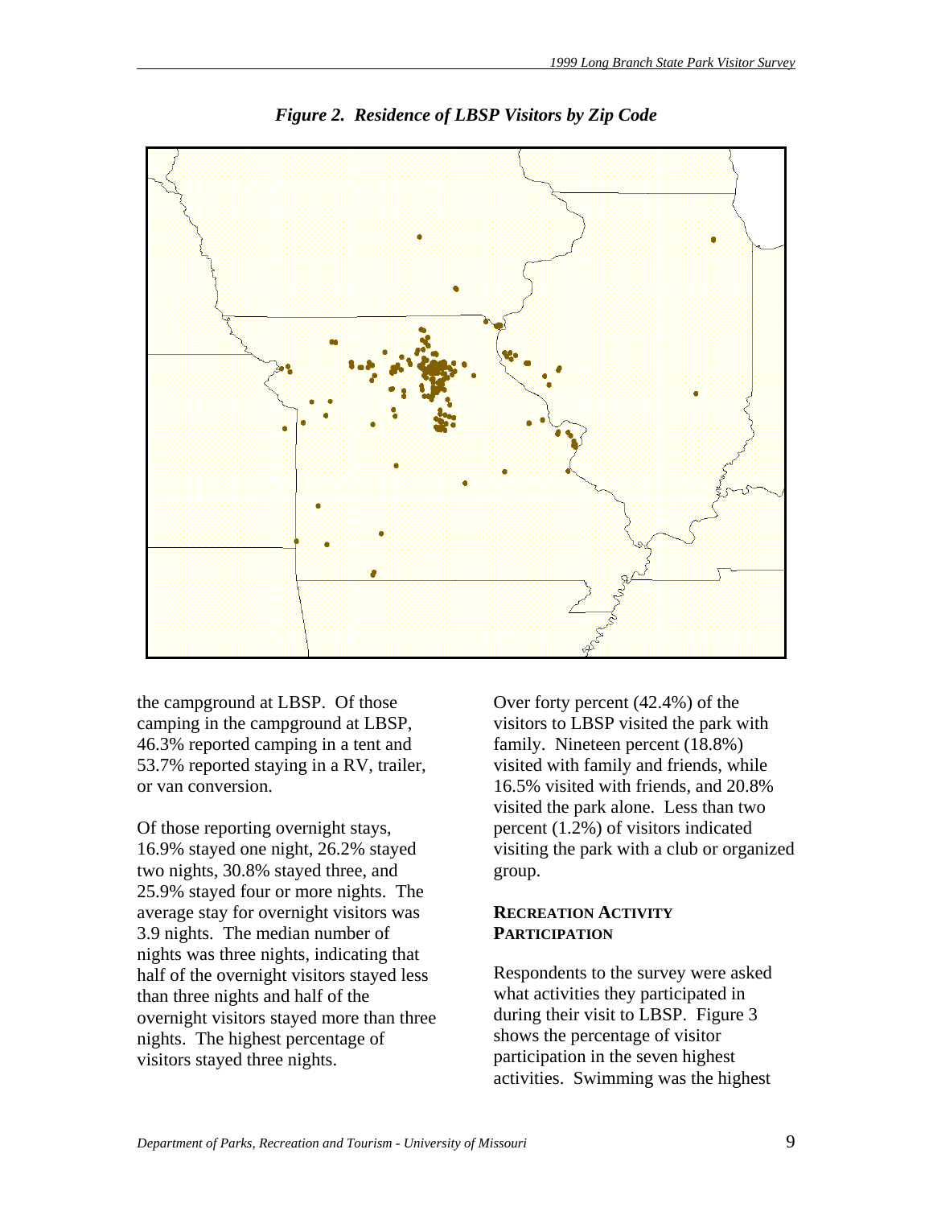*Figure 2. Residence of LBSP Visitors by Zip Code*

the campground at LBSP. Of those camping in the campground at LBSP, 46.3% reported camping in a tent and 53.7% reported staying in a RV, trailer, or van conversion.

Of those reporting overnight stays, 16.9% stayed one night, 26.2% stayed two nights, 30.8% stayed three, and 25.9% stayed four or more nights. The average stay for overnight visitors was 3.9 nights. The median number of nights was three nights, indicating that half of the overnight visitors stayed less than three nights and half of the overnight visitors stayed more than three nights. The highest percentage of visitors stayed three nights.

Over forty percent (42.4%) of the visitors to LBSP visited the park with family. Nineteen percent (18.8%) visited with family and friends, while 16.5% visited with friends, and 20.8% visited the park alone. Less than two percent (1.2%) of visitors indicated visiting the park with a club or organized group.

## RECREATION ACTIVITY PARTICIPATION

Respondents to the survey were asked what activities they participated in during their visit to LBSP. Figure 3 shows the percentage of visitor participation in the seven highest activities. Swimming was the highest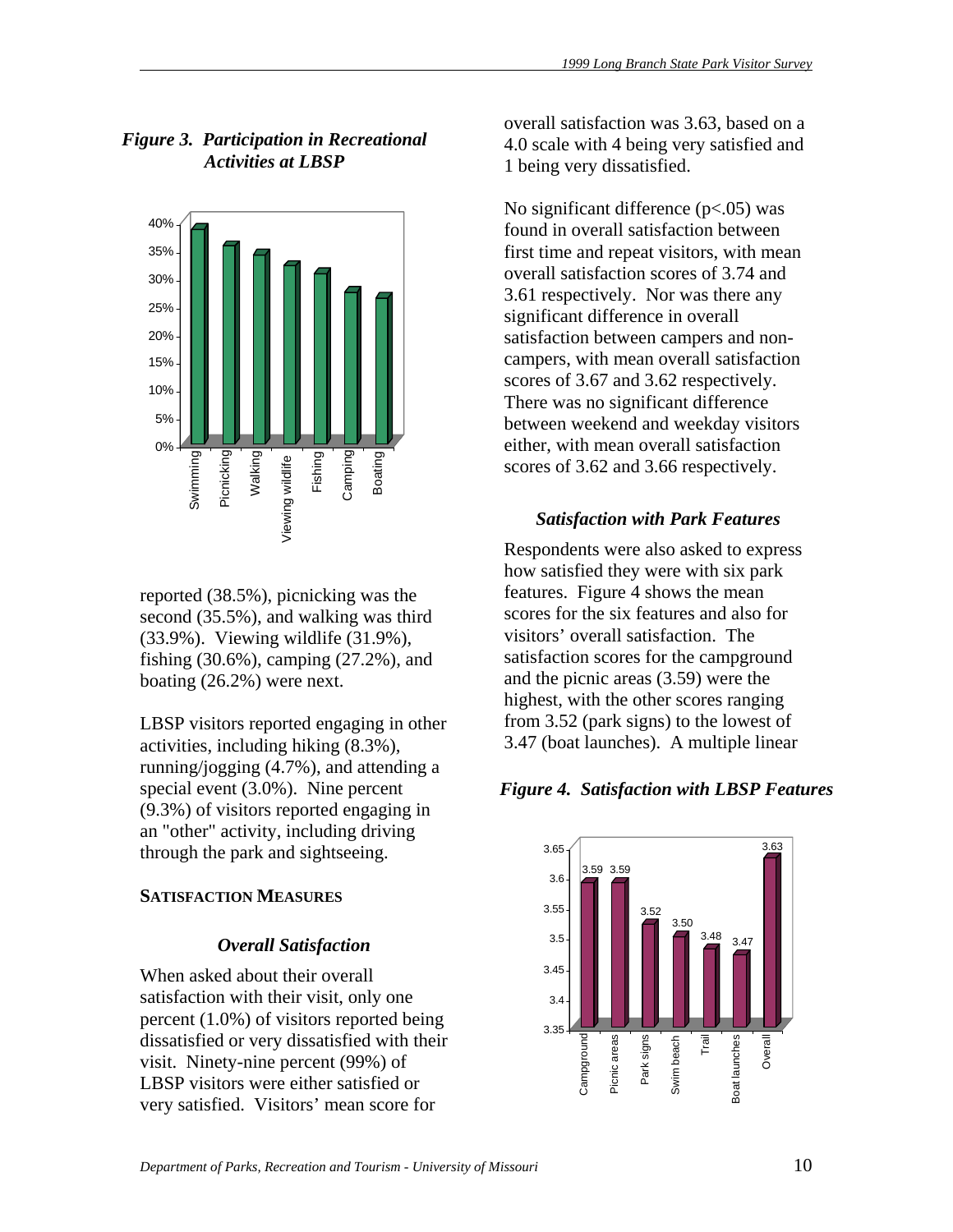*Figure 3. Participation in Recreational Activities at LBSP*

reported (38.5%), picnicking was the second (35.5%), and walking was third (33.9%). Viewing wildlife (31.9%), fishing (30.6%), camping (27.2%), and boating (26.2%) were next.

LBSP visitors reported engaging in other activities, including hiking (8.3%), running/jogging (4.7%), and attending a special event (3.0%). Nine percent (9.3%) of visitors reported engaging in an "other" activity, including driving through the park and sightseeing.

## SATISFACTION MEASURES

### *Overall Satisfaction*

When asked about their overall satisfaction with their visit, only one percent (1.0%) of visitors reported being dissatisfied or very dissatisfied with their visit. Ninety-nine percent (99%) of LBSP visitors were either satisfied or very satisfied. Visitors' mean score for overall satisfaction was 3.63, based on a 4.0 scale with 4 being very satisfied and 1 being very dissatisfied.

No significant difference ($p<.05$) was found in overall satisfaction between first time and repeat visitors, with mean overall satisfaction scores of 3.74 and 3.61 respectively. Nor was there any significant difference in overall satisfaction between campers and non-campers, with mean overall satisfaction scores of 3.67 and 3.62 respectively. There was no significant difference between weekend and weekday visitors either, with mean overall satisfaction scores of 3.62 and 3.66 respectively.

### *Satisfaction with Park Features*

Respondents were also asked to express how satisfied they were with six park features. Figure 4 shows the mean scores for the six features and also for visitors' overall satisfaction. The satisfaction scores for the campground and the picnic areas (3.59) were the highest, with the other scores ranging from 3.52 (park signs) to the lowest of 3.47 (boat launches). A multiple linear

*Figure 4. Satisfaction with LBSP Features*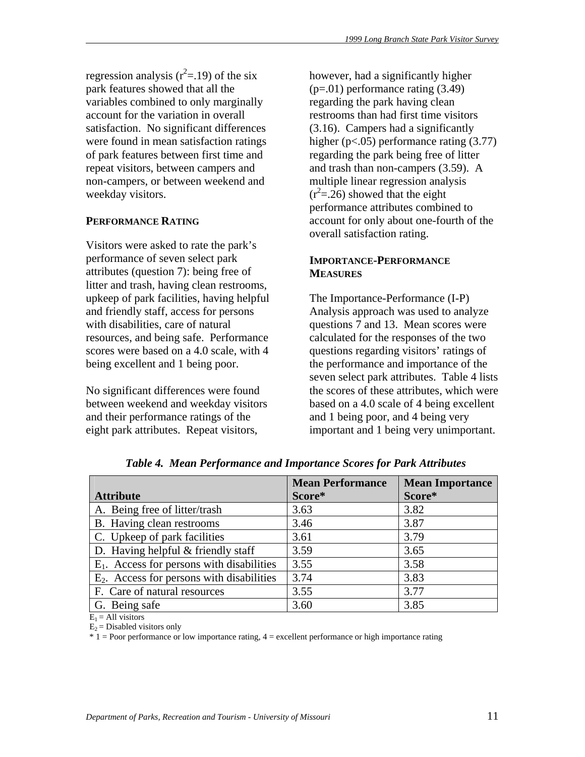regression analysis ($r^2$=.19) of the six park features showed that all the variables combined to only marginally account for the variation in overall satisfaction. No significant differences were found in mean satisfaction ratings of park features between first time and repeat visitors, between campers and non-campers, or between weekend and weekday visitors.

### PERFORMANCE RATING

Visitors were asked to rate the park's performance of seven select park attributes (question 7): being free of litter and trash, having clean restrooms, upkeep of park facilities, having helpful and friendly staff, access for persons with disabilities, care of natural resources, and being safe. Performance scores were based on a 4.0 scale, with 4 being excellent and 1 being poor.

No significant differences were found between weekend and weekday visitors and their performance ratings of the eight park attributes. Repeat visitors, however, had a significantly higher ($p$=.01) performance rating (3.49) regarding the park having clean restrooms than had first time visitors (3.16). Campers had a significantly higher ($p$<.05) performance rating (3.77) regarding the park being free of litter and trash than non-campers (3.59). A multiple linear regression analysis ($r^2$=.26) showed that the eight performance attributes combined to account for only about one-fourth of the overall satisfaction rating.

### IMPORTANCE-PERFORMANCE MEASURES

The Importance-Performance (I-P) Analysis approach was used to analyze questions 7 and 13. Mean scores were calculated for the responses of the two questions regarding visitors' ratings of the performance and importance of the seven select park attributes. Table 4 lists the scores of these attributes, which were based on a 4.0 scale of 4 being excellent and 1 being poor, and 4 being very important and 1 being very unimportant.

***Table 4. Mean Performance and Importance Scores for Park Attributes***

| Attribute | Mean Performance Score* | Mean Importance Score* |
|---|---|---|
| A. Being free of litter/trash | 3.63 | 3.82 |
| B. Having clean restrooms | 3.46 | 3.87 |
| C. Upkeep of park facilities | 3.61 | 3.79 |
| D. Having helpful & friendly staff | 3.59 | 3.65 |
| $E_1$. Access for persons with disabilities | 3.55 | 3.58 |
| $E_2$. Access for persons with disabilities | 3.74 | 3.83 |
| F. Care of natural resources | 3.55 | 3.77 |
| G. Being safe | 3.60 | 3.85 |

$E_1$ = All visitors
$E_2$ = Disabled visitors only
\* 1 = Poor performance or low importance rating, 4 = excellent performance or high importance rating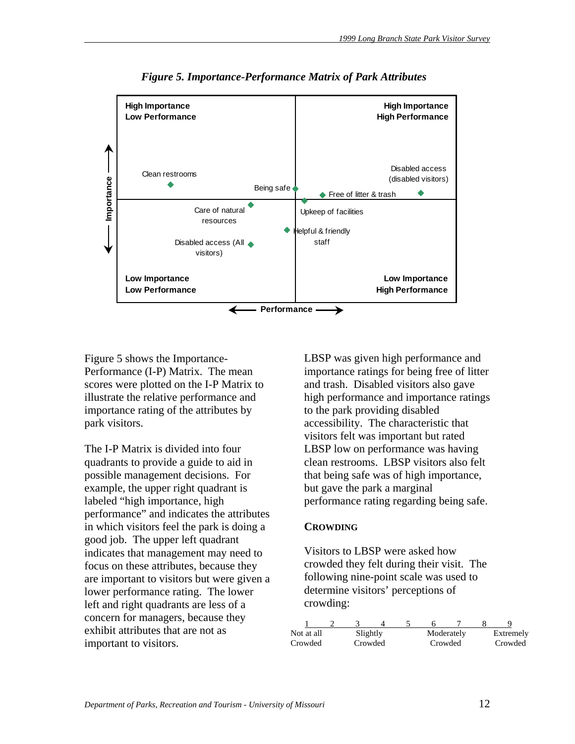*Figure 5. Importance-Performance Matrix of Park Attributes*

Figure 5 shows the Importance-Performance (I-P) Matrix. The mean scores were plotted on the I-P Matrix to illustrate the relative performance and importance rating of the attributes by park visitors.

The I-P Matrix is divided into four quadrants to provide a guide to aid in possible management decisions. For example, the upper right quadrant is labeled "high importance, high performance" and indicates the attributes in which visitors feel the park is doing a good job. The upper left quadrant indicates that management may need to focus on these attributes, because they are important to visitors but were given a lower performance rating. The lower left and right quadrants are less of a concern for managers, because they exhibit attributes that are not as important to visitors.

LBSP was given high performance and importance ratings for being free of litter and trash. Disabled visitors also gave high performance and importance ratings to the park providing disabled accessibility. The characteristic that visitors felt was important but rated LBSP low on performance was having clean restrooms. LBSP visitors also felt that being safe was of high importance, but gave the park a marginal performance rating regarding being safe.

## CROWDING

Visitors to LBSP were asked how crowded they felt during their visit. The following nine-point scale was used to determine visitors' perceptions of crowding:

| 1 | 2 | 3 | 4 | 5 | 6 | 7 | 8 | 9 |
|---|---|---|---|---|---|---|---|---|
| Not at all Crowded | | Slightly Crowded | | | Moderately Crowded | | | Extremely Crowded |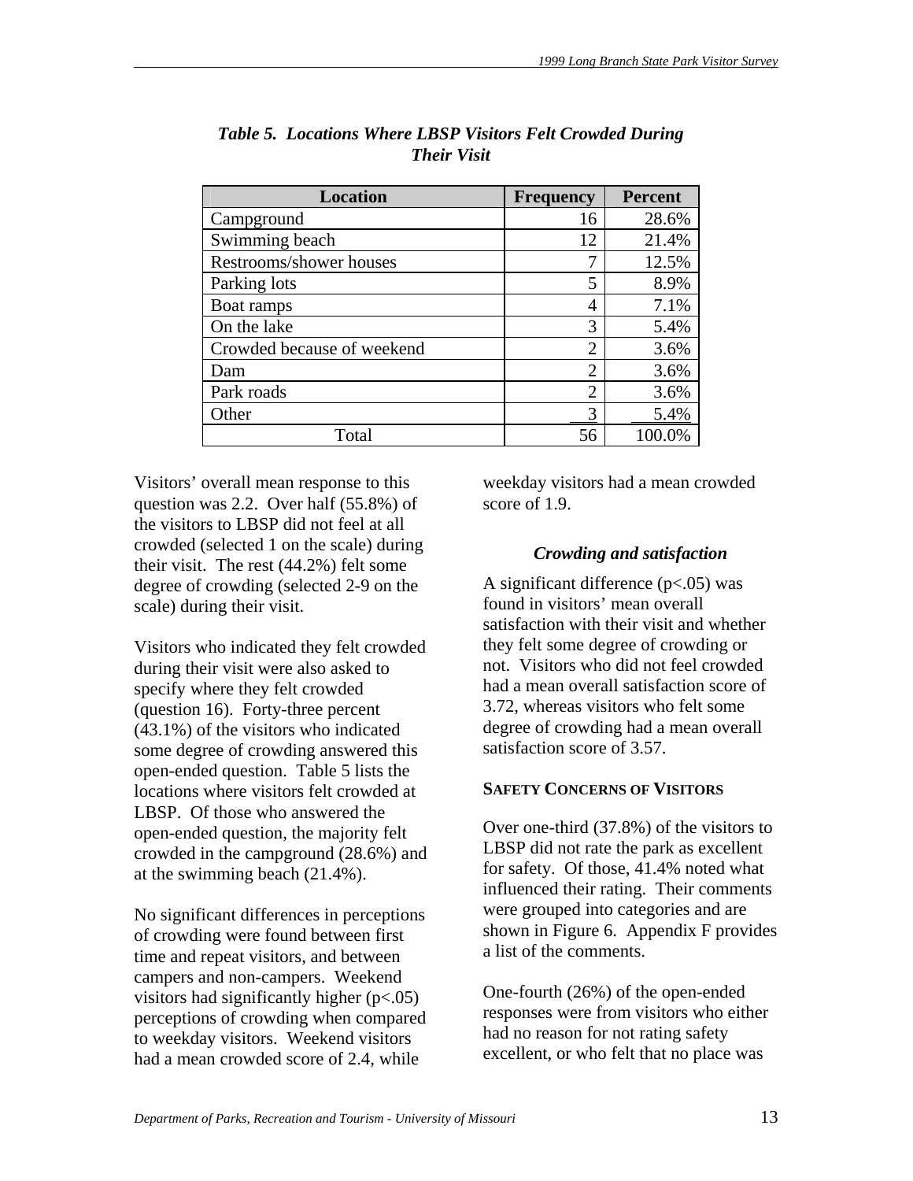***Table 5. Locations Where LBSP Visitors Felt Crowded During Their Visit***

| Location | Frequency | Percent |
|---|---|---|
| Campground | 16 | 28.6% |
| Swimming beach | 12 | 21.4% |
| Restrooms/shower houses | 7 | 12.5% |
| Parking lots | 5 | 8.9% |
| Boat ramps | 4 | 7.1% |
| On the lake | 3 | 5.4% |
| Crowded because of weekend | 2 | 3.6% |
| Dam | 2 | 3.6% |
| Park roads | 2 | 3.6% |
| Other | 3 | 5.4% |
| Total | 56 | 100.0% |

Visitors' overall mean response to this question was 2.2. Over half (55.8%) of the visitors to LBSP did not feel at all crowded (selected 1 on the scale) during their visit. The rest (44.2%) felt some degree of crowding (selected 2-9 on the scale) during their visit.

Visitors who indicated they felt crowded during their visit were also asked to specify where they felt crowded (question 16). Forty-three percent (43.1%) of the visitors who indicated some degree of crowding answered this open-ended question. Table 5 lists the locations where visitors felt crowded at LBSP. Of those who answered the open-ended question, the majority felt crowded in the campground (28.6%) and at the swimming beach (21.4%).

No significant differences in perceptions of crowding were found between first time and repeat visitors, and between campers and non-campers. Weekend visitors had significantly higher ($p<.05$) perceptions of crowding when compared to weekday visitors. Weekend visitors had a mean crowded score of 2.4, while weekday visitors had a mean crowded score of 1.9.

### *Crowding and satisfaction*

A significant difference ($p<.05$) was found in visitors' mean overall satisfaction with their visit and whether they felt some degree of crowding or not. Visitors who did not feel crowded had a mean overall satisfaction score of 3.72, whereas visitors who felt some degree of crowding had a mean overall satisfaction score of 3.57.

## SAFETY CONCERNS OF VISITORS

Over one-third (37.8%) of the visitors to LBSP did not rate the park as excellent for safety. Of those, 41.4% noted what influenced their rating. Their comments were grouped into categories and are shown in Figure 6. Appendix F provides a list of the comments.

One-fourth (26%) of the open-ended responses were from visitors who either had no reason for not rating safety excellent, or who felt that no place was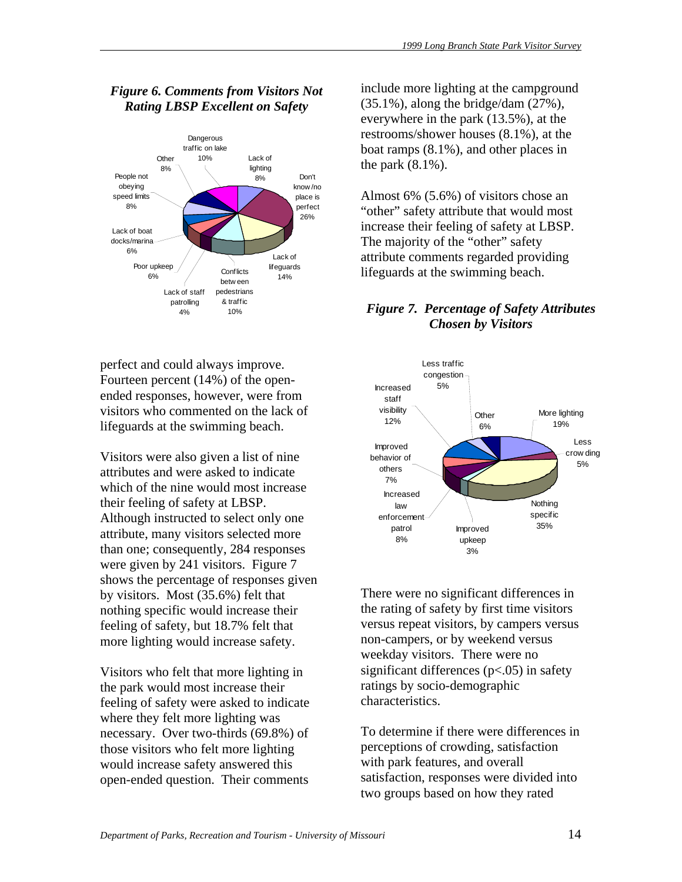***Figure 6. Comments from Visitors Not Rating LBSP Excellent on Safety***

perfect and could always improve. Fourteen percent (14%) of the open-ended responses, however, were from visitors who commented on the lack of lifeguards at the swimming beach.

Visitors were also given a list of nine attributes and were asked to indicate which of the nine would most increase their feeling of safety at LBSP. Although instructed to select only one attribute, many visitors selected more than one; consequently, 284 responses were given by 241 visitors. Figure 7 shows the percentage of responses given by visitors. Most (35.6%) felt that nothing specific would increase their feeling of safety, but 18.7% felt that more lighting would increase safety.

Visitors who felt that more lighting in the park would most increase their feeling of safety were asked to indicate where they felt more lighting was necessary. Over two-thirds (69.8%) of those visitors who felt more lighting would increase safety answered this open-ended question. Their comments include more lighting at the campground (35.1%), along the bridge/dam (27%), everywhere in the park (13.5%), at the restrooms/shower houses (8.1%), at the boat ramps (8.1%), and other places in the park (8.1%).

Almost 6% (5.6%) of visitors chose an "other" safety attribute that would most increase their feeling of safety at LBSP. The majority of the "other" safety attribute comments regarded providing lifeguards at the swimming beach.

***Figure 7. Percentage of Safety Attributes Chosen by Visitors***

There were no significant differences in the rating of safety by first time visitors versus repeat visitors, by campers versus non-campers, or by weekend versus weekday visitors. There were no significant differences ($p<.05$) in safety ratings by socio-demographic characteristics.

To determine if there were differences in perceptions of crowding, satisfaction with park features, and overall satisfaction, responses were divided into two groups based on how they rated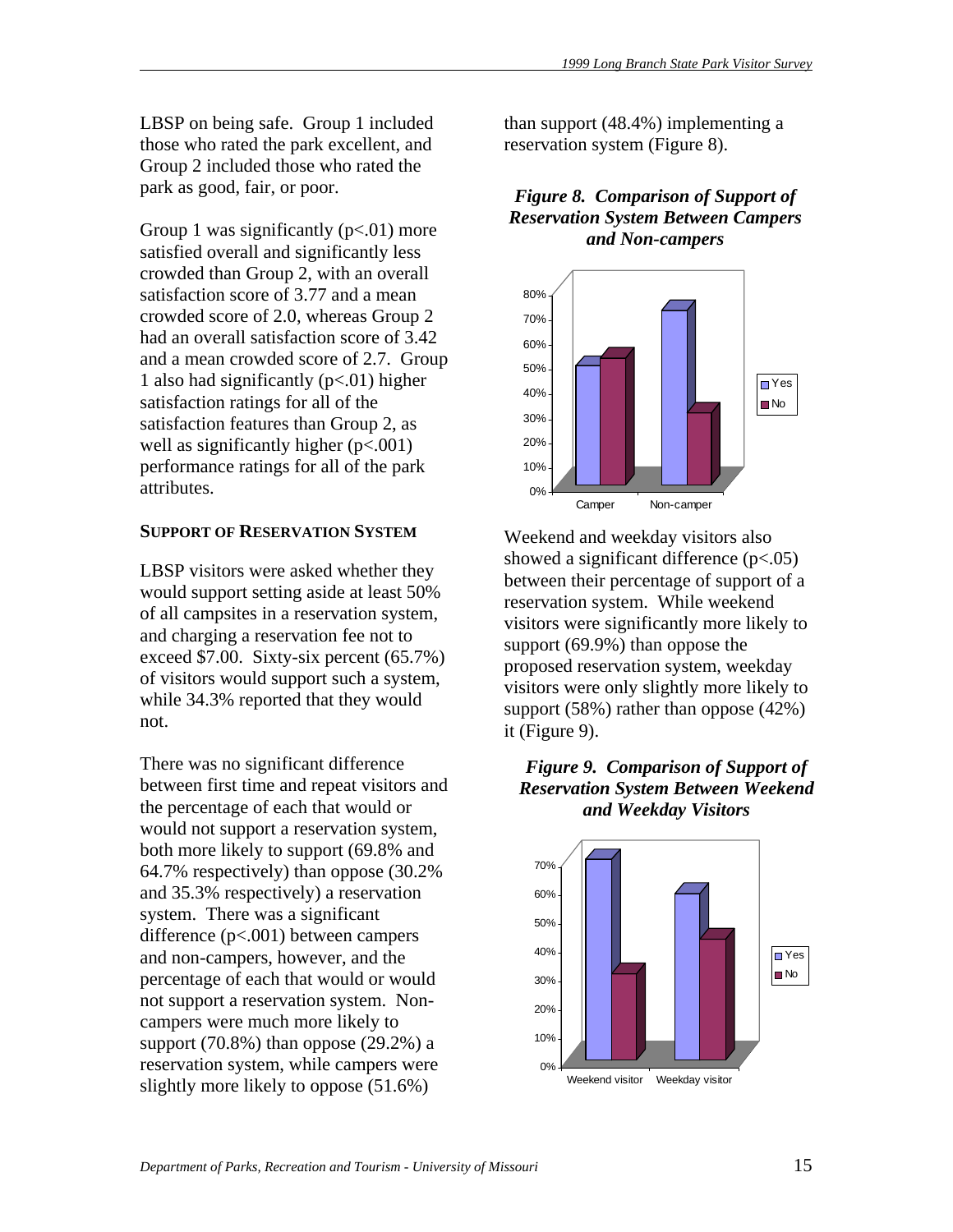LBSP on being safe. Group 1 included those who rated the park excellent, and Group 2 included those who rated the park as good, fair, or poor.

Group 1 was significantly ($p<.01$) more satisfied overall and significantly less crowded than Group 2, with an overall satisfaction score of 3.77 and a mean crowded score of 2.0, whereas Group 2 had an overall satisfaction score of 3.42 and a mean crowded score of 2.7. Group 1 also had significantly ($p<.01$) higher satisfaction ratings for all of the satisfaction features than Group 2, as well as significantly higher ($p<.001$) performance ratings for all of the park attributes.

## SUPPORT OF RESERVATION SYSTEM

LBSP visitors were asked whether they would support setting aside at least 50% of all campsites in a reservation system, and charging a reservation fee not to exceed $7.00. Sixty-six percent (65.7%) of visitors would support such a system, while 34.3% reported that they would not.

There was no significant difference between first time and repeat visitors and the percentage of each that would or would not support a reservation system, both more likely to support (69.8% and 64.7% respectively) than oppose (30.2% and 35.3% respectively) a reservation system. There was a significant difference ($p<.001$) between campers and non-campers, however, and the percentage of each that would or would not support a reservation system. Non-campers were much more likely to support (70.8%) than oppose (29.2%) a reservation system, while campers were slightly more likely to oppose (51.6%) than support (48.4%) implementing a reservation system (Figure 8).

***Figure 8. Comparison of Support of Reservation System Between Campers and Non-campers***

Weekend and weekday visitors also showed a significant difference ($p<.05$) between their percentage of support of a reservation system. While weekend visitors were significantly more likely to support (69.9%) than oppose the proposed reservation system, weekday visitors were only slightly more likely to support (58%) rather than oppose (42%) it (Figure 9).

***Figure 9. Comparison of Support of Reservation System Between Weekend and Weekday Visitors***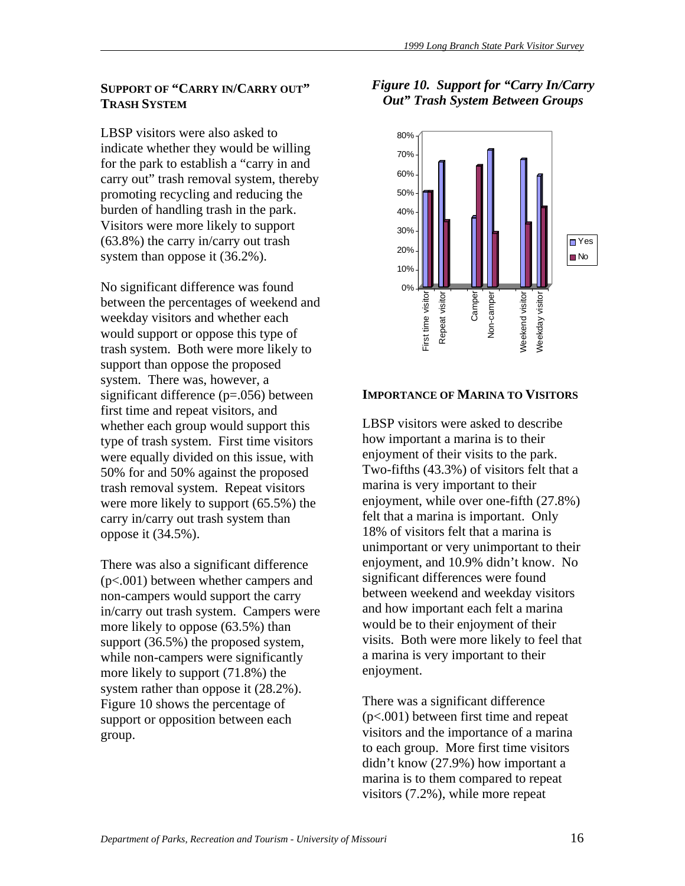## SUPPORT OF "CARRY IN/CARRY OUT" TRASH SYSTEM

LBSP visitors were also asked to indicate whether they would be willing for the park to establish a "carry in and carry out" trash removal system, thereby promoting recycling and reducing the burden of handling trash in the park. Visitors were more likely to support (63.8%) the carry in/carry out trash system than oppose it (36.2%).

No significant difference was found between the percentages of weekend and weekday visitors and whether each would support or oppose this type of trash system. Both were more likely to support than oppose the proposed system. There was, however, a significant difference (p=.056) between first time and repeat visitors, and whether each group would support this type of trash system. First time visitors were equally divided on this issue, with 50% for and 50% against the proposed trash removal system. Repeat visitors were more likely to support (65.5%) the carry in/carry out trash system than oppose it (34.5%).

There was also a significant difference (p<.001) between whether campers and non-campers would support the carry in/carry out trash system. Campers were more likely to oppose (63.5%) than support (36.5%) the proposed system, while non-campers were significantly more likely to support (71.8%) the system rather than oppose it (28.2%). Figure 10 shows the percentage of support or opposition between each group.

*Figure 10. Support for "Carry In/Carry Out" Trash System Between Groups*

## IMPORTANCE OF MARINA TO VISITORS

LBSP visitors were asked to describe how important a marina is to their enjoyment of their visits to the park. Two-fifths (43.3%) of visitors felt that a marina is very important to their enjoyment, while over one-fifth (27.8%) felt that a marina is important. Only 18% of visitors felt that a marina is unimportant or very unimportant to their enjoyment, and 10.9% didn't know. No significant differences were found between weekend and weekday visitors and how important each felt a marina would be to their enjoyment of their visits. Both were more likely to feel that a marina is very important to their enjoyment.

There was a significant difference (p<.001) between first time and repeat visitors and the importance of a marina to each group. More first time visitors didn't know (27.9%) how important a marina is to them compared to repeat visitors (7.2%), while more repeat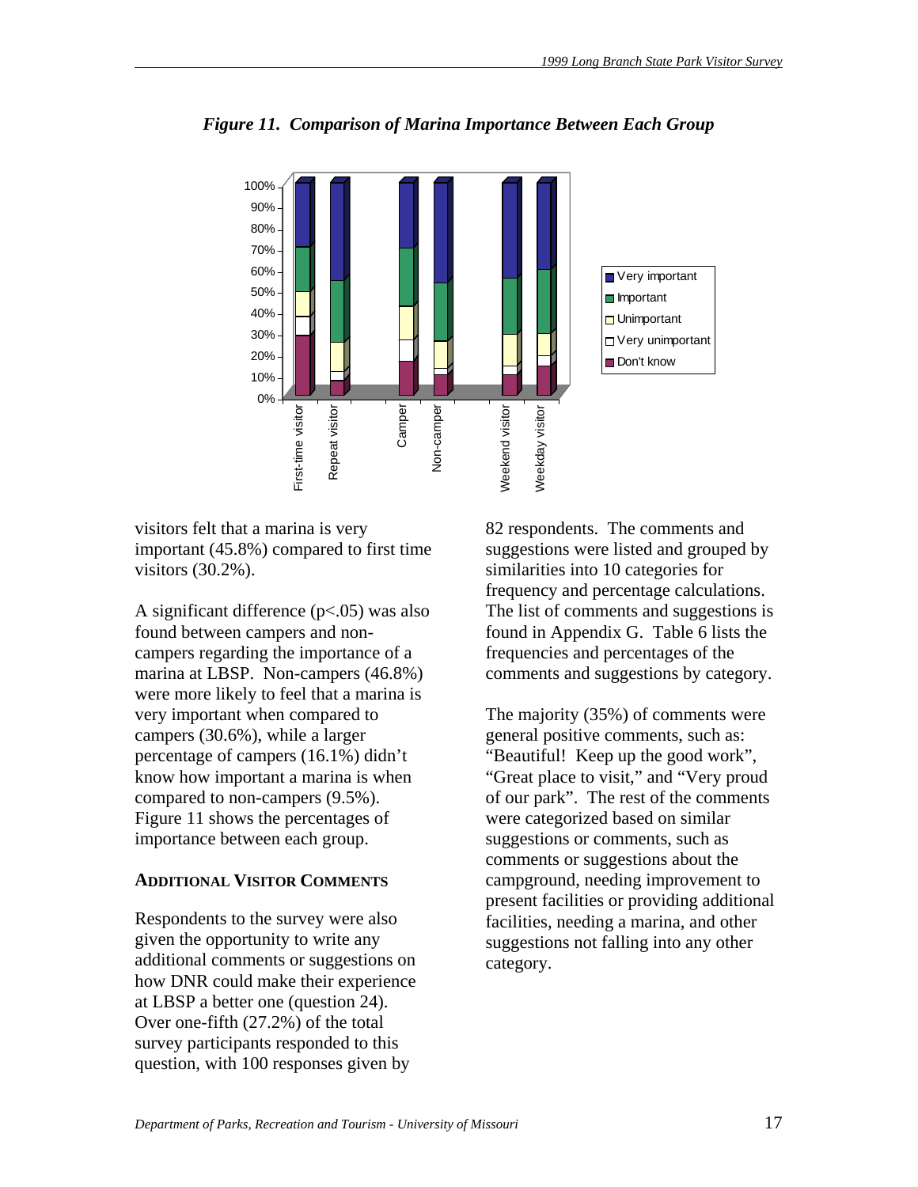*Figure 11. Comparison of Marina Importance Between Each Group*

visitors felt that a marina is very important (45.8%) compared to first time visitors (30.2%).

A significant difference ($p<.05$) was also found between campers and non-campers regarding the importance of a marina at LBSP. Non-campers (46.8%) were more likely to feel that a marina is very important when compared to campers (30.6%), while a larger percentage of campers (16.1%) didn't know how important a marina is when compared to non-campers (9.5%). Figure 11 shows the percentages of importance between each group.

## ADDITIONAL VISITOR COMMENTS

Respondents to the survey were also given the opportunity to write any additional comments or suggestions on how DNR could make their experience at LBSP a better one (question 24). Over one-fifth (27.2%) of the total survey participants responded to this question, with 100 responses given by 82 respondents. The comments and suggestions were listed and grouped by similarities into 10 categories for frequency and percentage calculations. The list of comments and suggestions is found in Appendix G. Table 6 lists the frequencies and percentages of the comments and suggestions by category.

The majority (35%) of comments were general positive comments, such as: "Beautiful! Keep up the good work", "Great place to visit," and "Very proud of our park". The rest of the comments were categorized based on similar suggestions or comments, such as comments or suggestions about the campground, needing improvement to present facilities or providing additional facilities, needing a marina, and other suggestions not falling into any other category.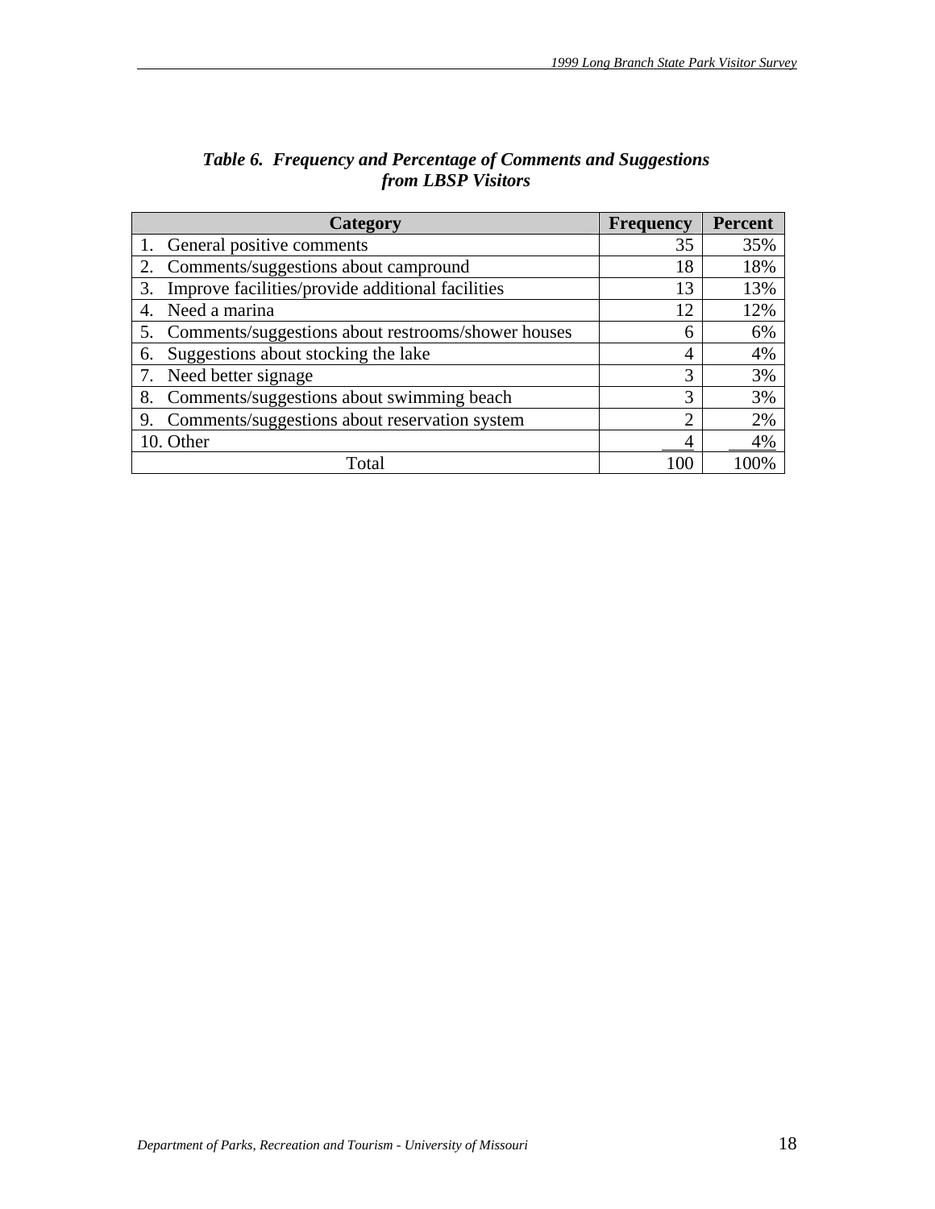*Table 6. Frequency and Percentage of Comments and Suggestions from LBSP Visitors*

| Category | Frequency | Percent |
|---|---|---|
| 1. General positive comments | 35 | 35% |
| 2. Comments/suggestions about campround | 18 | 18% |
| 3. Improve facilities/provide additional facilities | 13 | 13% |
| 4. Need a marina | 12 | 12% |
| 5. Comments/suggestions about restrooms/shower houses | 6 | 6% |
| 6. Suggestions about stocking the lake | 4 | 4% |
| 7. Need better signage | 3 | 3% |
| 8. Comments/suggestions about swimming beach | 3 | 3% |
| 9. Comments/suggestions about reservation system | 2 | 2% |
| 10. Other | 4 | 4% |
| Total | 100 | 100% |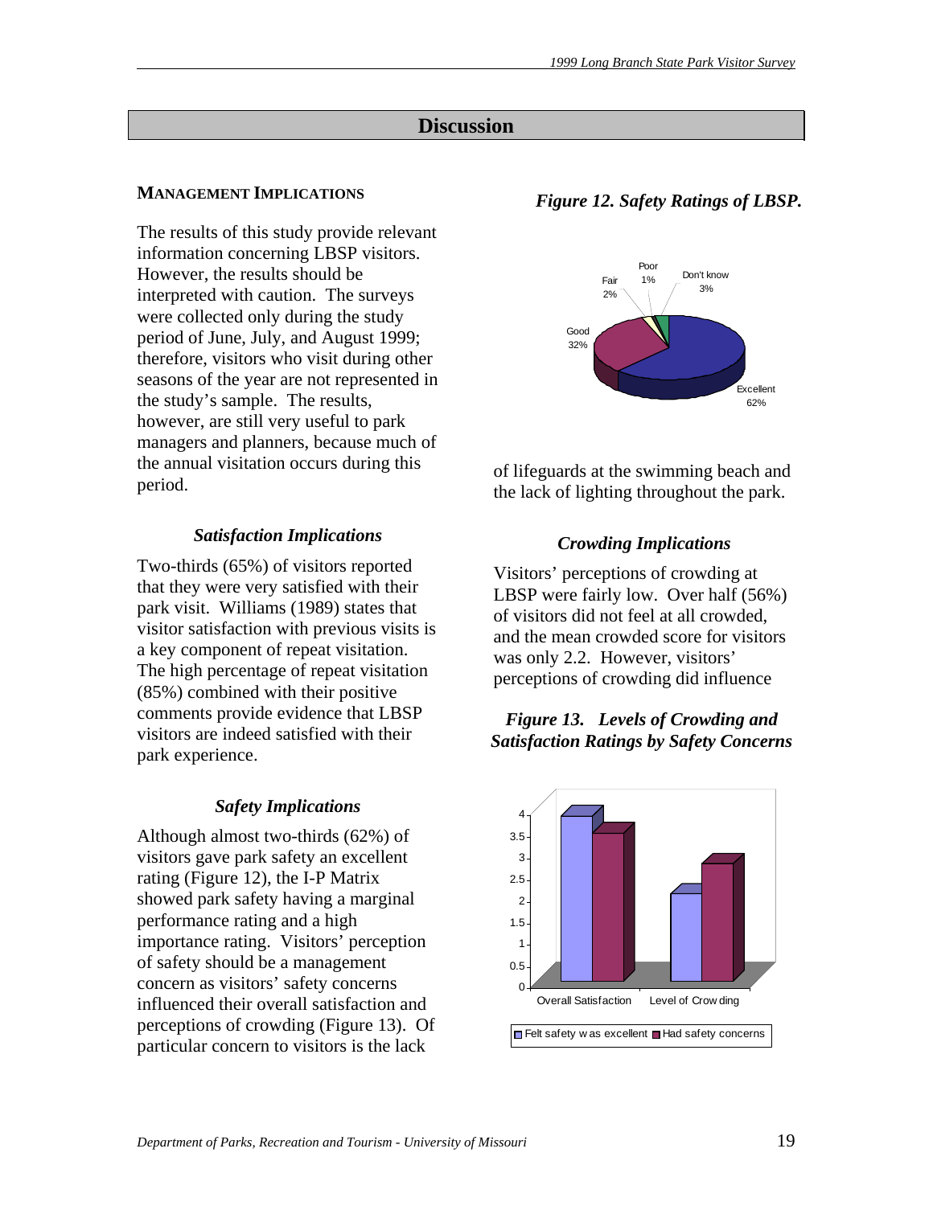# Discussion

## MANAGEMENT IMPLICATIONS

The results of this study provide relevant information concerning LBSP visitors. However, the results should be interpreted with caution. The surveys were collected only during the study period of June, July, and August 1999; therefore, visitors who visit during other seasons of the year are not represented in the study's sample. The results, however, are still very useful to park managers and planners, because much of the annual visitation occurs during this period.

### *Satisfaction Implications*

Two-thirds (65%) of visitors reported that they were very satisfied with their park visit. Williams (1989) states that visitor satisfaction with previous visits is a key component of repeat visitation. The high percentage of repeat visitation (85%) combined with their positive comments provide evidence that LBSP visitors are indeed satisfied with their park experience.

### *Safety Implications*

Although almost two-thirds (62%) of visitors gave park safety an excellent rating (Figure 12), the I-P Matrix showed park safety having a marginal performance rating and a high importance rating. Visitors' perception of safety should be a management concern as visitors' safety concerns influenced their overall satisfaction and perceptions of crowding (Figure 13). Of particular concern to visitors is the lack of lifeguards at the swimming beach and the lack of lighting throughout the park.

***Figure 12. Safety Ratings of LBSP.***

### *Crowding Implications*

Visitors' perceptions of crowding at LBSP were fairly low. Over half (56%) of visitors did not feel at all crowded, and the mean crowded score for visitors was only 2.2. However, visitors' perceptions of crowding did influence

***Figure 13. Levels of Crowding and Satisfaction Ratings by Safety Concerns***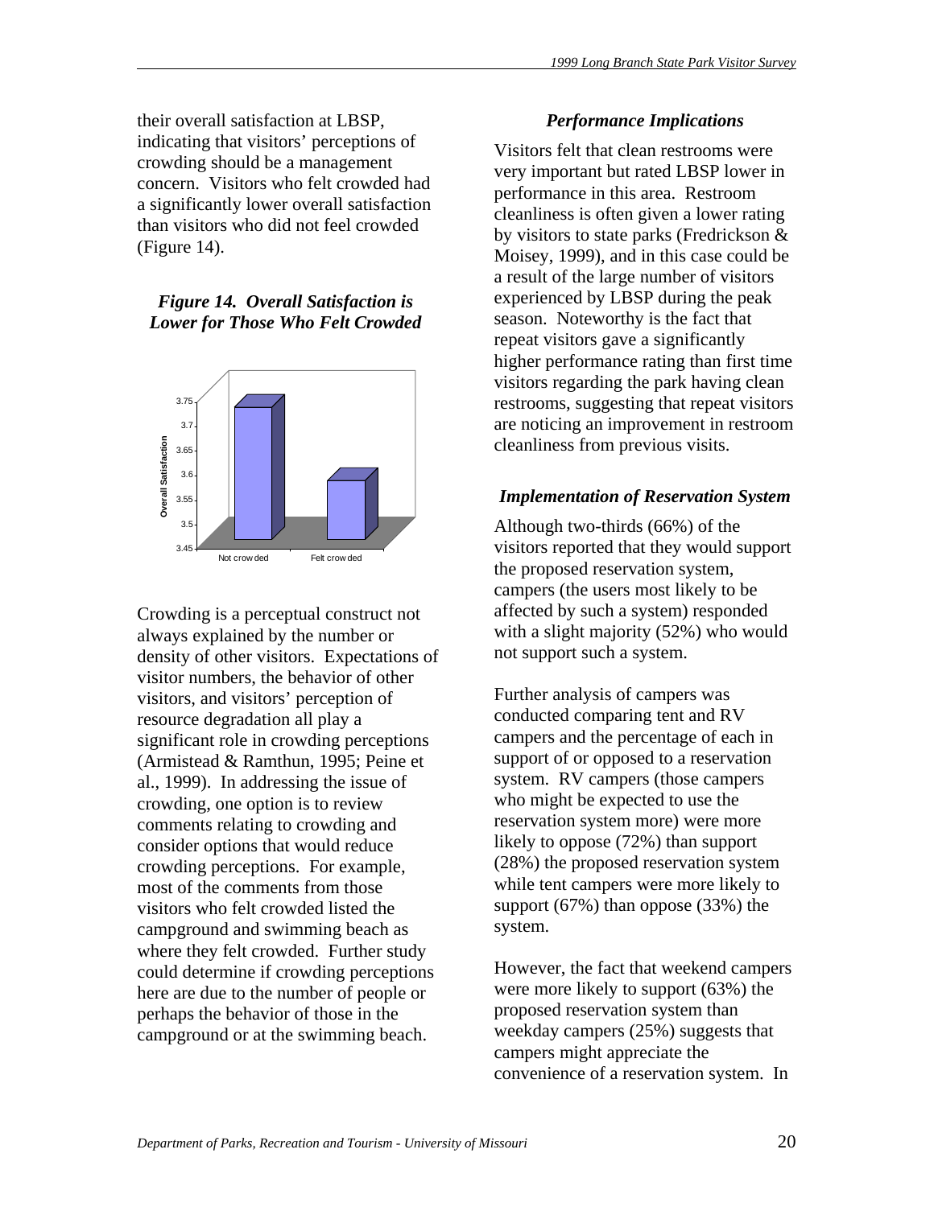their overall satisfaction at LBSP, indicating that visitors' perceptions of crowding should be a management concern. Visitors who felt crowded had a significantly lower overall satisfaction than visitors who did not feel crowded (Figure 14).

***Figure 14. Overall Satisfaction is Lower for Those Who Felt Crowded***

Crowding is a perceptual construct not always explained by the number or density of other visitors. Expectations of visitor numbers, the behavior of other visitors, and visitors' perception of resource degradation all play a significant role in crowding perceptions (Armistead & Ramthun, 1995; Peine et al., 1999). In addressing the issue of crowding, one option is to review comments relating to crowding and consider options that would reduce crowding perceptions. For example, most of the comments from those visitors who felt crowded listed the campground and swimming beach as where they felt crowded. Further study could determine if crowding perceptions here are due to the number of people or perhaps the behavior of those in the campground or at the swimming beach.

### *Performance Implications*

Visitors felt that clean restrooms were very important but rated LBSP lower in performance in this area. Restroom cleanliness is often given a lower rating by visitors to state parks (Fredrickson & Moisey, 1999), and in this case could be a result of the large number of visitors experienced by LBSP during the peak season. Noteworthy is the fact that repeat visitors gave a significantly higher performance rating than first time visitors regarding the park having clean restrooms, suggesting that repeat visitors are noticing an improvement in restroom cleanliness from previous visits.

### *Implementation of Reservation System*

Although two-thirds (66%) of the visitors reported that they would support the proposed reservation system, campers (the users most likely to be affected by such a system) responded with a slight majority (52%) who would not support such a system.

Further analysis of campers was conducted comparing tent and RV campers and the percentage of each in support of or opposed to a reservation system. RV campers (those campers who might be expected to use the reservation system more) were more likely to oppose (72%) than support (28%) the proposed reservation system while tent campers were more likely to support (67%) than oppose (33%) the system.

However, the fact that weekend campers were more likely to support (63%) the proposed reservation system than weekday campers (25%) suggests that campers might appreciate the convenience of a reservation system. In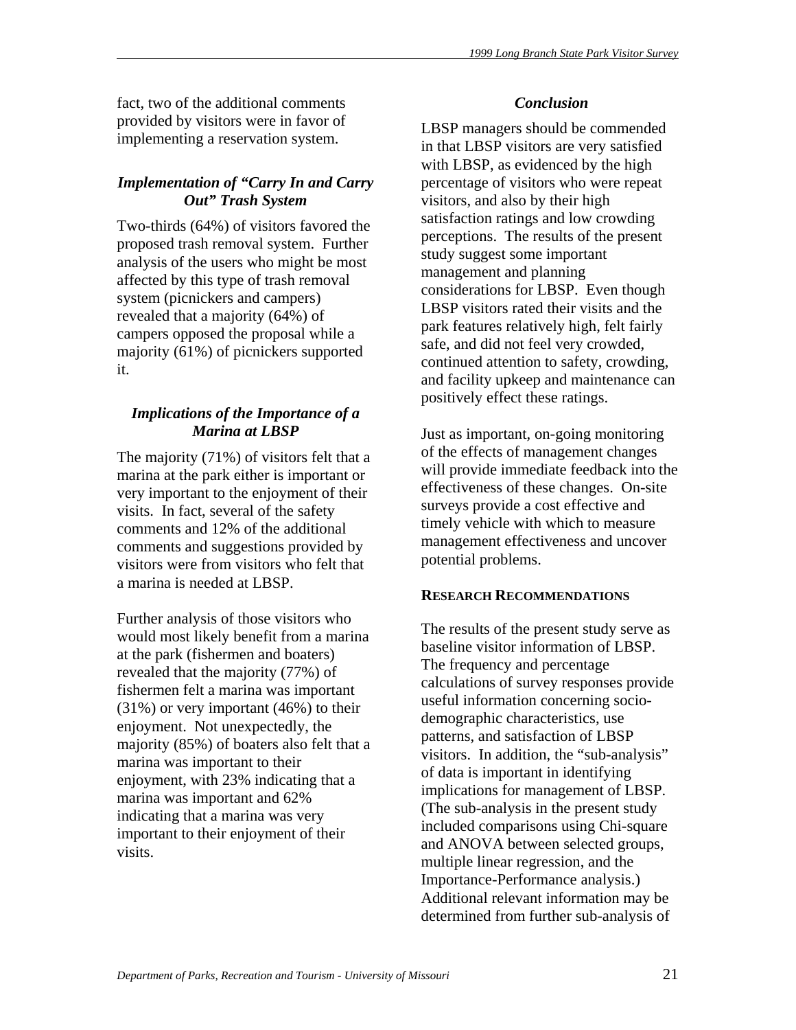fact, two of the additional comments provided by visitors were in favor of implementing a reservation system.

### *Implementation of "Carry In and Carry Out" Trash System*

Two-thirds (64%) of visitors favored the proposed trash removal system. Further analysis of the users who might be most affected by this type of trash removal system (picnickers and campers) revealed that a majority (64%) of campers opposed the proposal while a majority (61%) of picnickers supported it.

### *Implications of the Importance of a Marina at LBSP*

The majority (71%) of visitors felt that a marina at the park either is important or very important to the enjoyment of their visits. In fact, several of the safety comments and 12% of the additional comments and suggestions provided by visitors were from visitors who felt that a marina is needed at LBSP.

Further analysis of those visitors who would most likely benefit from a marina at the park (fishermen and boaters) revealed that the majority (77%) of fishermen felt a marina was important (31%) or very important (46%) to their enjoyment. Not unexpectedly, the majority (85%) of boaters also felt that a marina was important to their enjoyment, with 23% indicating that a marina was important and 62% indicating that a marina was very important to their enjoyment of their visits.

### *Conclusion*

LBSP managers should be commended in that LBSP visitors are very satisfied with LBSP, as evidenced by the high percentage of visitors who were repeat visitors, and also by their high satisfaction ratings and low crowding perceptions. The results of the present study suggest some important management and planning considerations for LBSP. Even though LBSP visitors rated their visits and the park features relatively high, felt fairly safe, and did not feel very crowded, continued attention to safety, crowding, and facility upkeep and maintenance can positively effect these ratings.

Just as important, on-going monitoring of the effects of management changes will provide immediate feedback into the effectiveness of these changes. On-site surveys provide a cost effective and timely vehicle with which to measure management effectiveness and uncover potential problems.

## RESEARCH RECOMMENDATIONS

The results of the present study serve as baseline visitor information of LBSP. The frequency and percentage calculations of survey responses provide useful information concerning socio-demographic characteristics, use patterns, and satisfaction of LBSP visitors. In addition, the "sub-analysis" of data is important in identifying implications for management of LBSP. (The sub-analysis in the present study included comparisons using Chi-square and ANOVA between selected groups, multiple linear regression, and the Importance-Performance analysis.) Additional relevant information may be determined from further sub-analysis of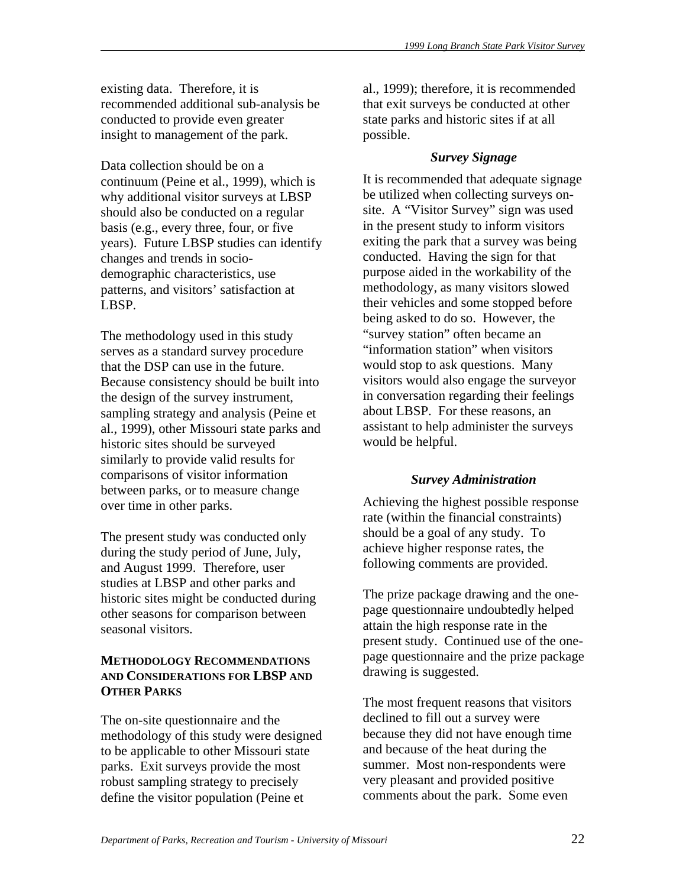existing data. Therefore, it is recommended additional sub-analysis be conducted to provide even greater insight to management of the park.

Data collection should be on a continuum (Peine et al., 1999), which is why additional visitor surveys at LBSP should also be conducted on a regular basis (e.g., every three, four, or five years). Future LBSP studies can identify changes and trends in socio-demographic characteristics, use patterns, and visitors' satisfaction at LBSP.

The methodology used in this study serves as a standard survey procedure that the DSP can use in the future. Because consistency should be built into the design of the survey instrument, sampling strategy and analysis (Peine et al., 1999), other Missouri state parks and historic sites should be surveyed similarly to provide valid results for comparisons of visitor information between parks, or to measure change over time in other parks.

The present study was conducted only during the study period of June, July, and August 1999. Therefore, user studies at LBSP and other parks and historic sites might be conducted during other seasons for comparison between seasonal visitors.

## METHODOLOGY RECOMMENDATIONS AND CONSIDERATIONS FOR LBSP AND OTHER PARKS

The on-site questionnaire and the methodology of this study were designed to be applicable to other Missouri state parks. Exit surveys provide the most robust sampling strategy to precisely define the visitor population (Peine et al., 1999); therefore, it is recommended that exit surveys be conducted at other state parks and historic sites if at all possible.

### *Survey Signage*

It is recommended that adequate signage be utilized when collecting surveys on-site. A "Visitor Survey" sign was used in the present study to inform visitors exiting the park that a survey was being conducted. Having the sign for that purpose aided in the workability of the methodology, as many visitors slowed their vehicles and some stopped before being asked to do so. However, the "survey station" often became an "information station" when visitors would stop to ask questions. Many visitors would also engage the surveyor in conversation regarding their feelings about LBSP. For these reasons, an assistant to help administer the surveys would be helpful.

### *Survey Administration*

Achieving the highest possible response rate (within the financial constraints) should be a goal of any study. To achieve higher response rates, the following comments are provided.

The prize package drawing and the one-page questionnaire undoubtedly helped attain the high response rate in the present study. Continued use of the one-page questionnaire and the prize package drawing is suggested.

The most frequent reasons that visitors declined to fill out a survey were because they did not have enough time and because of the heat during the summer. Most non-respondents were very pleasant and provided positive comments about the park. Some even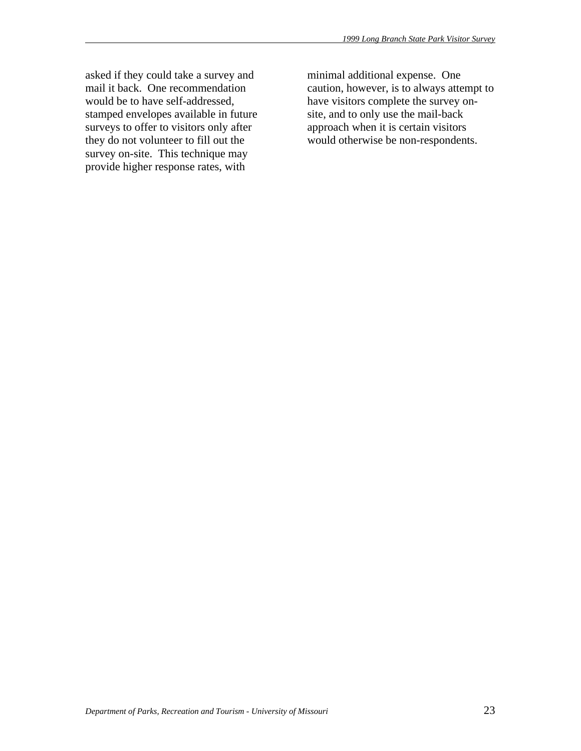asked if they could take a survey and mail it back. One recommendation would be to have self-addressed, stamped envelopes available in future surveys to offer to visitors only after they do not volunteer to fill out the survey on-site. This technique may provide higher response rates, with minimal additional expense. One caution, however, is to always attempt to have visitors complete the survey on-site, and to only use the mail-back approach when it is certain visitors would otherwise be non-respondents.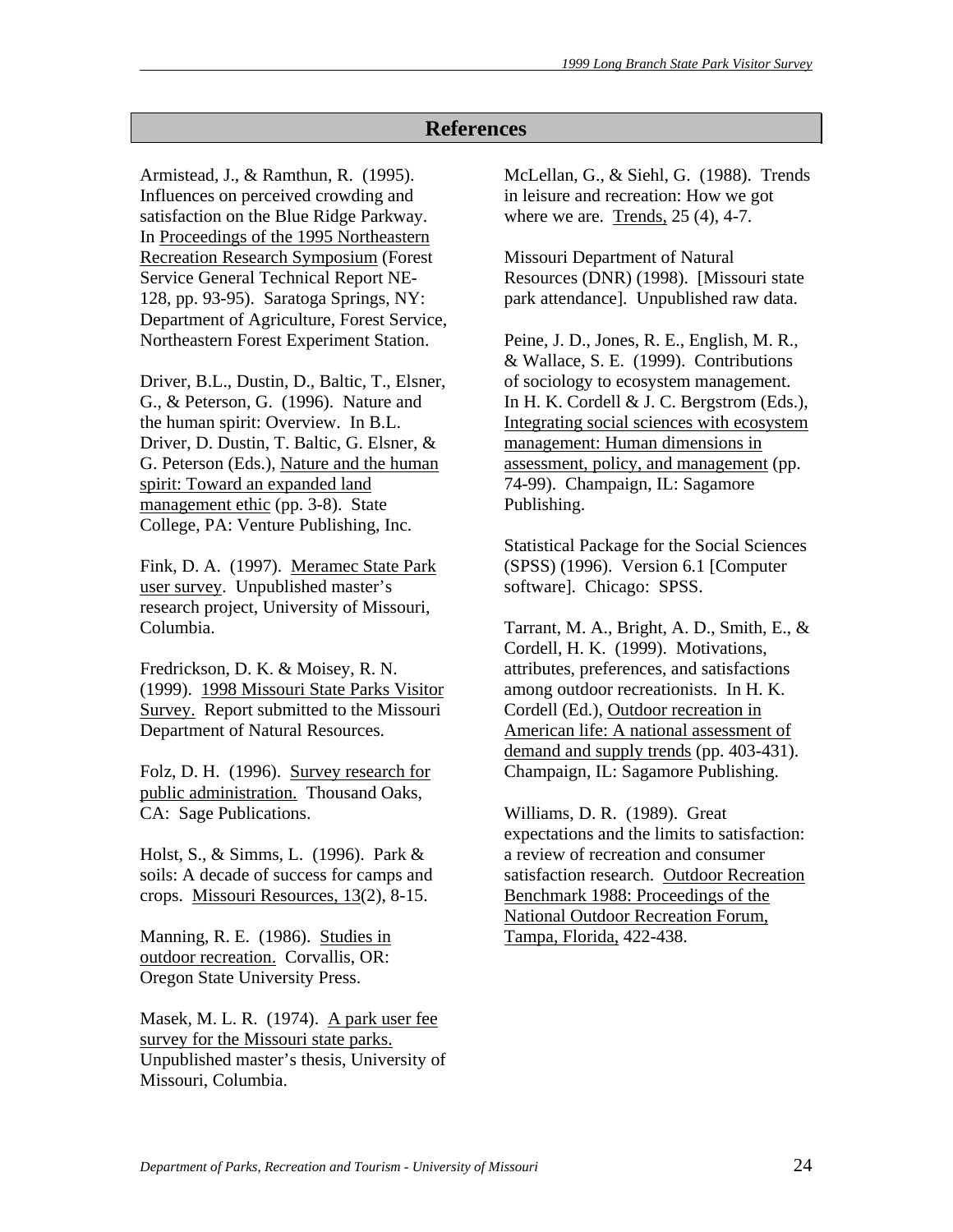# References

Armistead, J., & Ramthun, R. (1995). Influences on perceived crowding and satisfaction on the Blue Ridge Parkway. In Proceedings of the 1995 Northeastern Recreation Research Symposium (Forest Service General Technical Report NE-128, pp. 93-95). Saratoga Springs, NY: Department of Agriculture, Forest Service, Northeastern Forest Experiment Station.

Driver, B.L., Dustin, D., Baltic, T., Elsner, G., & Peterson, G. (1996). Nature and the human spirit: Overview. In B.L. Driver, D. Dustin, T. Baltic, G. Elsner, & G. Peterson (Eds.), Nature and the human spirit: Toward an expanded land management ethic (pp. 3-8). State College, PA: Venture Publishing, Inc.

Fink, D. A. (1997). Meramec State Park user survey. Unpublished master's research project, University of Missouri, Columbia.

Fredrickson, D. K. & Moisey, R. N. (1999). 1998 Missouri State Parks Visitor Survey. Report submitted to the Missouri Department of Natural Resources.

Folz, D. H. (1996). Survey research for public administration. Thousand Oaks, CA: Sage Publications.

Holst, S., & Simms, L. (1996). Park & soils: A decade of success for camps and crops. Missouri Resources, 13(2), 8-15.

Manning, R. E. (1986). Studies in outdoor recreation. Corvallis, OR: Oregon State University Press.

Masek, M. L. R. (1974). A park user fee survey for the Missouri state parks. Unpublished master's thesis, University of Missouri, Columbia.

McLellan, G., & Siehl, G. (1988). Trends in leisure and recreation: How we got where we are. Trends, 25 (4), 4-7.

Missouri Department of Natural Resources (DNR) (1998). [Missouri state park attendance]. Unpublished raw data.

Peine, J. D., Jones, R. E., English, M. R., & Wallace, S. E. (1999). Contributions of sociology to ecosystem management. In H. K. Cordell & J. C. Bergstrom (Eds.), Integrating social sciences with ecosystem management: Human dimensions in assessment, policy, and management (pp. 74-99). Champaign, IL: Sagamore Publishing.

Statistical Package for the Social Sciences (SPSS) (1996). Version 6.1 [Computer software]. Chicago: SPSS.

Tarrant, M. A., Bright, A. D., Smith, E., & Cordell, H. K. (1999). Motivations, attributes, preferences, and satisfactions among outdoor recreationists. In H. K. Cordell (Ed.), Outdoor recreation in American life: A national assessment of demand and supply trends (pp. 403-431). Champaign, IL: Sagamore Publishing.

Williams, D. R. (1989). Great expectations and the limits to satisfaction: a review of recreation and consumer satisfaction research. Outdoor Recreation Benchmark 1988: Proceedings of the National Outdoor Recreation Forum, Tampa, Florida, 422-438.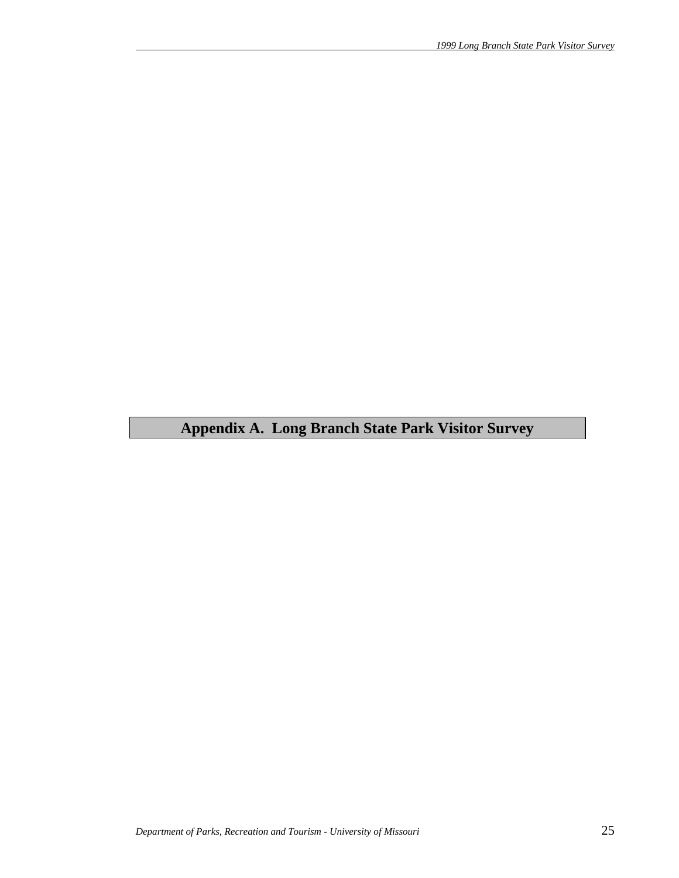# Appendix A. Long Branch State Park Visitor Survey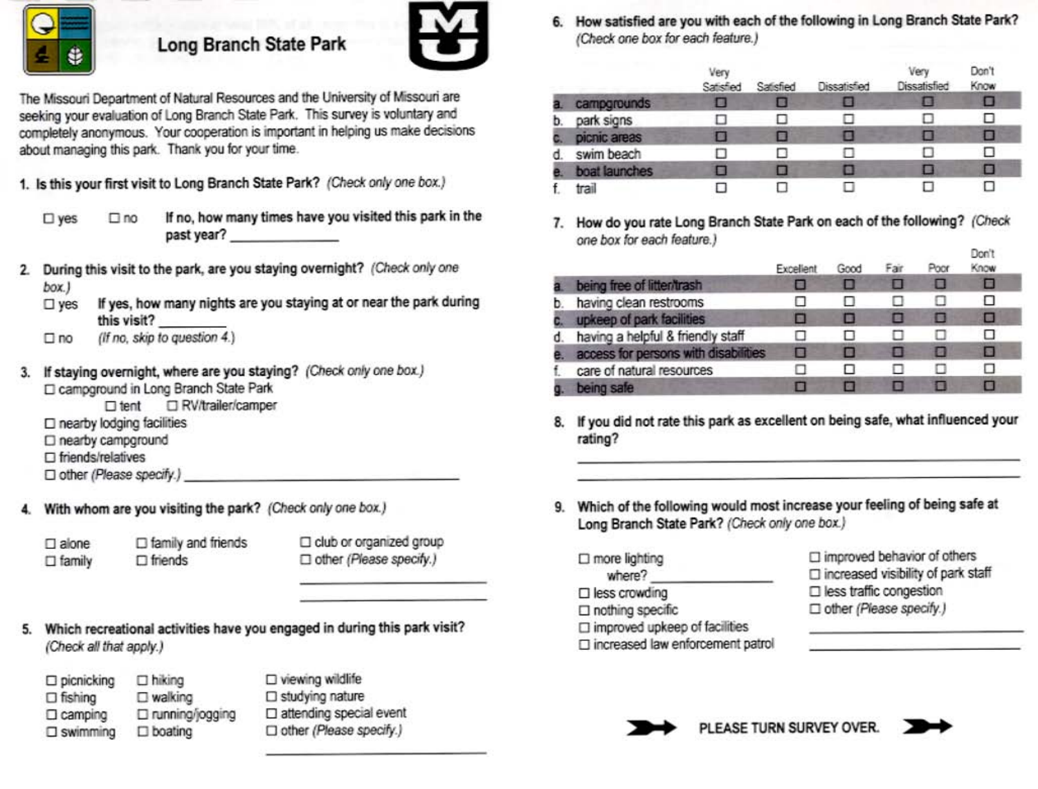# Long Branch State Park

The Missouri Department of Natural Resources and the University of Missouri are seeking your evaluation of Long Branch State Park. This survey is voluntary and completely anonymous. Your cooperation is important in helping us make decisions about managing this park. Thank you for your time.

**1. Is this your first visit to Long Branch State Park?** *(Check only one box.)*

☐ yes ☐ no **If no, how many times have you visited this park in the past year?** ______________

**2. During this visit to the park, are you staying overnight?** *(Check only one box.)*

☐ yes **If yes, how many nights are you staying at or near the park during this visit?** __________

☐ no *(If no, skip to question 4.)*

**3. If staying overnight, where are you staying?** *(Check only one box.)*

☐ campground in Long Branch State Park
  ☐ tent ☐ RV/trailer/camper
☐ nearby lodging facilities
☐ nearby campground
☐ friends/relatives
☐ other *(Please specify.)* ______________________________

**4. With whom are you visiting the park?** *(Check only one box.)*

☐ alone ☐ family and friends ☐ club or organized group
☐ family ☐ friends ☐ other *(Please specify.)* ______________________________

**5. Which recreational activities have you engaged in during this park visit?** *(Check all that apply.)*

☐ picnicking ☐ hiking ☐ viewing wildlife
☐ fishing ☐ walking ☐ studying nature
☐ camping ☐ running/jogging ☐ attending special event
☐ swimming ☐ boating ☐ other *(Please specify.)* ______________________________

**6. How satisfied are you with each of the following in Long Branch State Park?** *(Check one box for each feature.)*

| | Very Satisfied | Satisfied | Dissatisfied | Very Dissatisfied | Don't Know |
|---|---|---|---|---|---|
| a. campgrounds | ☐ | ☐ | ☐ | ☐ | ☐ |
| b. park signs | ☐ | ☐ | ☐ | ☐ | ☐ |
| c. picnic areas | ☐ | ☐ | ☐ | ☐ | ☐ |
| d. swim beach | ☐ | ☐ | ☐ | ☐ | ☐ |
| e. boat launches | ☐ | ☐ | ☐ | ☐ | ☐ |
| f. trail | ☐ | ☐ | ☐ | ☐ | ☐ |

**7. How do you rate Long Branch State Park on each of the following?** *(Check one box for each feature.)*

| | Excellent | Good | Fair | Poor | Don't Know |
|---|---|---|---|---|---|
| a. being free of litter/trash | ☐ | ☐ | ☐ | ☐ | ☐ |
| b. having clean restrooms | ☐ | ☐ | ☐ | ☐ | ☐ |
| c. upkeep of park facilities | ☐ | ☐ | ☐ | ☐ | ☐ |
| d. having a helpful & friendly staff | ☐ | ☐ | ☐ | ☐ | ☐ |
| e. access for persons with disabilities | ☐ | ☐ | ☐ | ☐ | ☐ |
| f. care of natural resources | ☐ | ☐ | ☐ | ☐ | ☐ |
| g. being safe | ☐ | ☐ | ☐ | ☐ | ☐ |

**8. If you did not rate this park as excellent on being safe, what influenced your rating?**

______________________________________________

______________________________________________

**9. Which of the following would most increase your feeling of being safe at Long Branch State Park?** *(Check only one box.)*

☐ more lighting
  where? ______________
☐ less crowding
☐ nothing specific
☐ improved upkeep of facilities
☐ increased law enforcement patrol
☐ improved behavior of others
☐ increased visibility of park staff
☐ less traffic congestion
☐ other *(Please specify.)* ______________________________

**PLEASE TURN SURVEY OVER.**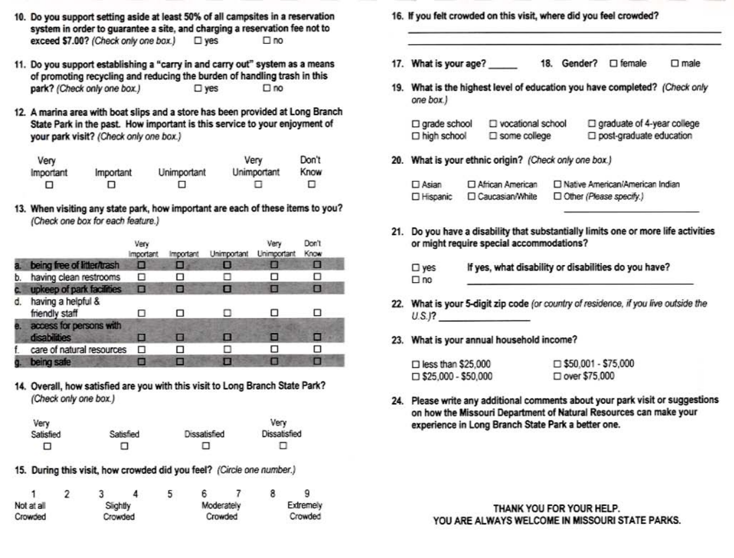10. **Do you support setting aside at least 50% of all campsites in a reservation system in order to guarantee a site, and charging a reservation fee not to exceed $7.00?** *(Check only one box.)* ☐ yes ☐ no

11. **Do you support establishing a "carry in and carry out" system as a means of promoting recycling and reducing the burden of handling trash in this park?** *(Check only one box.)* ☐ yes ☐ no

12. **A marina area with boat slips and a store has been provided at Long Branch State Park in the past. How important is this service to your enjoyment of your park visit?** *(Check only one box.)*

| Very Important | Important | Unimportant | Very Unimportant | Don't Know |
|---|---|---|---|---|
| ☐ | ☐ | ☐ | ☐ | ☐ |

13. **When visiting any state park, how important are each of these items to you?** *(Check one box for each feature.)*

| | Very Important | Important | Unimportant | Very Unimportant | Don't Know |
|---|---|---|---|---|---|
| a. being free of litter/trash | ☐ | ☐ | ☐ | ☐ | ☐ |
| b. having clean restrooms | ☐ | ☐ | ☐ | ☐ | ☐ |
| c. upkeep of park facilities | ☐ | ☐ | ☐ | ☐ | ☐ |
| d. having a helpful & friendly staff | ☐ | ☐ | ☐ | ☐ | ☐ |
| e. access for persons with disabilities | ☐ | ☐ | ☐ | ☐ | ☐ |
| f. care of natural resources | ☐ | ☐ | ☐ | ☐ | ☐ |
| g. being safe | ☐ | ☐ | ☐ | ☐ | ☐ |

14. **Overall, how satisfied are you with this visit to Long Branch State Park?** *(Check only one box.)*

| Very Satisfied | Satisfied | Dissatisfied | Very Dissatisfied |
|---|---|---|---|
| ☐ | ☐ | ☐ | ☐ |

15. **During this visit, how crowded did you feel?** *(Circle one number.)*

| 1 | 2 | 3 | 4 | 5 | 6 | 7 | 8 | 9 |
|---|---|---|---|---|---|---|---|---|
| Not at all Crowded | | Slightly Crowded | | | Moderately Crowded | | | Extremely Crowded |

16. **If you felt crowded on this visit, where did you feel crowded?**

\_\_\_\_\_\_\_\_\_\_\_\_\_\_\_\_\_\_\_\_\_\_\_\_\_\_\_\_\_\_\_\_\_\_\_\_\_\_\_\_

\_\_\_\_\_\_\_\_\_\_\_\_\_\_\_\_\_\_\_\_\_\_\_\_\_\_\_\_\_\_\_\_\_\_\_\_\_\_\_\_

17. **What is your age?** \_\_\_\_\_\_

18. **Gender?** ☐ female ☐ male

19. **What is the highest level of education you have completed?** *(Check only one box.)*

☐ grade school ☐ vocational school ☐ graduate of 4-year college
☐ high school ☐ some college ☐ post-graduate education

20. **What is your ethnic origin?** *(Check only one box.)*

☐ Asian ☐ African American ☐ Native American/American Indian
☐ Hispanic ☐ Caucasian/White ☐ Other *(Please specify.)* \_\_\_\_\_\_\_\_\_\_\_\_\_\_\_\_

21. **Do you have a disability that substantially limits one or more life activities or might require special accommodations?**

☐ yes
☐ no

**If yes, what disability or disabilities do you have?** \_\_\_\_\_\_\_\_\_\_\_\_\_\_\_\_\_\_\_\_\_\_\_\_

22. **What is your 5-digit zip code** *(or country of residence, if you live outside the U.S.)*? \_\_\_\_\_\_\_\_\_\_\_\_

23. **What is your annual household income?**

☐ less than $25,000 ☐ $50,001 - $75,000
☐ $25,000 - $50,000 ☐ over $75,000

24. **Please write any additional comments about your park visit or suggestions on how the Missouri Department of Natural Resources can make your experience in Long Branch State Park a better one.**

**THANK YOU FOR YOUR HELP.**
**YOU ARE ALWAYS WELCOME IN MISSOURI STATE PARKS.**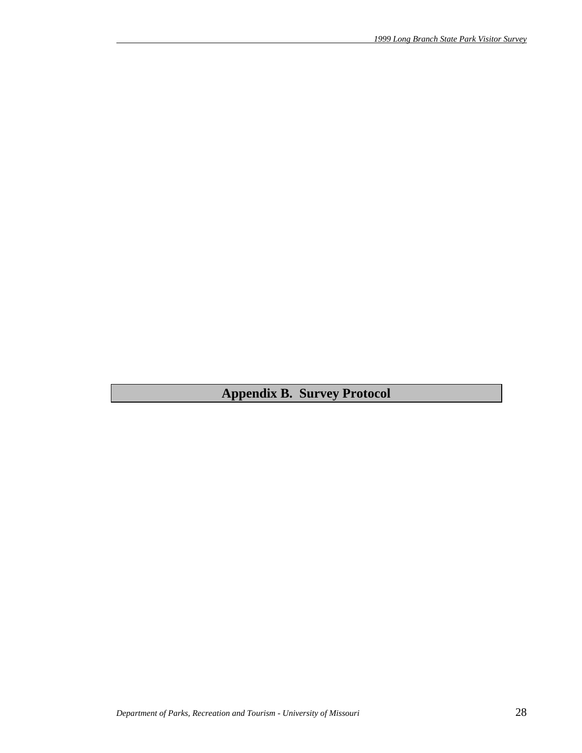# Appendix B. Survey Protocol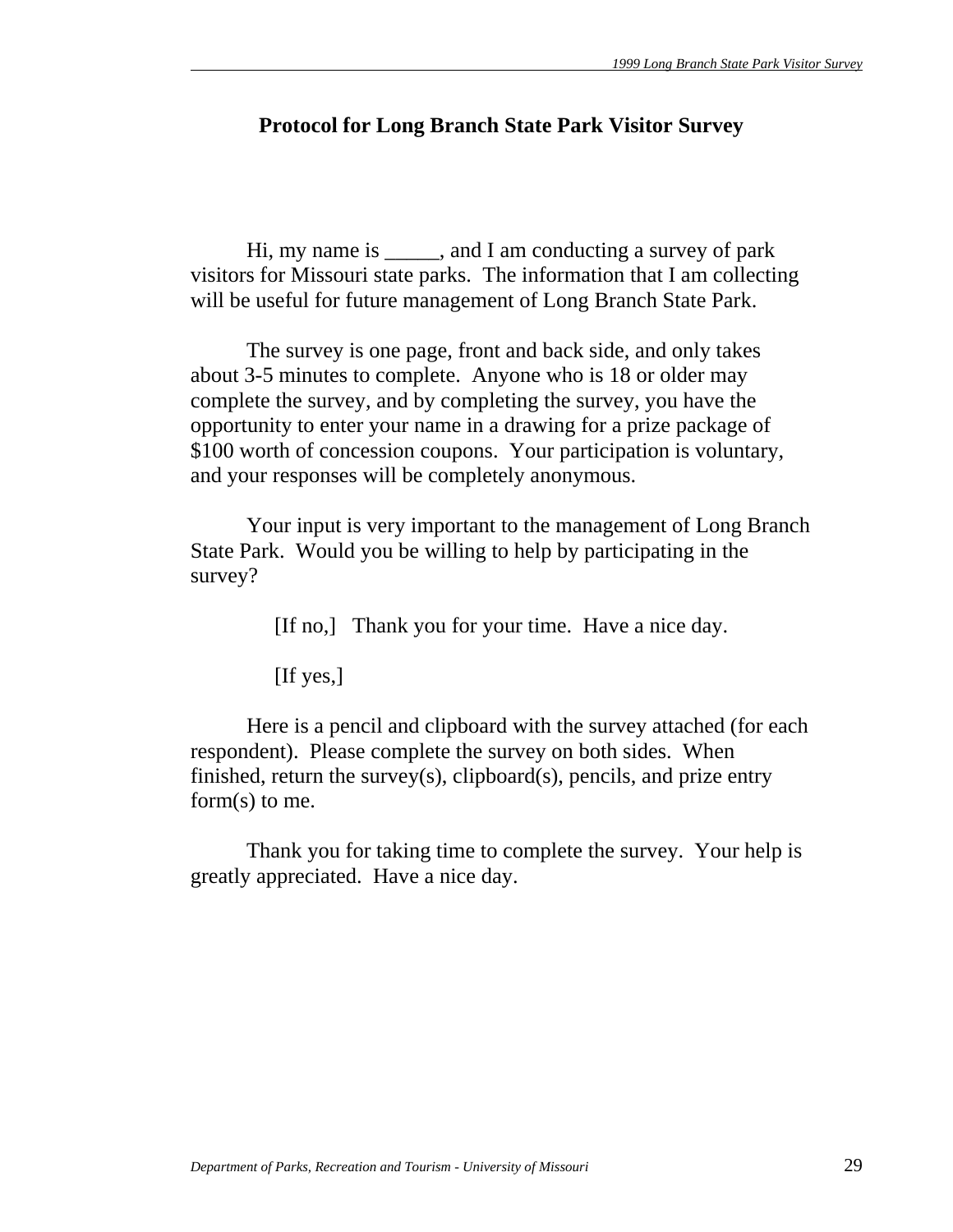# Protocol for Long Branch State Park Visitor Survey

Hi, my name is _____, and I am conducting a survey of park visitors for Missouri state parks. The information that I am collecting will be useful for future management of Long Branch State Park.

The survey is one page, front and back side, and only takes about 3-5 minutes to complete. Anyone who is 18 or older may complete the survey, and by completing the survey, you have the opportunity to enter your name in a drawing for a prize package of $100 worth of concession coupons. Your participation is voluntary, and your responses will be completely anonymous.

Your input is very important to the management of Long Branch State Park. Would you be willing to help by participating in the survey?

> [If no,] Thank you for your time. Have a nice day.
>
> [If yes,]

Here is a pencil and clipboard with the survey attached (for each respondent). Please complete the survey on both sides. When finished, return the survey(s), clipboard(s), pencils, and prize entry form(s) to me.

Thank you for taking time to complete the survey. Your help is greatly appreciated. Have a nice day.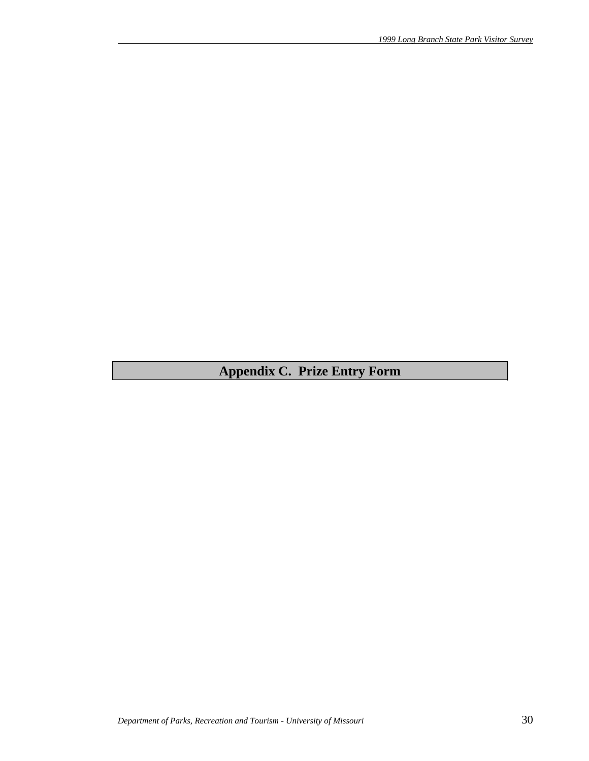# Appendix C. Prize Entry Form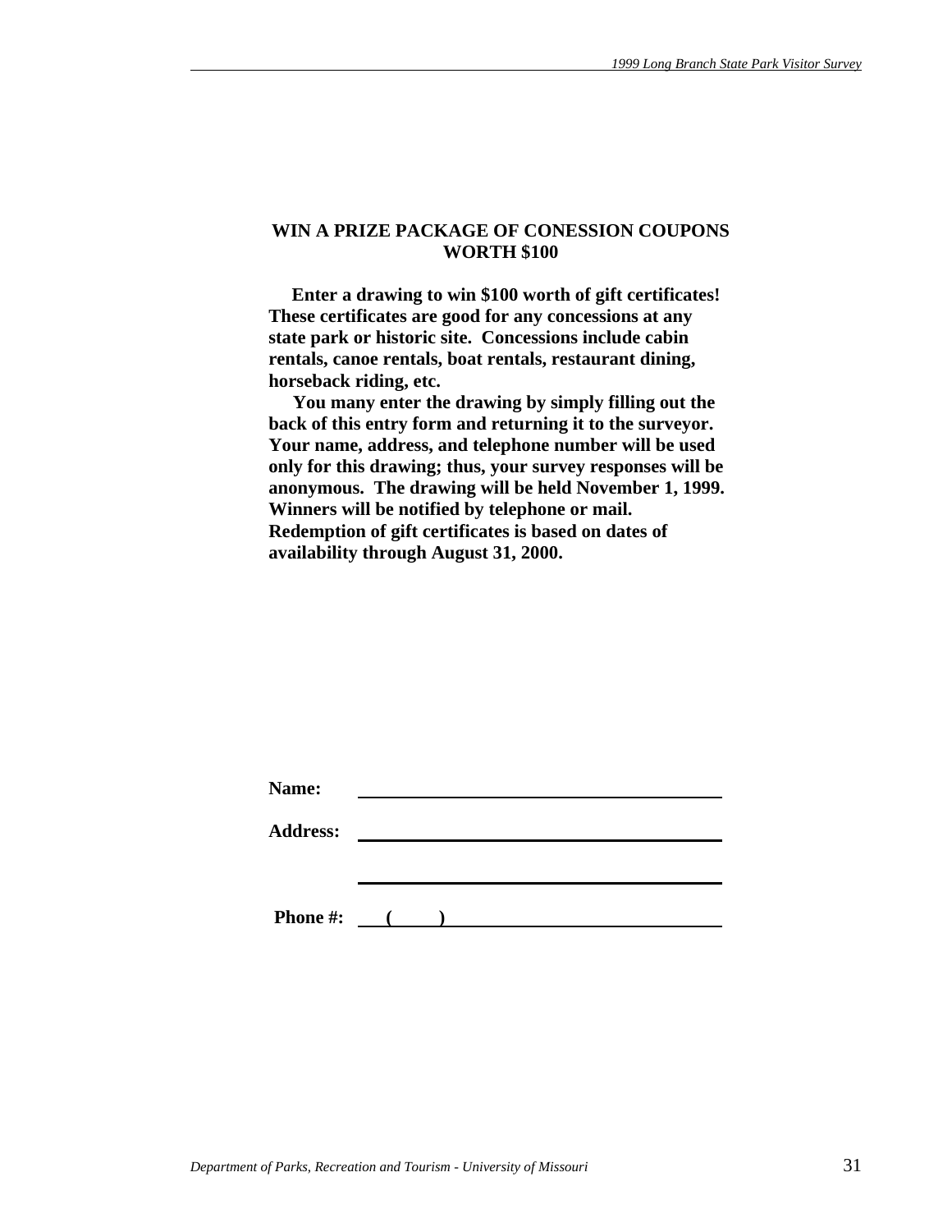## WIN A PRIZE PACKAGE OF CONESSION COUPONS WORTH $100

**Enter a drawing to win $100 worth of gift certificates! These certificates are good for any concessions at any state park or historic site. Concessions include cabin rentals, canoe rentals, boat rentals, restaurant dining, horseback riding, etc.**

**You many enter the drawing by simply filling out the back of this entry form and returning it to the surveyor. Your name, address, and telephone number will be used only for this drawing; thus, your survey responses will be anonymous. The drawing will be held November 1, 1999. Winners will be notified by telephone or mail. Redemption of gift certificates is based on dates of availability through August 31, 2000.**

**Name:** ________________________________________

**Address:** ________________________________________

________________________________________

**Phone #:** (      ) ________________________________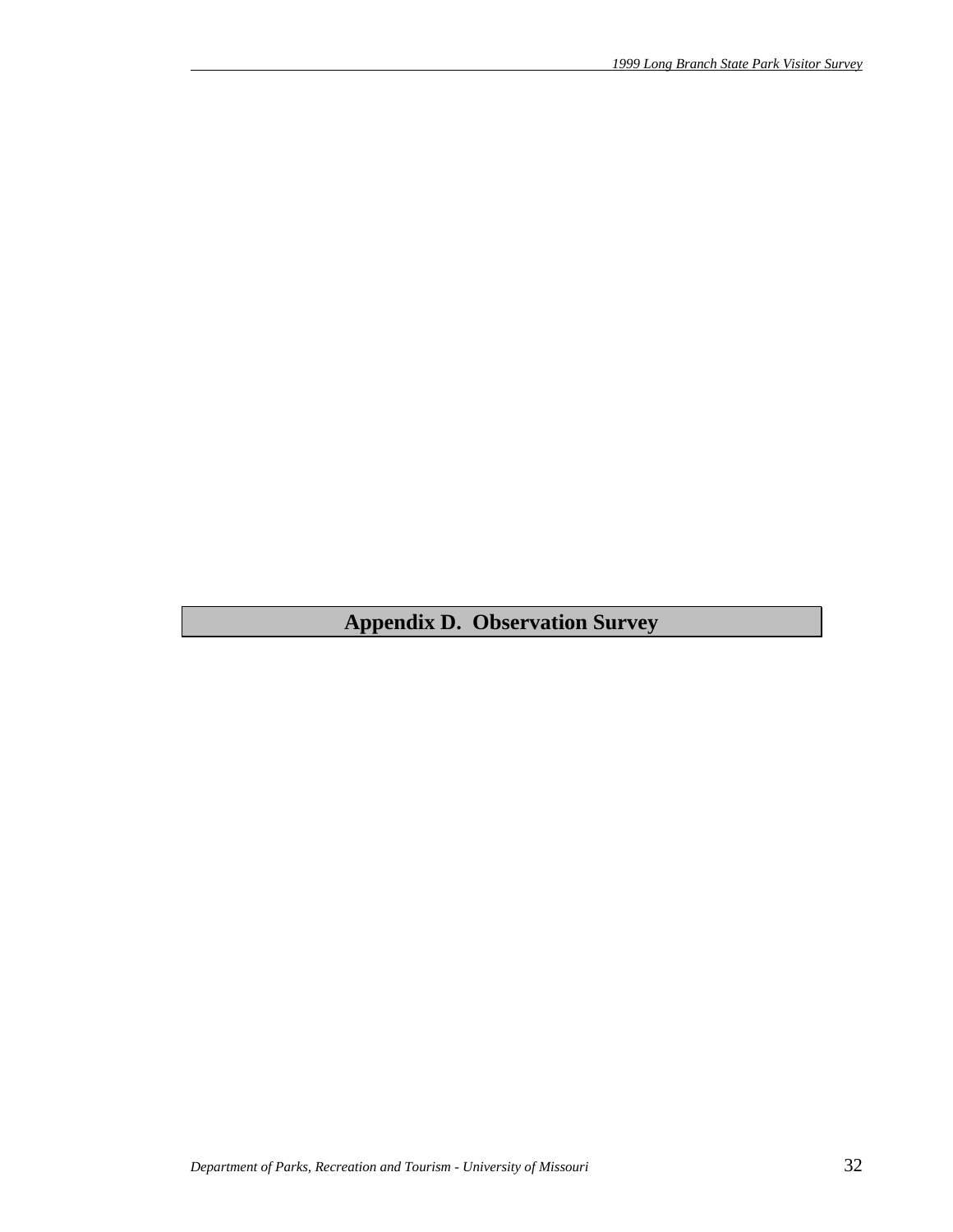# Appendix D. Observation Survey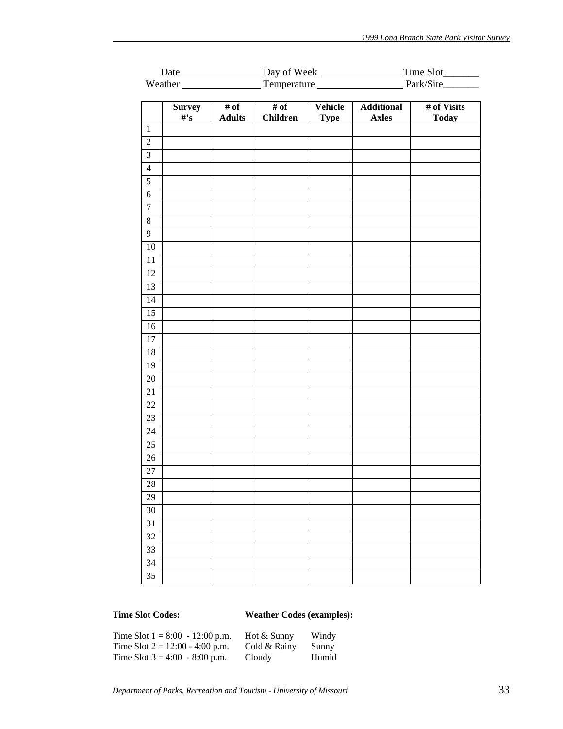Date ______________ Day of Week ______________ Time Slot_______
Weather ______________ Temperature ______________ Park/Site_______

| | Survey #'s | # of Adults | # of Children | Vehicle Type | Additional Axles | # of Visits Today |
|---|---|---|---|---|---|---|
| 1 | | | | | | |
| 2 | | | | | | |
| 3 | | | | | | |
| 4 | | | | | | |
| 5 | | | | | | |
| 6 | | | | | | |
| 7 | | | | | | |
| 8 | | | | | | |
| 9 | | | | | | |
| 10 | | | | | | |
| 11 | | | | | | |
| 12 | | | | | | |
| 13 | | | | | | |
| 14 | | | | | | |
| 15 | | | | | | |
| 16 | | | | | | |
| 17 | | | | | | |
| 18 | | | | | | |
| 19 | | | | | | |
| 20 | | | | | | |
| 21 | | | | | | |
| 22 | | | | | | |
| 23 | | | | | | |
| 24 | | | | | | |
| 25 | | | | | | |
| 26 | | | | | | |
| 27 | | | | | | |
| 28 | | | | | | |
| 29 | | | | | | |
| 30 | | | | | | |
| 31 | | | | | | |
| 32 | | | | | | |
| 33 | | | | | | |
| 34 | | | | | | |
| 35 | | | | | | |

**Time Slot Codes:**

Time Slot 1 = 8:00 - 12:00 p.m.
Time Slot 2 = 12:00 - 4:00 p.m.
Time Slot 3 = 4:00 - 8:00 p.m.

**Weather Codes (examples):**

| | |
|---|---|
| Hot & Sunny | Windy |
| Cold & Rainy | Sunny |
| Cloudy | Humid |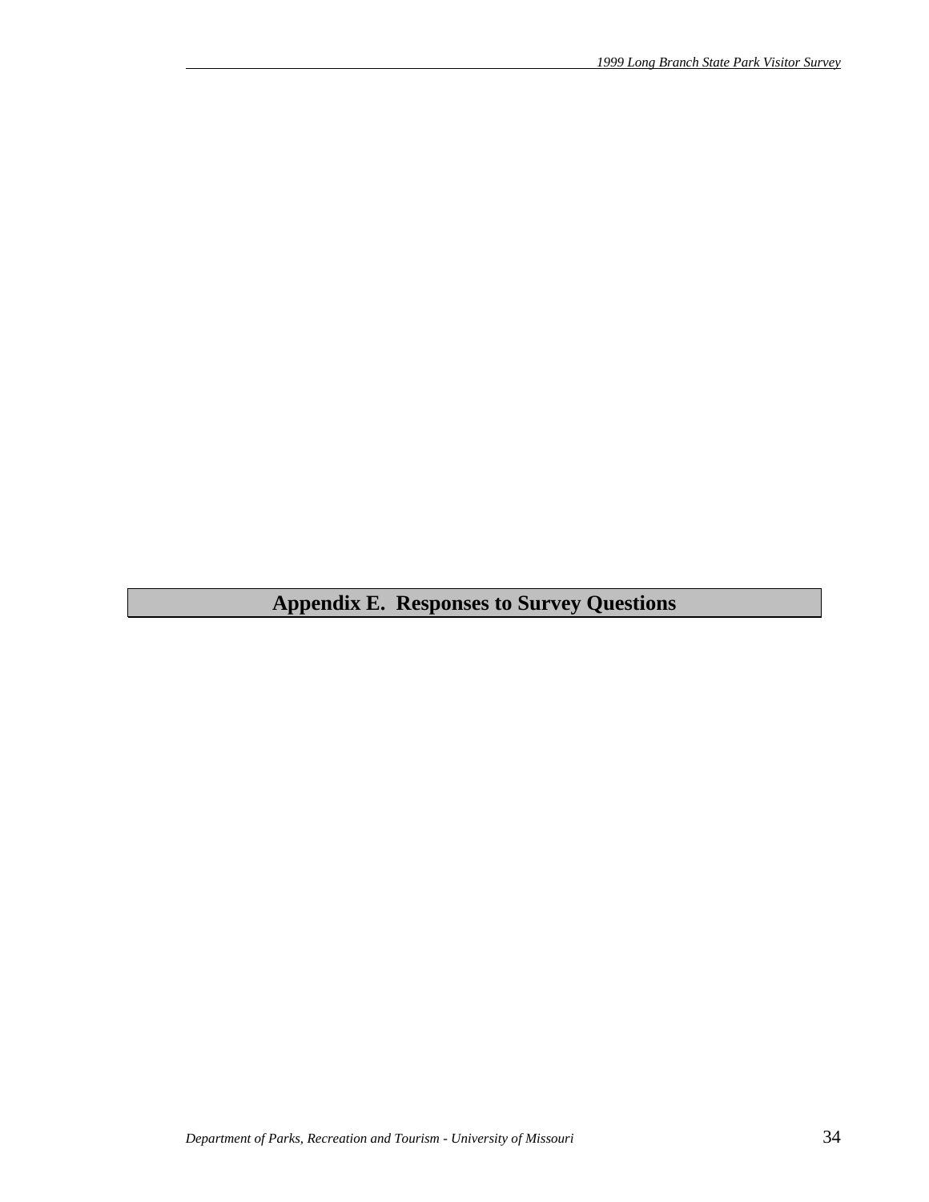# Appendix E.  Responses to Survey Questions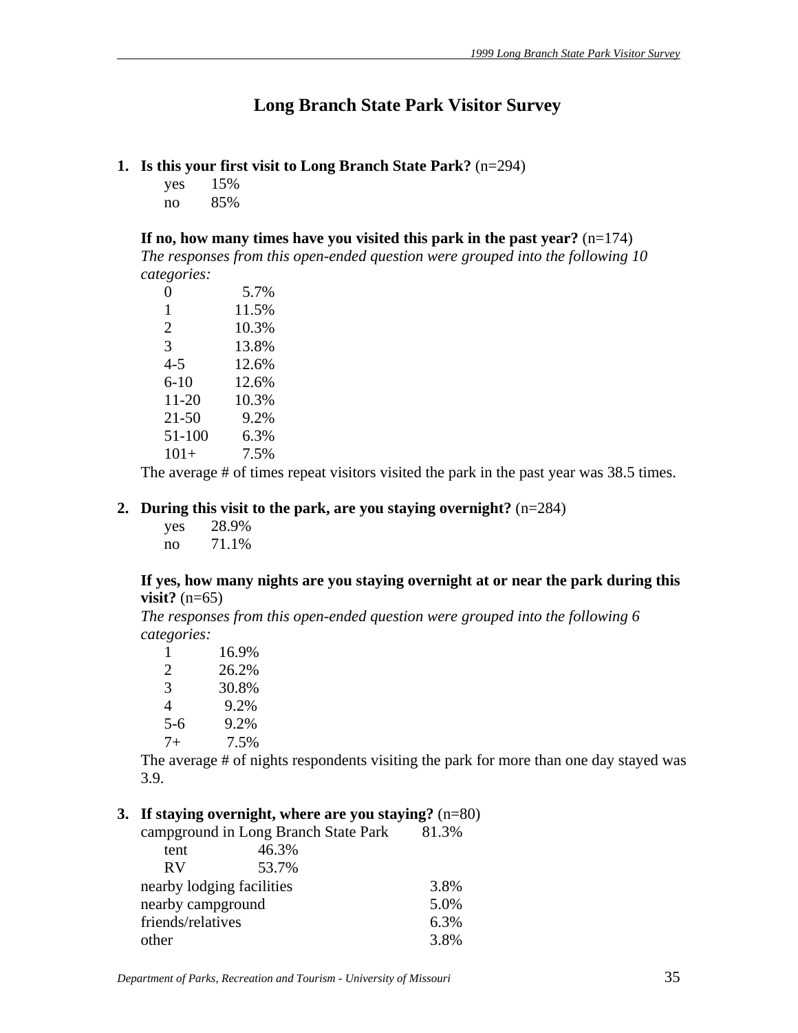# Long Branch State Park Visitor Survey

**1. Is this your first visit to Long Branch State Park?** (n=294)

| | |
|---|---|
| yes | 15% |
| no | 85% |

**If no, how many times have you visited this park in the past year?** (n=174)

*The responses from this open-ended question were grouped into the following 10 categories:*

| | |
|---|---|
| 0 | 5.7% |
| 1 | 11.5% |
| 2 | 10.3% |
| 3 | 13.8% |
| 4-5 | 12.6% |
| 6-10 | 12.6% |
| 11-20 | 10.3% |
| 21-50 | 9.2% |
| 51-100 | 6.3% |
| 101+ | 7.5% |

The average # of times repeat visitors visited the park in the past year was 38.5 times.

**2. During this visit to the park, are you staying overnight?** (n=284)

| | |
|---|---|
| yes | 28.9% |
| no | 71.1% |

**If yes, how many nights are you staying overnight at or near the park during this visit?** (n=65)

*The responses from this open-ended question were grouped into the following 6 categories:*

| | |
|---|---|
| 1 | 16.9% |
| 2 | 26.2% |
| 3 | 30.8% |
| 4 | 9.2% |
| 5-6 | 9.2% |
| 7+ | 7.5% |

The average # of nights respondents visiting the park for more than one day stayed was 3.9.

**3. If staying overnight, where are you staying?** (n=80)

| | | |
|---|---|---|
| campground in Long Branch State Park | | 81.3% |
| tent | 46.3% | |
| RV | 53.7% | |
| nearby lodging facilities | | 3.8% |
| nearby campground | | 5.0% |
| friends/relatives | | 6.3% |
| other | | 3.8% |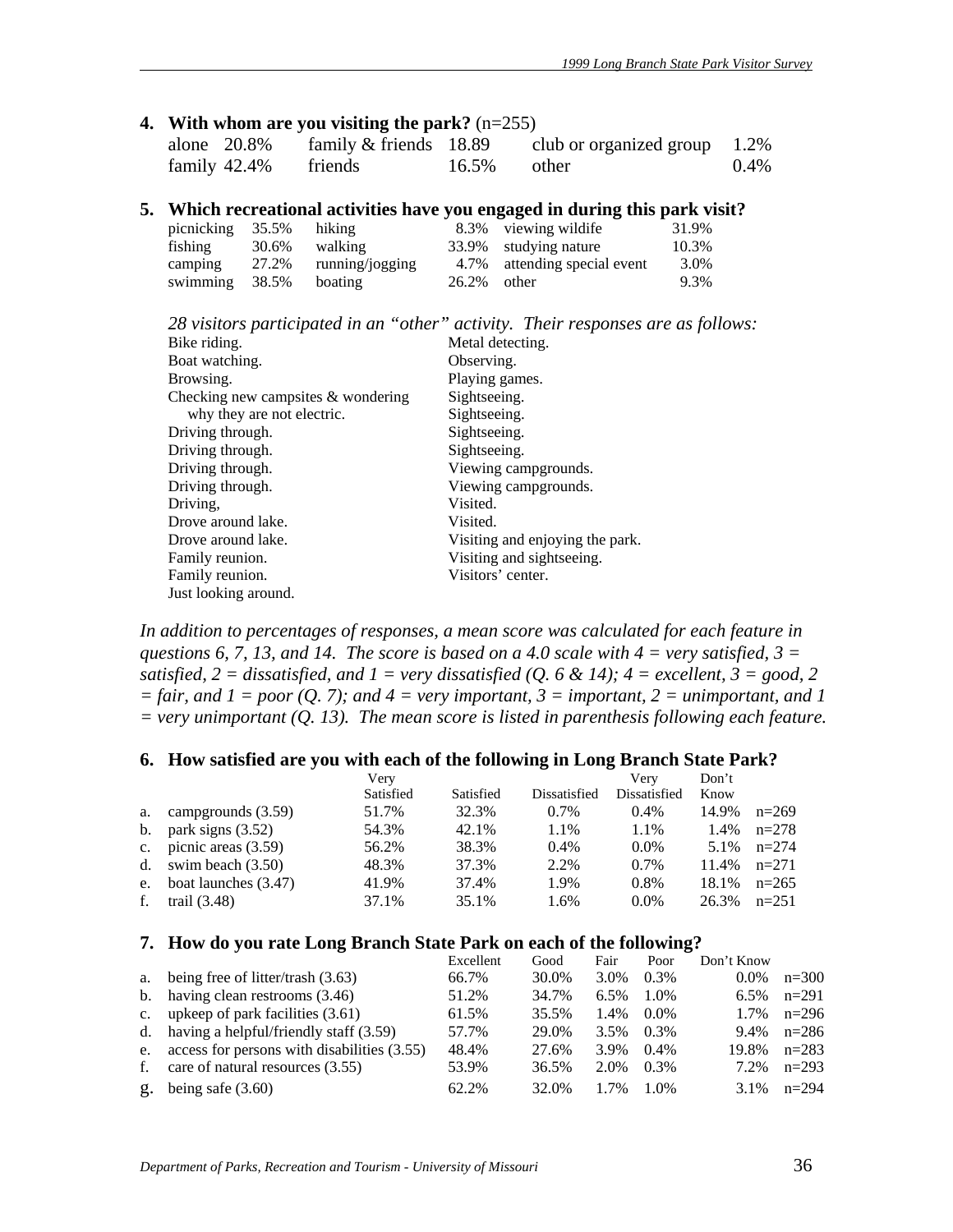**4. With whom are you visiting the park?** (n=255)

| | | | | | |
|---|---|---|---|---|---|
| alone | 20.8% | family & friends | 18.89 | club or organized group | 1.2% |
| family | 42.4% | friends | 16.5% | other | 0.4% |

**5. Which recreational activities have you engaged in during this park visit?**

| | | | | | |
|---|---|---|---|---|---|
| picnicking | 35.5% | hiking | 8.3% | viewing wildife | 31.9% |
| fishing | 30.6% | walking | 33.9% | studying nature | 10.3% |
| camping | 27.2% | running/jogging | 4.7% | attending special event | 3.0% |
| swimming | 38.5% | boating | 26.2% | other | 9.3% |

*28 visitors participated in an "other" activity. Their responses are as follows:*

Bike riding.
Boat watching.
Browsing.
Checking new campsites & wondering why they are not electric.
Driving through.
Driving through.
Driving through.
Driving through.
Driving,
Drove around lake.
Drove around lake.
Family reunion.
Family reunion.
Just looking around.
Metal detecting.
Observing.
Playing games.
Sightseeing.
Sightseeing.
Sightseeing.
Sightseeing.
Viewing campgrounds.
Viewing campgrounds.
Visited.
Visited.
Visiting and enjoying the park.
Visiting and sightseeing.
Visitors' center.

*In addition to percentages of responses, a mean score was calculated for each feature in questions 6, 7, 13, and 14. The score is based on a 4.0 scale with 4 = very satisfied, 3 = satisfied, 2 = dissatisfied, and 1 = very dissatisfied (Q. 6 & 14); 4 = excellent, 3 = good, 2 = fair, and 1 = poor (Q. 7); and 4 = very important, 3 = important, 2 = unimportant, and 1 = very unimportant (Q. 13). The mean score is listed in parenthesis following each feature.*

**6. How satisfied are you with each of the following in Long Branch State Park?**

| | | Very Satisfied | Satisfied | Dissatisfied | Very Dissatisfied | Don't Know | |
|---|---|---|---|---|---|---|---|
| a. | campgrounds (3.59) | 51.7% | 32.3% | 0.7% | 0.4% | 14.9% | n=269 |
| b. | park signs (3.52) | 54.3% | 42.1% | 1.1% | 1.1% | 1.4% | n=278 |
| c. | picnic areas (3.59) | 56.2% | 38.3% | 0.4% | 0.0% | 5.1% | n=274 |
| d. | swim beach (3.50) | 48.3% | 37.3% | 2.2% | 0.7% | 11.4% | n=271 |
| e. | boat launches (3.47) | 41.9% | 37.4% | 1.9% | 0.8% | 18.1% | n=265 |
| f. | trail (3.48) | 37.1% | 35.1% | 1.6% | 0.0% | 26.3% | n=251 |

**7. How do you rate Long Branch State Park on each of the following?**

| | | Excellent | Good | Fair | Poor | Don't Know | |
|---|---|---|---|---|---|---|---|
| a. | being free of litter/trash (3.63) | 66.7% | 30.0% | 3.0% | 0.3% | 0.0% | n=300 |
| b. | having clean restrooms (3.46) | 51.2% | 34.7% | 6.5% | 1.0% | 6.5% | n=291 |
| c. | upkeep of park facilities (3.61) | 61.5% | 35.5% | 1.4% | 0.0% | 1.7% | n=296 |
| d. | having a helpful/friendly staff (3.59) | 57.7% | 29.0% | 3.5% | 0.3% | 9.4% | n=286 |
| e. | access for persons with disabilities (3.55) | 48.4% | 27.6% | 3.9% | 0.4% | 19.8% | n=283 |
| f. | care of natural resources (3.55) | 53.9% | 36.5% | 2.0% | 0.3% | 7.2% | n=293 |
| g. | being safe (3.60) | 62.2% | 32.0% | 1.7% | 1.0% | 3.1% | n=294 |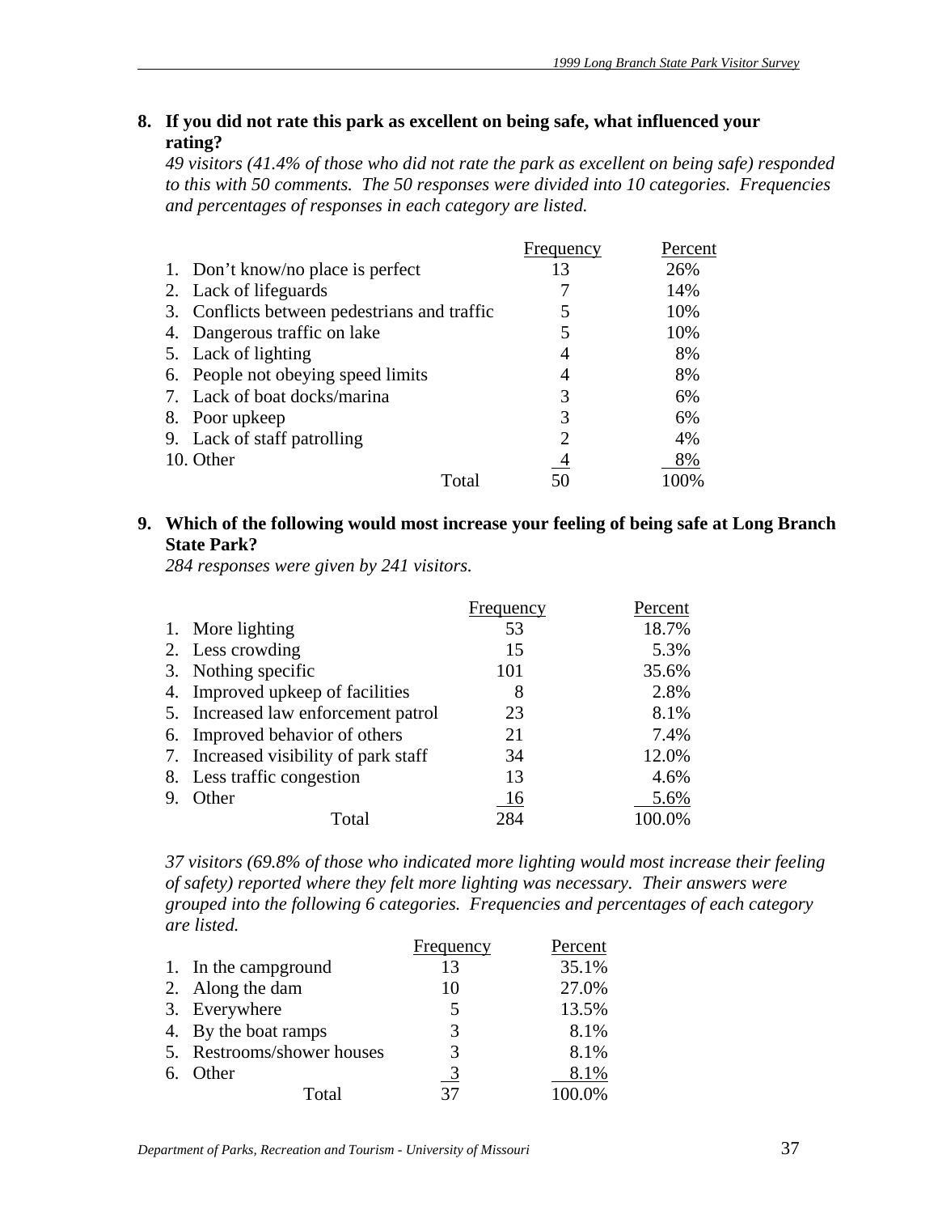**8. If you did not rate this park as excellent on being safe, what influenced your rating?**

*49 visitors (41.4% of those who did not rate the park as excellent on being safe) responded to this with 50 comments. The 50 responses were divided into 10 categories. Frequencies and percentages of responses in each category are listed.*

| | Frequency | Percent |
|---|---|---|
| 1. Don't know/no place is perfect | 13 | 26% |
| 2. Lack of lifeguards | 7 | 14% |
| 3. Conflicts between pedestrians and traffic | 5 | 10% |
| 4. Dangerous traffic on lake | 5 | 10% |
| 5. Lack of lighting | 4 | 8% |
| 6. People not obeying speed limits | 4 | 8% |
| 7. Lack of boat docks/marina | 3 | 6% |
| 8. Poor upkeep | 3 | 6% |
| 9. Lack of staff patrolling | 2 | 4% |
| 10. Other | 4 | 8% |
| Total | 50 | 100% |

**9. Which of the following would most increase your feeling of being safe at Long Branch State Park?**

*284 responses were given by 241 visitors.*

| | Frequency | Percent |
|---|---|---|
| 1. More lighting | 53 | 18.7% |
| 2. Less crowding | 15 | 5.3% |
| 3. Nothing specific | 101 | 35.6% |
| 4. Improved upkeep of facilities | 8 | 2.8% |
| 5. Increased law enforcement patrol | 23 | 8.1% |
| 6. Improved behavior of others | 21 | 7.4% |
| 7. Increased visibility of park staff | 34 | 12.0% |
| 8. Less traffic congestion | 13 | 4.6% |
| 9. Other | 16 | 5.6% |
| Total | 284 | 100.0% |

*37 visitors (69.8% of those who indicated more lighting would most increase their feeling of safety) reported where they felt more lighting was necessary. Their answers were grouped into the following 6 categories. Frequencies and percentages of each category are listed.*

| | Frequency | Percent |
|---|---|---|
| 1. In the campground | 13 | 35.1% |
| 2. Along the dam | 10 | 27.0% |
| 3. Everywhere | 5 | 13.5% |
| 4. By the boat ramps | 3 | 8.1% |
| 5. Restrooms/shower houses | 3 | 8.1% |
| 6. Other | 3 | 8.1% |
| Total | 37 | 100.0% |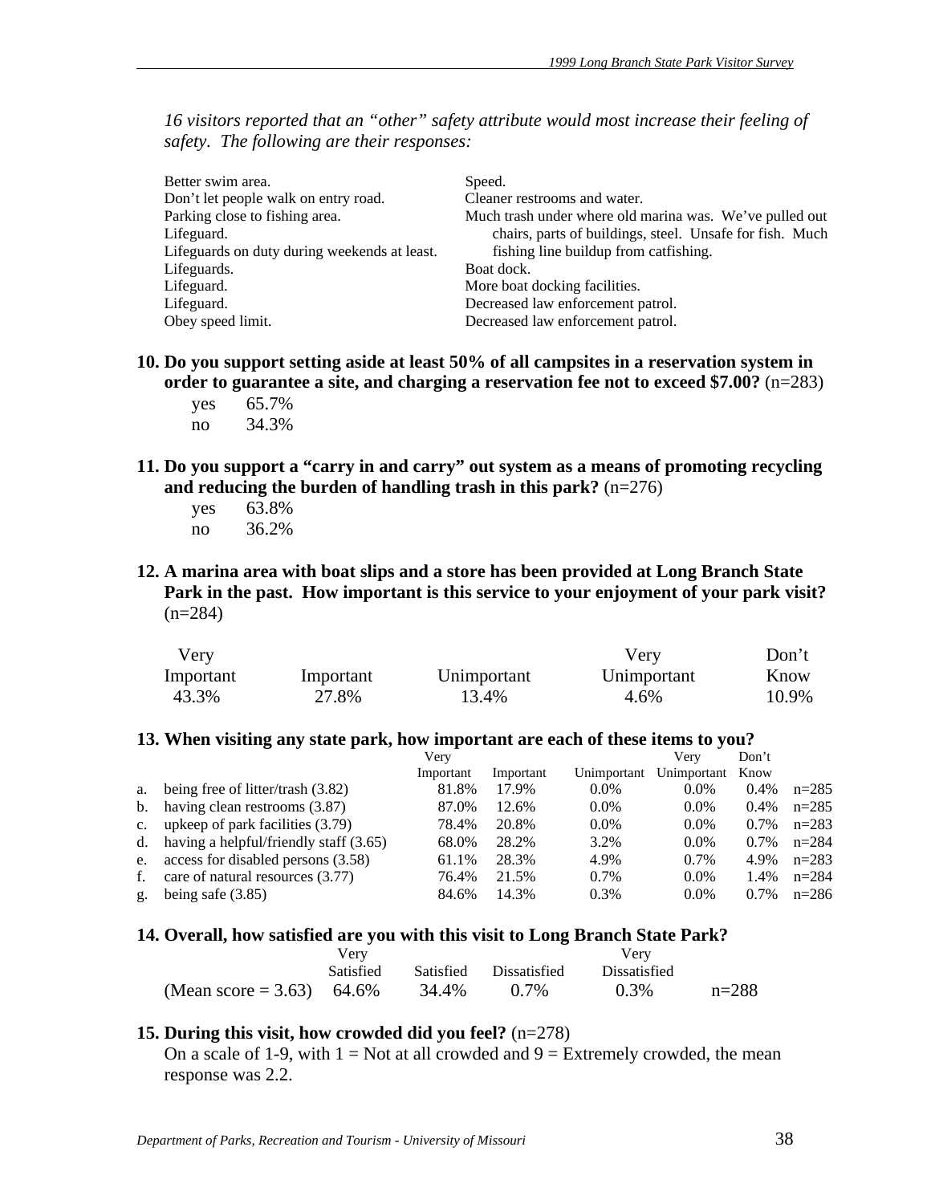*16 visitors reported that an "other" safety attribute would most increase their feeling of safety. The following are their responses:*

Better swim area.
Don't let people walk on entry road.
Parking close to fishing area.
Lifeguard.
Lifeguards on duty during weekends at least.
Lifeguards.
Lifeguard.
Lifeguard.
Obey speed limit.
Speed.
Cleaner restrooms and water.
Much trash under where old marina was. We've pulled out chairs, parts of buildings, steel. Unsafe for fish. Much fishing line buildup from catfishing.
Boat dock.
More boat docking facilities.
Decreased law enforcement patrol.
Decreased law enforcement patrol.

**10. Do you support setting aside at least 50% of all campsites in a reservation system in order to guarantee a site, and charging a reservation fee not to exceed $7.00?** (n=283)

| | |
|---|---|
| yes | 65.7% |
| no | 34.3% |

**11. Do you support a "carry in and carry" out system as a means of promoting recycling and reducing the burden of handling trash in this park?** (n=276)

| | |
|---|---|
| yes | 63.8% |
| no | 36.2% |

**12. A marina area with boat slips and a store has been provided at Long Branch State Park in the past. How important is this service to your enjoyment of your park visit?** (n=284)

| Very Important | Important | Unimportant | Very Unimportant | Don't Know |
|---|---|---|---|---|
| 43.3% | 27.8% | 13.4% | 4.6% | 10.9% |

**13. When visiting any state park, how important are each of these items to you?**

| | | Very Important | Important | Unimportant | Very Unimportant | Don't Know | |
|---|---|---|---|---|---|---|---|
| a. | being free of litter/trash (3.82) | 81.8% | 17.9% | 0.0% | 0.0% | 0.4% | n=285 |
| b. | having clean restrooms (3.87) | 87.0% | 12.6% | 0.0% | 0.0% | 0.4% | n=285 |
| c. | upkeep of park facilities (3.79) | 78.4% | 20.8% | 0.0% | 0.0% | 0.7% | n=283 |
| d. | having a helpful/friendly staff (3.65) | 68.0% | 28.2% | 3.2% | 0.0% | 0.7% | n=284 |
| e. | access for disabled persons (3.58) | 61.1% | 28.3% | 4.9% | 0.7% | 4.9% | n=283 |
| f. | care of natural resources (3.77) | 76.4% | 21.5% | 0.7% | 0.0% | 1.4% | n=284 |
| g. | being safe (3.85) | 84.6% | 14.3% | 0.3% | 0.0% | 0.7% | n=286 |

**14. Overall, how satisfied are you with this visit to Long Branch State Park?**

| | Very Satisfied | Satisfied | Dissatisfied | Very Dissatisfied | |
|---|---|---|---|---|---|
| (Mean score = 3.63) | 64.6% | 34.4% | 0.7% | 0.3% | n=288 |

**15. During this visit, how crowded did you feel?** (n=278)

On a scale of 1-9, with 1 = Not at all crowded and 9 = Extremely crowded, the mean response was 2.2.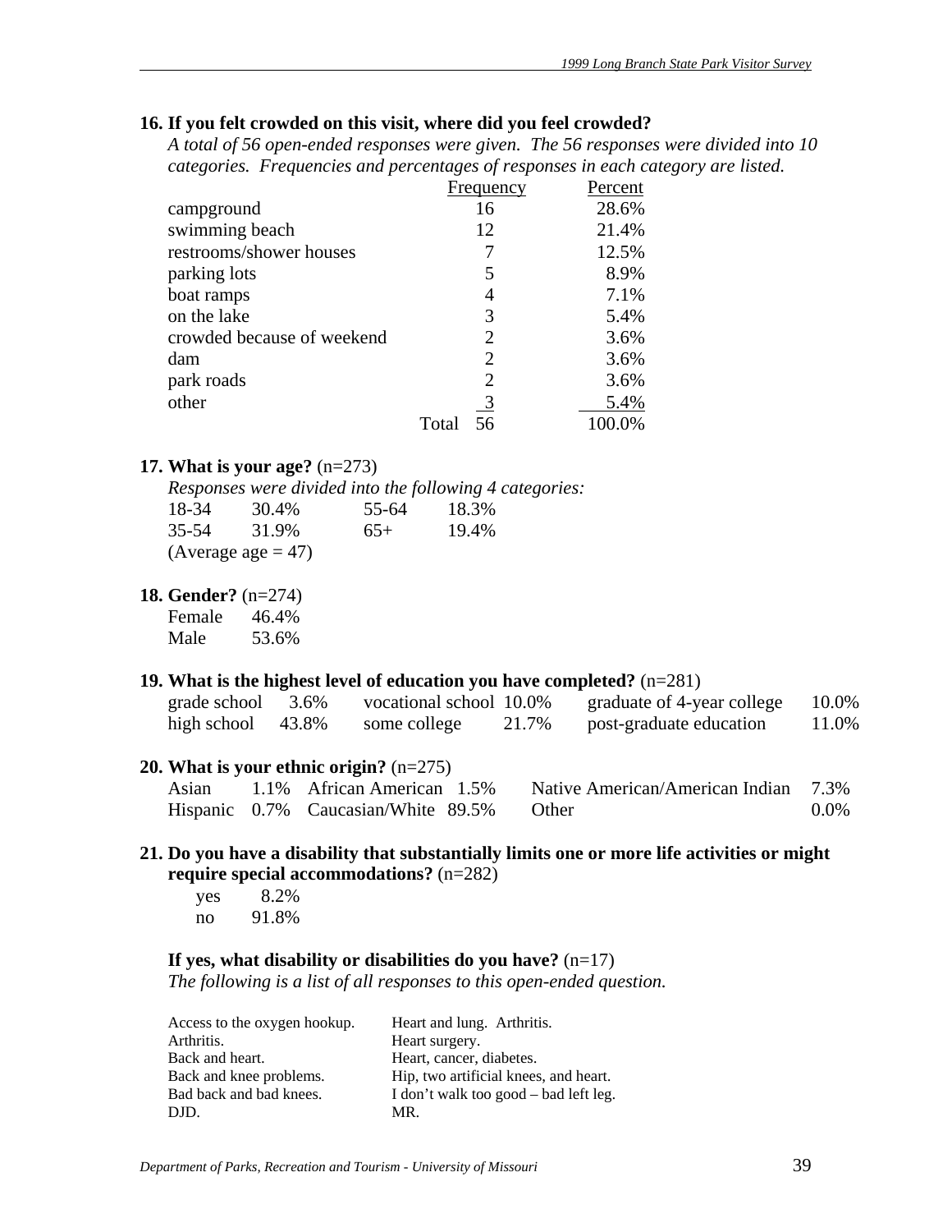**16. If you felt crowded on this visit, where did you feel crowded?**

*A total of 56 open-ended responses were given. The 56 responses were divided into 10 categories. Frequencies and percentages of responses in each category are listed.*

| | Frequency | Percent |
|---|---|---|
| campground | 16 | 28.6% |
| swimming beach | 12 | 21.4% |
| restrooms/shower houses | 7 | 12.5% |
| parking lots | 5 | 8.9% |
| boat ramps | 4 | 7.1% |
| on the lake | 3 | 5.4% |
| crowded because of weekend | 2 | 3.6% |
| dam | 2 | 3.6% |
| park roads | 2 | 3.6% |
| other | 3 | 5.4% |
| Total | 56 | 100.0% |

**17. What is your age?** (n=273)

*Responses were divided into the following 4 categories:*

| | | | |
|---|---|---|---|
| 18-34 | 30.4% | 55-64 | 18.3% |
| 35-54 | 31.9% | 65+ | 19.4% |

(Average age = 47)

**18. Gender?** (n=274)

Female 46.4%
Male 53.6%

**19. What is the highest level of education you have completed?** (n=281)

| | | | | | |
|---|---|---|---|---|---|
| grade school | 3.6% | vocational school | 10.0% | graduate of 4-year college | 10.0% |
| high school | 43.8% | some college | 21.7% | post-graduate education | 11.0% |

**20. What is your ethnic origin?** (n=275)

| | | | | | |
|---|---|---|---|---|---|
| Asian | 1.1% | African American | 1.5% | Native American/American Indian | 7.3% |
| Hispanic | 0.7% | Caucasian/White | 89.5% | Other | 0.0% |

**21. Do you have a disability that substantially limits one or more life activities or might require special accommodations?** (n=282)

yes 8.2%
no 91.8%

**If yes, what disability or disabilities do you have?** (n=17)

*The following is a list of all responses to this open-ended question.*

Access to the oxygen hookup.
Arthritis.
Back and heart.
Back and knee problems.
Bad back and bad knees.
DJD.
Heart and lung. Arthritis.
Heart surgery.
Heart, cancer, diabetes.
Hip, two artificial knees, and heart.
I don't walk too good – bad left leg.
MR.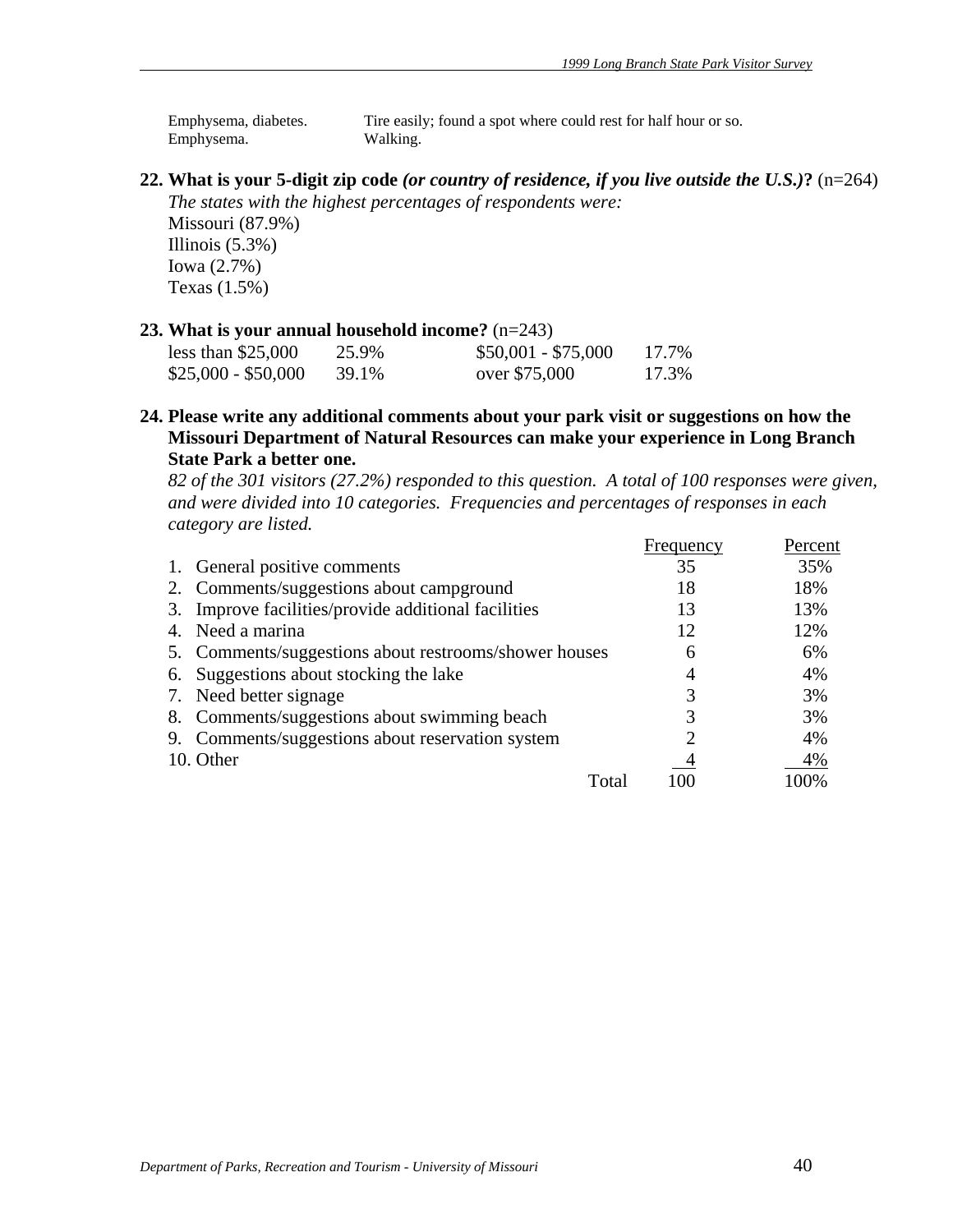| | |
|---|---|
| Emphysema, diabetes. | Tire easily; found a spot where could rest for half hour or so. |
| Emphysema. | Walking. |

**22. What is your 5-digit zip code *(or country of residence, if you live outside the U.S.)*?** (n=264)

*The states with the highest percentages of respondents were:*

Missouri (87.9%)
Illinois (5.3%)
Iowa (2.7%)
Texas (1.5%)

**23. What is your annual household income?** (n=243)

| | | | |
|---|---|---|---|
| less than $25,000 | 25.9% | $50,001 - $75,000 | 17.7% |
| $25,000 - $50,000 | 39.1% | over $75,000 | 17.3% |

**24. Please write any additional comments about your park visit or suggestions on how the Missouri Department of Natural Resources can make your experience in Long Branch State Park a better one.**

*82 of the 301 visitors (27.2%) responded to this question. A total of 100 responses were given, and were divided into 10 categories. Frequencies and percentages of responses in each category are listed.*

| | Frequency | Percent |
|---|---|---|
| 1. General positive comments | 35 | 35% |
| 2. Comments/suggestions about campground | 18 | 18% |
| 3. Improve facilities/provide additional facilities | 13 | 13% |
| 4. Need a marina | 12 | 12% |
| 5. Comments/suggestions about restrooms/shower houses | 6 | 6% |
| 6. Suggestions about stocking the lake | 4 | 4% |
| 7. Need better signage | 3 | 3% |
| 8. Comments/suggestions about swimming beach | 3 | 3% |
| 9. Comments/suggestions about reservation system | 2 | 4% |
| 10. Other | 4 | 4% |
| Total | 100 | 100% |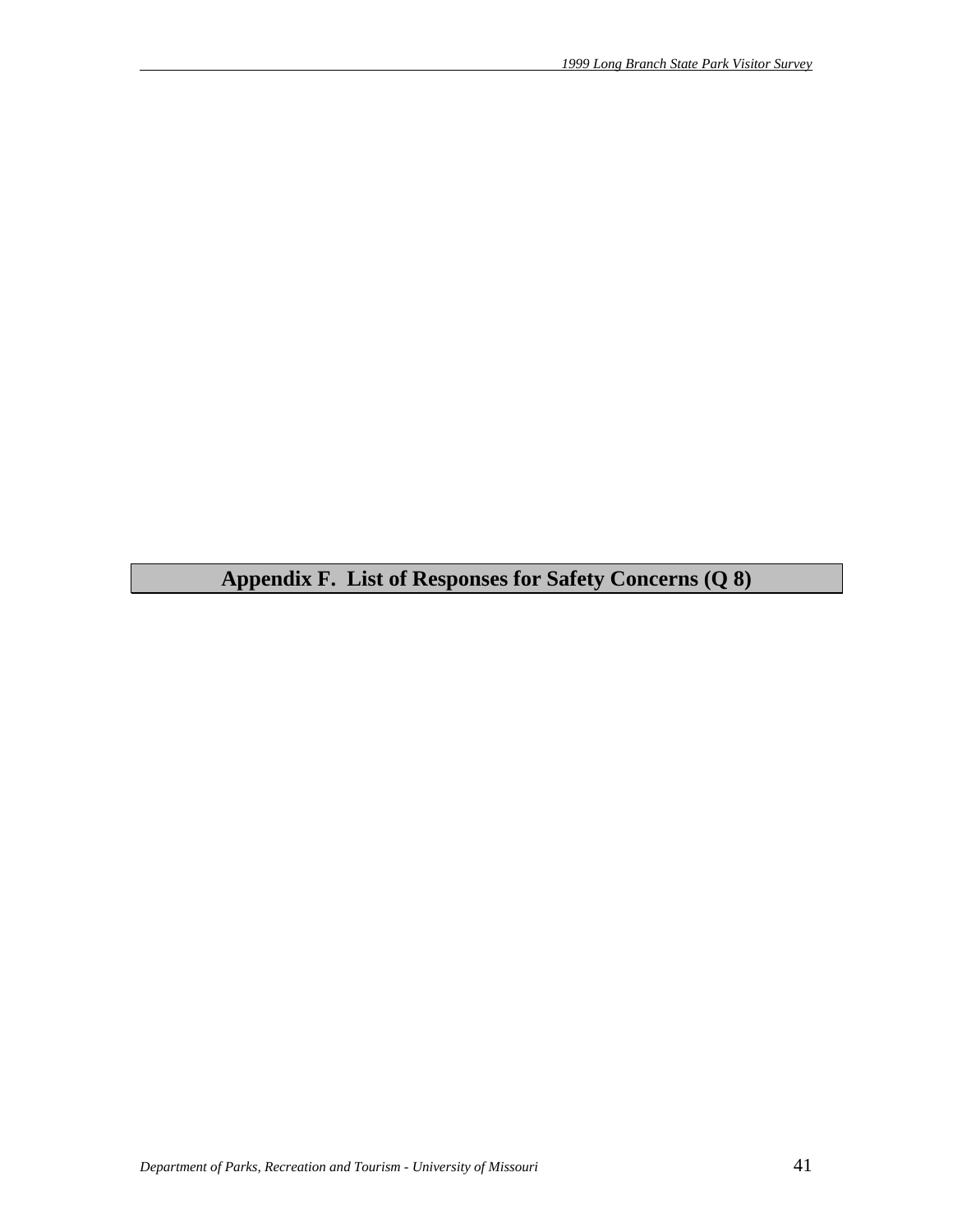# Appendix F. List of Responses for Safety Concerns (Q 8)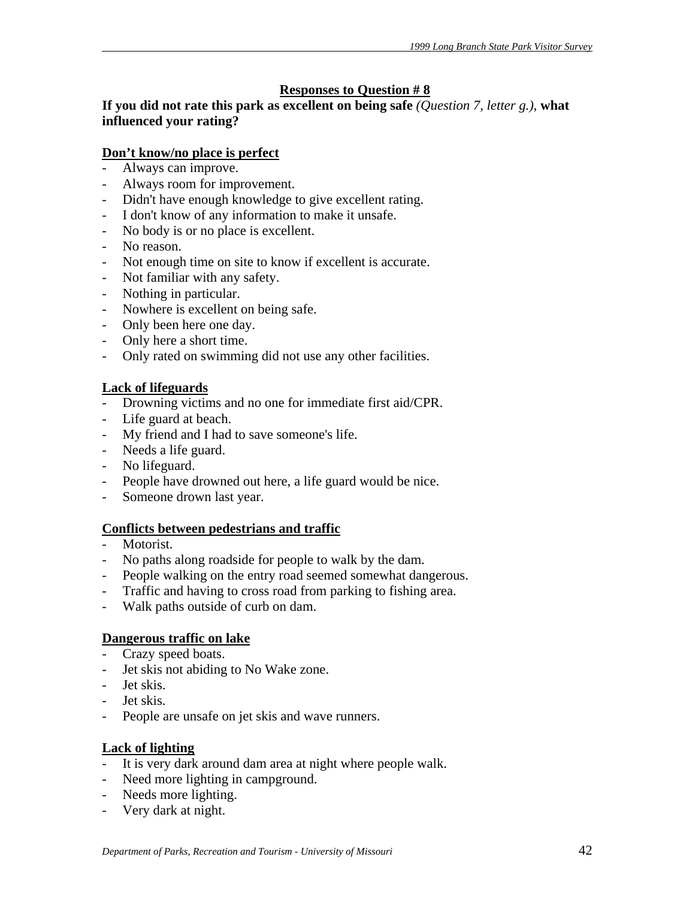## Responses to Question # 8

**If you did not rate this park as excellent on being safe** *(Question 7, letter g.)*, **what influenced your rating?**

### Don't know/no place is perfect

- Always can improve.
- Always room for improvement.
- Didn't have enough knowledge to give excellent rating.
- I don't know of any information to make it unsafe.
- No body is or no place is excellent.
- No reason.
- Not enough time on site to know if excellent is accurate.
- Not familiar with any safety.
- Nothing in particular.
- Nowhere is excellent on being safe.
- Only been here one day.
- Only here a short time.
- Only rated on swimming did not use any other facilities.

### Lack of lifeguards

- Drowning victims and no one for immediate first aid/CPR.
- Life guard at beach.
- My friend and I had to save someone's life.
- Needs a life guard.
- No lifeguard.
- People have drowned out here, a life guard would be nice.
- Someone drown last year.

### Conflicts between pedestrians and traffic

- Motorist.
- No paths along roadside for people to walk by the dam.
- People walking on the entry road seemed somewhat dangerous.
- Traffic and having to cross road from parking to fishing area.
- Walk paths outside of curb on dam.

### Dangerous traffic on lake

- Crazy speed boats.
- Jet skis not abiding to No Wake zone.
- Jet skis.
- Jet skis.
- People are unsafe on jet skis and wave runners.

### Lack of lighting

- It is very dark around dam area at night where people walk.
- Need more lighting in campground.
- Needs more lighting.
- Very dark at night.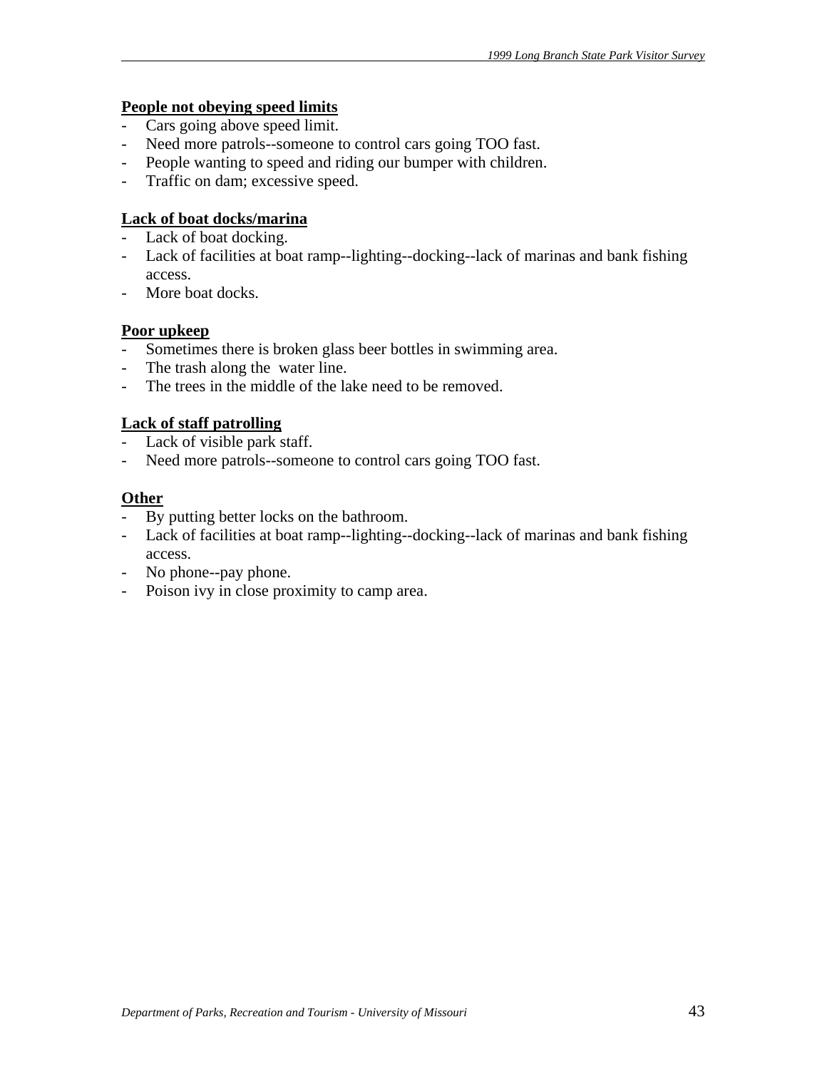**People not obeying speed limits**

- Cars going above speed limit.
- Need more patrols--someone to control cars going TOO fast.
- People wanting to speed and riding our bumper with children.
- Traffic on dam; excessive speed.

**Lack of boat docks/marina**

- Lack of boat docking.
- Lack of facilities at boat ramp--lighting--docking--lack of marinas and bank fishing access.
- More boat docks.

**Poor upkeep**

- Sometimes there is broken glass beer bottles in swimming area.
- The trash along the water line.
- The trees in the middle of the lake need to be removed.

**Lack of staff patrolling**

- Lack of visible park staff.
- Need more patrols--someone to control cars going TOO fast.

**Other**

- By putting better locks on the bathroom.
- Lack of facilities at boat ramp--lighting--docking--lack of marinas and bank fishing access.
- No phone--pay phone.
- Poison ivy in close proximity to camp area.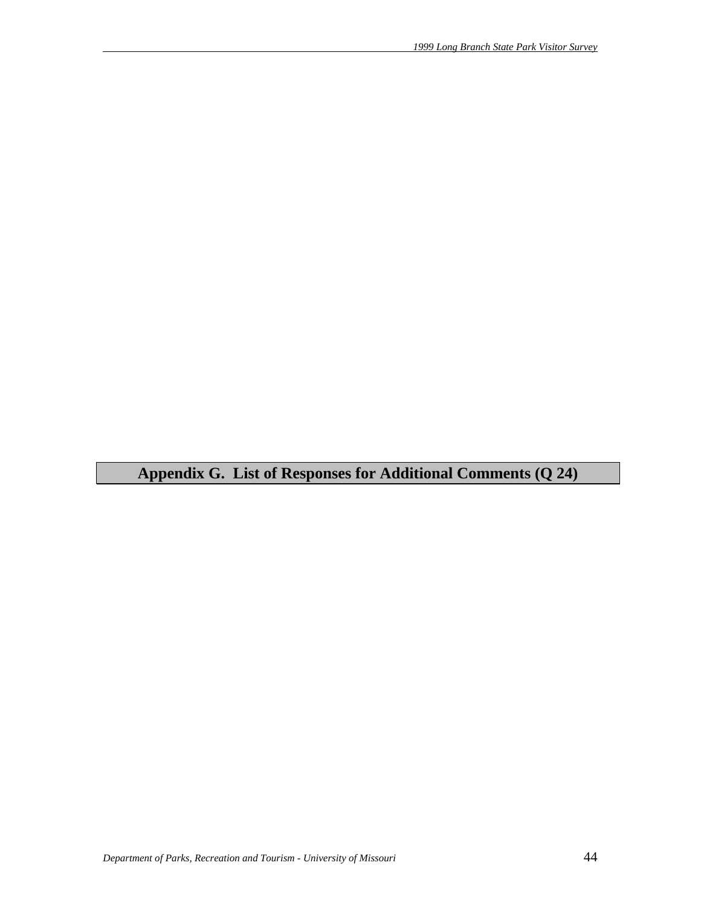# Appendix G.  List of Responses for Additional Comments (Q 24)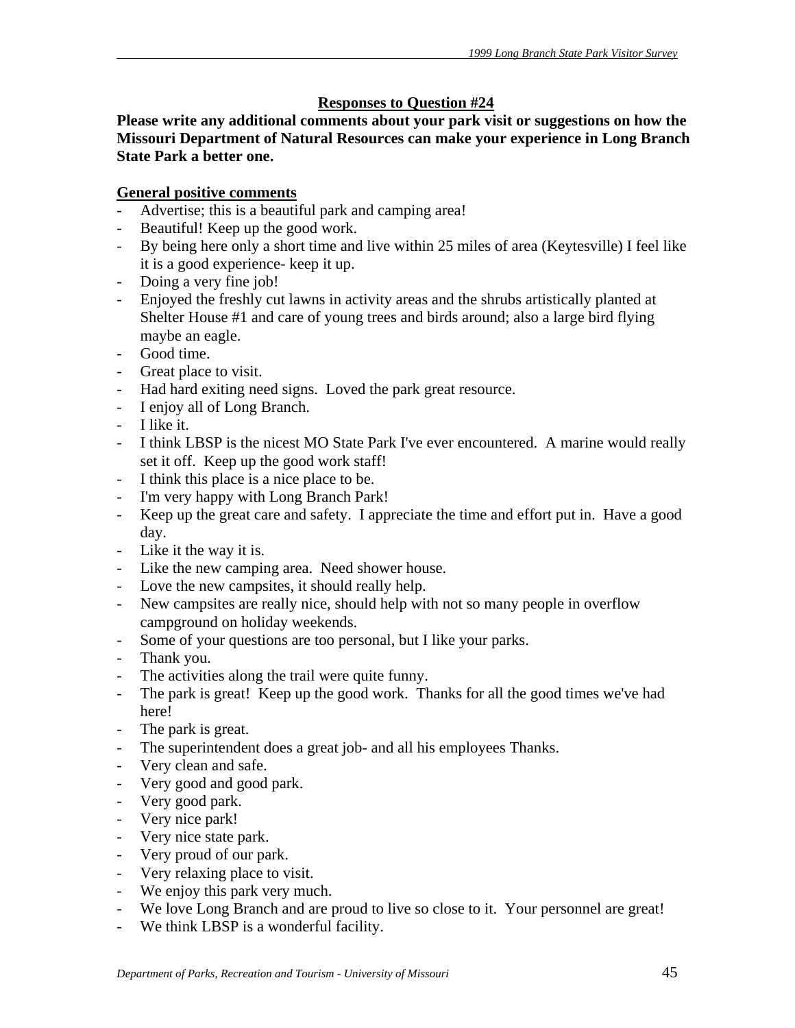**Responses to Question #24**

**Please write any additional comments about your park visit or suggestions on how the Missouri Department of Natural Resources can make your experience in Long Branch State Park a better one.**

**General positive comments**

- Advertise; this is a beautiful park and camping area!
- Beautiful! Keep up the good work.
- By being here only a short time and live within 25 miles of area (Keytesville) I feel like it is a good experience- keep it up.
- Doing a very fine job!
- Enjoyed the freshly cut lawns in activity areas and the shrubs artistically planted at Shelter House #1 and care of young trees and birds around; also a large bird flying maybe an eagle.
- Good time.
- Great place to visit.
- Had hard exiting need signs. Loved the park great resource.
- I enjoy all of Long Branch.
- I like it.
- I think LBSP is the nicest MO State Park I've ever encountered. A marine would really set it off. Keep up the good work staff!
- I think this place is a nice place to be.
- I'm very happy with Long Branch Park!
- Keep up the great care and safety. I appreciate the time and effort put in. Have a good day.
- Like it the way it is.
- Like the new camping area. Need shower house.
- Love the new campsites, it should really help.
- New campsites are really nice, should help with not so many people in overflow campground on holiday weekends.
- Some of your questions are too personal, but I like your parks.
- Thank you.
- The activities along the trail were quite funny.
- The park is great! Keep up the good work. Thanks for all the good times we've had here!
- The park is great.
- The superintendent does a great job- and all his employees Thanks.
- Very clean and safe.
- Very good and good park.
- Very good park.
- Very nice park!
- Very nice state park.
- Very proud of our park.
- Very relaxing place to visit.
- We enjoy this park very much.
- We love Long Branch and are proud to live so close to it. Your personnel are great!
- We think LBSP is a wonderful facility.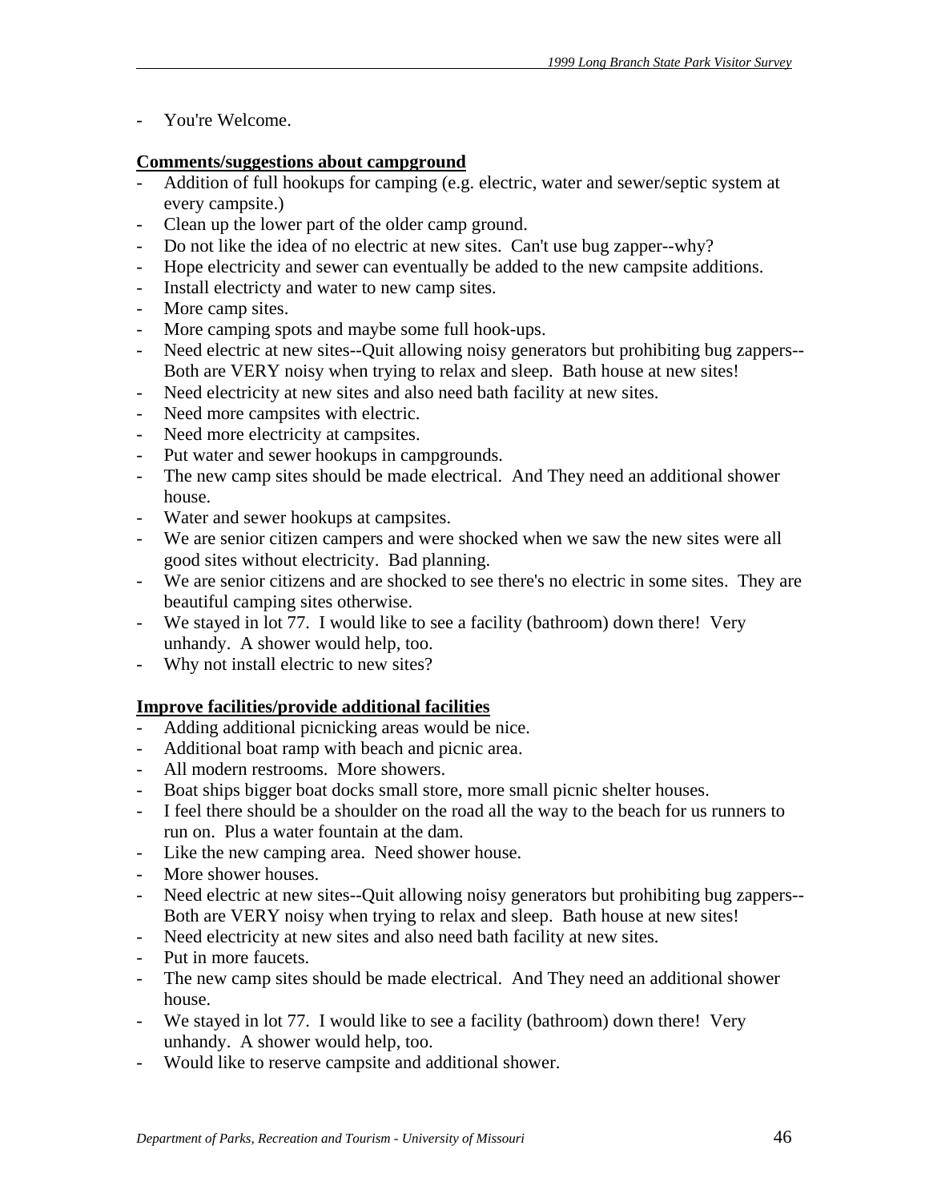- You're Welcome.

**Comments/suggestions about campground**

- Addition of full hookups for camping (e.g. electric, water and sewer/septic system at every campsite.)
- Clean up the lower part of the older camp ground.
- Do not like the idea of no electric at new sites. Can't use bug zapper--why?
- Hope electricity and sewer can eventually be added to the new campsite additions.
- Install electricty and water to new camp sites.
- More camp sites.
- More camping spots and maybe some full hook-ups.
- Need electric at new sites--Quit allowing noisy generators but prohibiting bug zappers--Both are VERY noisy when trying to relax and sleep. Bath house at new sites!
- Need electricity at new sites and also need bath facility at new sites.
- Need more campsites with electric.
- Need more electricity at campsites.
- Put water and sewer hookups in campgrounds.
- The new camp sites should be made electrical. And They need an additional shower house.
- Water and sewer hookups at campsites.
- We are senior citizen campers and were shocked when we saw the new sites were all good sites without electricity. Bad planning.
- We are senior citizens and are shocked to see there's no electric in some sites. They are beautiful camping sites otherwise.
- We stayed in lot 77. I would like to see a facility (bathroom) down there! Very unhandy. A shower would help, too.
- Why not install electric to new sites?

**Improve facilities/provide additional facilities**

- Adding additional picnicking areas would be nice.
- Additional boat ramp with beach and picnic area.
- All modern restrooms. More showers.
- Boat ships bigger boat docks small store, more small picnic shelter houses.
- I feel there should be a shoulder on the road all the way to the beach for us runners to run on. Plus a water fountain at the dam.
- Like the new camping area. Need shower house.
- More shower houses.
- Need electric at new sites--Quit allowing noisy generators but prohibiting bug zappers--Both are VERY noisy when trying to relax and sleep. Bath house at new sites!
- Need electricity at new sites and also need bath facility at new sites.
- Put in more faucets.
- The new camp sites should be made electrical. And They need an additional shower house.
- We stayed in lot 77. I would like to see a facility (bathroom) down there! Very unhandy. A shower would help, too.
- Would like to reserve campsite and additional shower.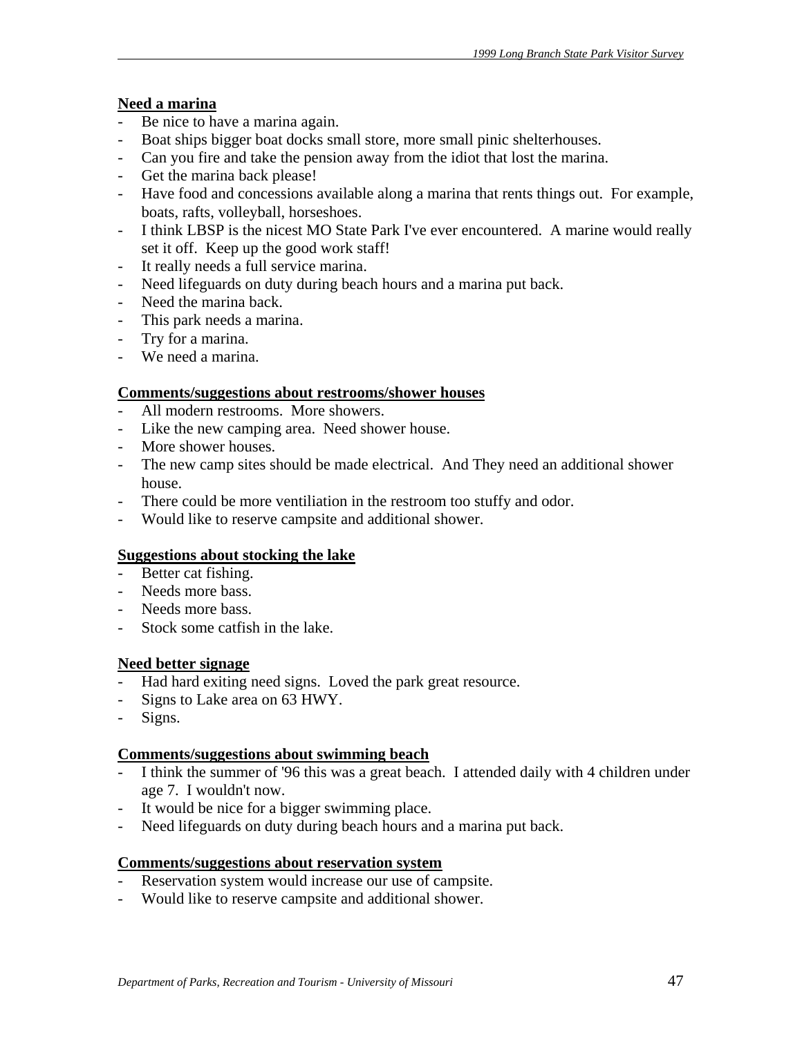**Need a marina**

- Be nice to have a marina again.
- Boat ships bigger boat docks small store, more small pinic shelterhouses.
- Can you fire and take the pension away from the idiot that lost the marina.
- Get the marina back please!
- Have food and concessions available along a marina that rents things out.  For example, boats, rafts, volleyball, horseshoes.
- I think LBSP is the nicest MO State Park I've ever encountered.  A marine would really set it off.  Keep up the good work staff!
- It really needs a full service marina.
- Need lifeguards on duty during beach hours and a marina put back.
- Need the marina back.
- This park needs a marina.
- Try for a marina.
- We need a marina.

**Comments/suggestions about restrooms/shower houses**

- All modern restrooms.  More showers.
- Like the new camping area.  Need shower house.
- More shower houses.
- The new camp sites should be made electrical.  And They need an additional shower house.
- There could be more ventiliation in the restroom too stuffy and odor.
- Would like to reserve campsite and additional shower.

**Suggestions about stocking the lake**

- Better cat fishing.
- Needs more bass.
- Needs more bass.
- Stock some catfish in the lake.

**Need better signage**

- Had hard exiting need signs.  Loved the park great resource.
- Signs to Lake area on 63 HWY.
- Signs.

**Comments/suggestions about swimming beach**

- I think the summer of '96 this was a great beach.  I attended daily with 4 children under age 7.  I wouldn't now.
- It would be nice for a bigger swimming place.
- Need lifeguards on duty during beach hours and a marina put back.

**Comments/suggestions about reservation system**

- Reservation system would increase our use of campsite.
- Would like to reserve campsite and additional shower.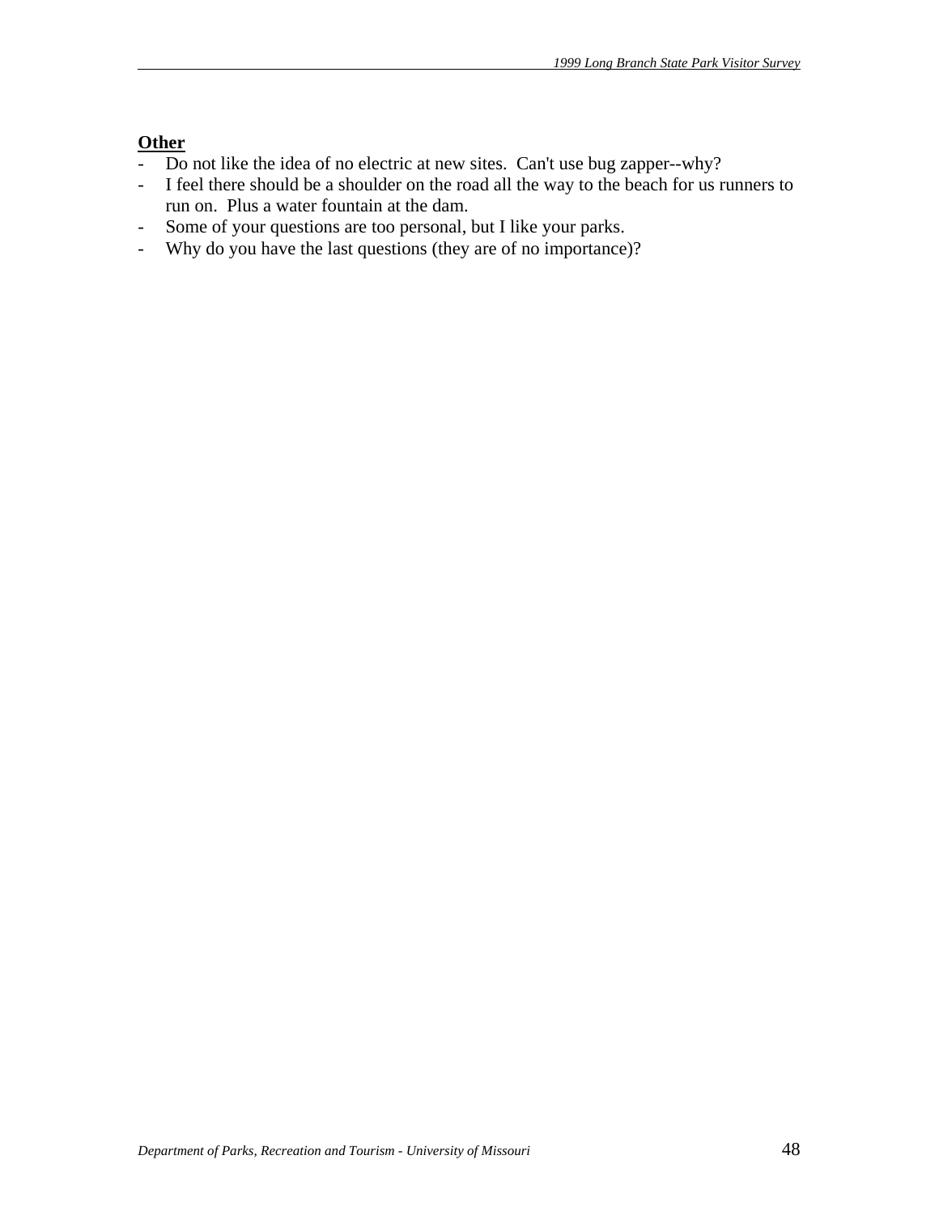**Other**

- Do not like the idea of no electric at new sites. Can't use bug zapper--why?
- I feel there should be a shoulder on the road all the way to the beach for us runners to run on. Plus a water fountain at the dam.
- Some of your questions are too personal, but I like your parks.
- Why do you have the last questions (they are of no importance)?